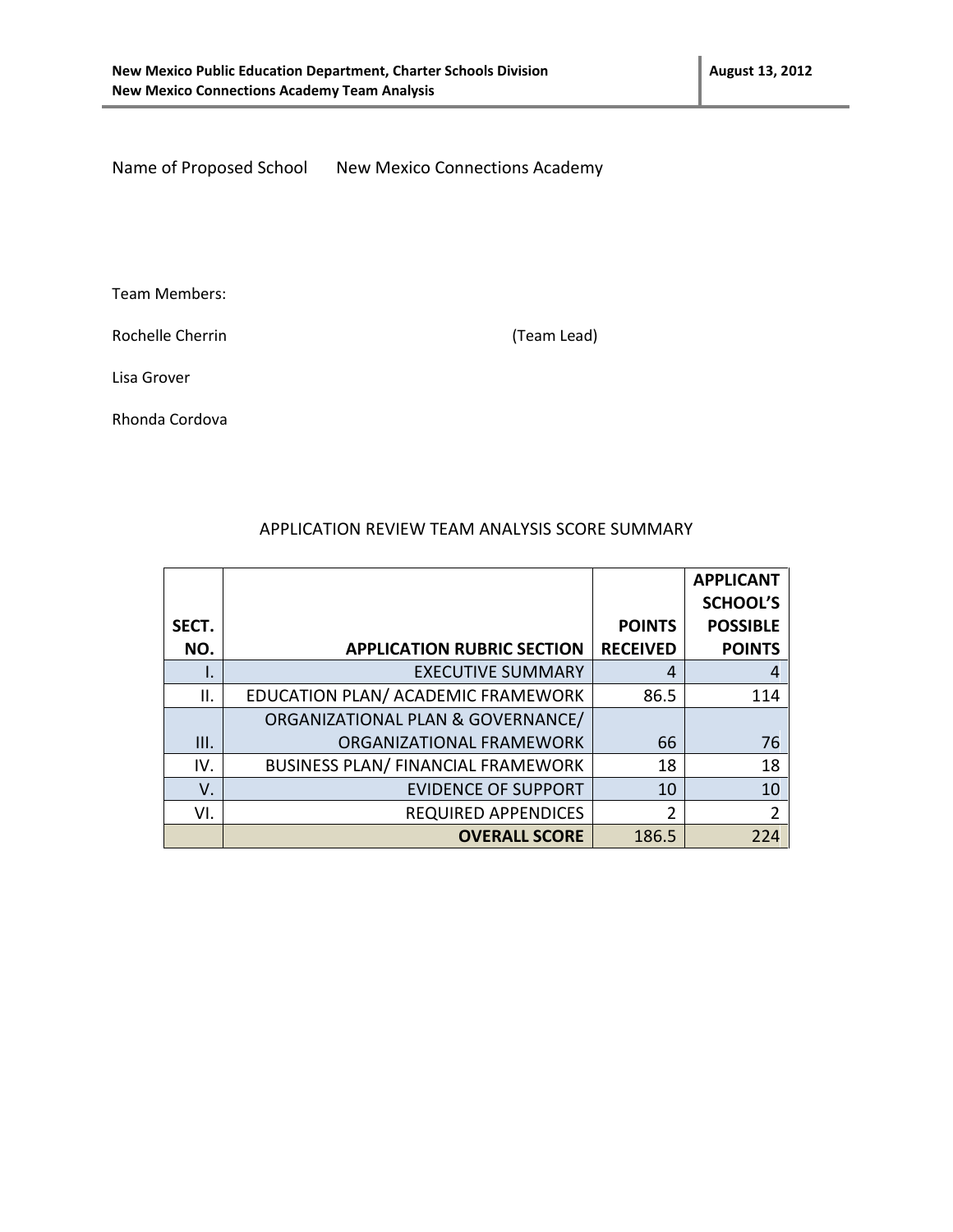Name of Proposed School New Mexico Connections Academy

Team Members:

Rochelle Cherrin (Team Lead)

Lisa Grover

Rhonda Cordova

## APPLICATION REVIEW TEAM ANALYSIS SCORE SUMMARY

| SECT. NO. | APPLICATION RUBRIC SECTION | POINTS RECEIVED | APPLICANT SCHOOL'S POSSIBLE POINTS |
|---|---|---|---|
| I. | EXECUTIVE SUMMARY | 4 | 4 |
| II. | EDUCATION PLAN/ ACADEMIC FRAMEWORK | 86.5 | 114 |
| III. | ORGANIZATIONAL PLAN & GOVERNANCE/ ORGANIZATIONAL FRAMEWORK | 66 | 76 |
| IV. | BUSINESS PLAN/ FINANCIAL FRAMEWORK | 18 | 18 |
| V. | EVIDENCE OF SUPPORT | 10 | 10 |
| VI. | REQUIRED APPENDICES | 2 | 2 |
| | **OVERALL SCORE** | 186.5 | 224 |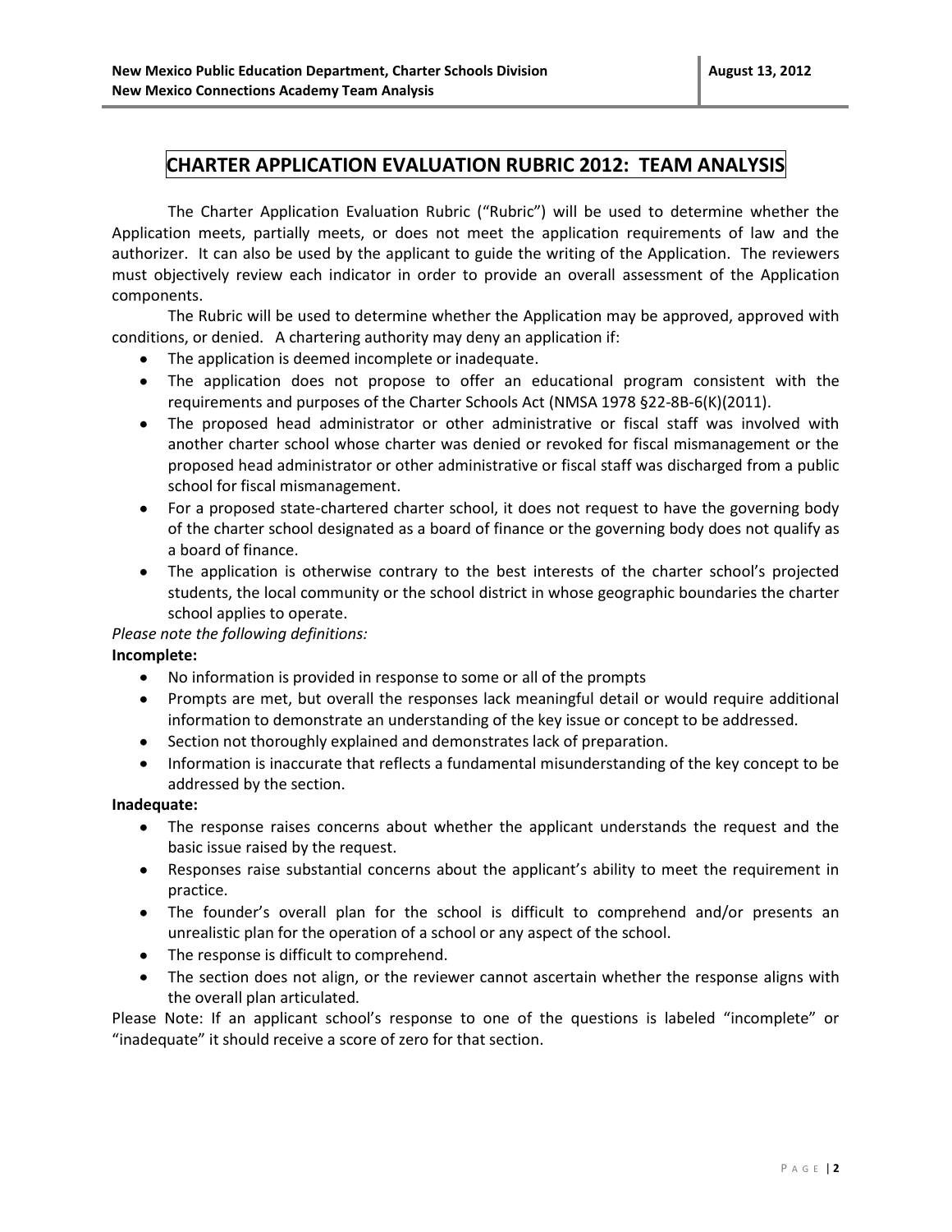# CHARTER APPLICATION EVALUATION RUBRIC 2012: TEAM ANALYSIS

The Charter Application Evaluation Rubric ("Rubric") will be used to determine whether the Application meets, partially meets, or does not meet the application requirements of law and the authorizer. It can also be used by the applicant to guide the writing of the Application. The reviewers must objectively review each indicator in order to provide an overall assessment of the Application components.

The Rubric will be used to determine whether the Application may be approved, approved with conditions, or denied. A chartering authority may deny an application if:

- The application is deemed incomplete or inadequate.
- The application does not propose to offer an educational program consistent with the requirements and purposes of the Charter Schools Act (NMSA 1978 §22-8B-6(K)(2011).
- The proposed head administrator or other administrative or fiscal staff was involved with another charter school whose charter was denied or revoked for fiscal mismanagement or the proposed head administrator or other administrative or fiscal staff was discharged from a public school for fiscal mismanagement.
- For a proposed state-chartered charter school, it does not request to have the governing body of the charter school designated as a board of finance or the governing body does not qualify as a board of finance.
- The application is otherwise contrary to the best interests of the charter school's projected students, the local community or the school district in whose geographic boundaries the charter school applies to operate.

*Please note the following definitions:*

**Incomplete:**

- No information is provided in response to some or all of the prompts
- Prompts are met, but overall the responses lack meaningful detail or would require additional information to demonstrate an understanding of the key issue or concept to be addressed.
- Section not thoroughly explained and demonstrates lack of preparation.
- Information is inaccurate that reflects a fundamental misunderstanding of the key concept to be addressed by the section.

**Inadequate:**

- The response raises concerns about whether the applicant understands the request and the basic issue raised by the request.
- Responses raise substantial concerns about the applicant's ability to meet the requirement in practice.
- The founder's overall plan for the school is difficult to comprehend and/or presents an unrealistic plan for the operation of a school or any aspect of the school.
- The response is difficult to comprehend.
- The section does not align, or the reviewer cannot ascertain whether the response aligns with the overall plan articulated.

Please Note: If an applicant school's response to one of the questions is labeled "incomplete" or "inadequate" it should receive a score of zero for that section.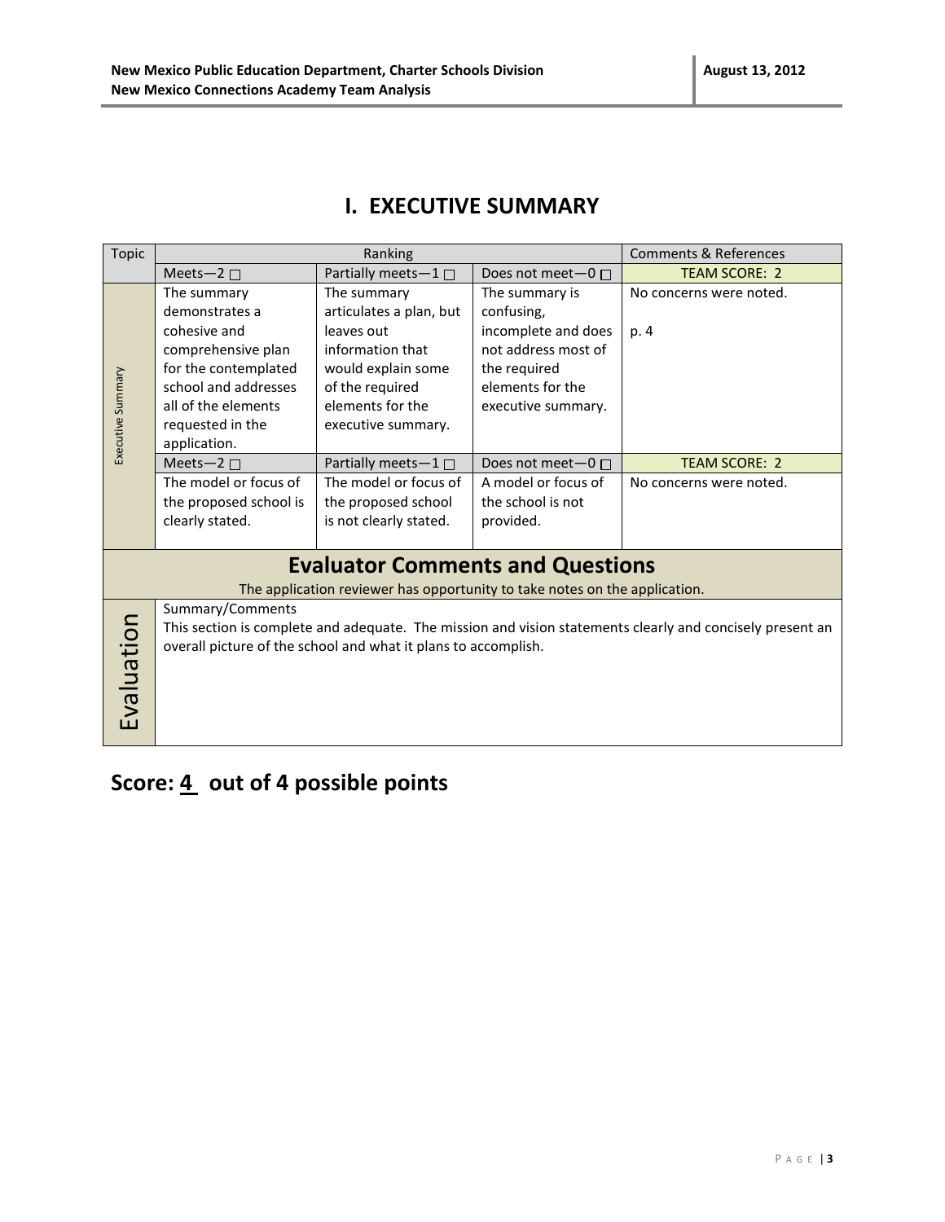# I. EXECUTIVE SUMMARY

| Topic | Ranking | | | Comments & References |
|---|---|---|---|---|
| | Meets—2 ☐ | Partially meets—1 ☐ | Does not meet—0 ☐ | TEAM SCORE: 2 |
| Executive Summary | The summary demonstrates a cohesive and comprehensive plan for the contemplated school and addresses all of the elements requested in the application. | The summary articulates a plan, but leaves out information that would explain some of the required elements for the executive summary. | The summary is confusing, incomplete and does not address most of the required elements for the executive summary. | No concerns were noted. p. 4 |
| | Meets—2 ☐ | Partially meets—1 ☐ | Does not meet—0 ☐ | TEAM SCORE: 2 |
| | The model or focus of the proposed school is clearly stated. | The model or focus of the proposed school is not clearly stated. | A model or focus of the school is not provided. | No concerns were noted. |

## Evaluator Comments and Questions

The application reviewer has opportunity to take notes on the application.

| Evaluation | Summary/Comments<br>This section is complete and adequate. The mission and vision statements clearly and concisely present an overall picture of the school and what it plans to accomplish. |
|---|---|

## Score: 4 out of 4 possible points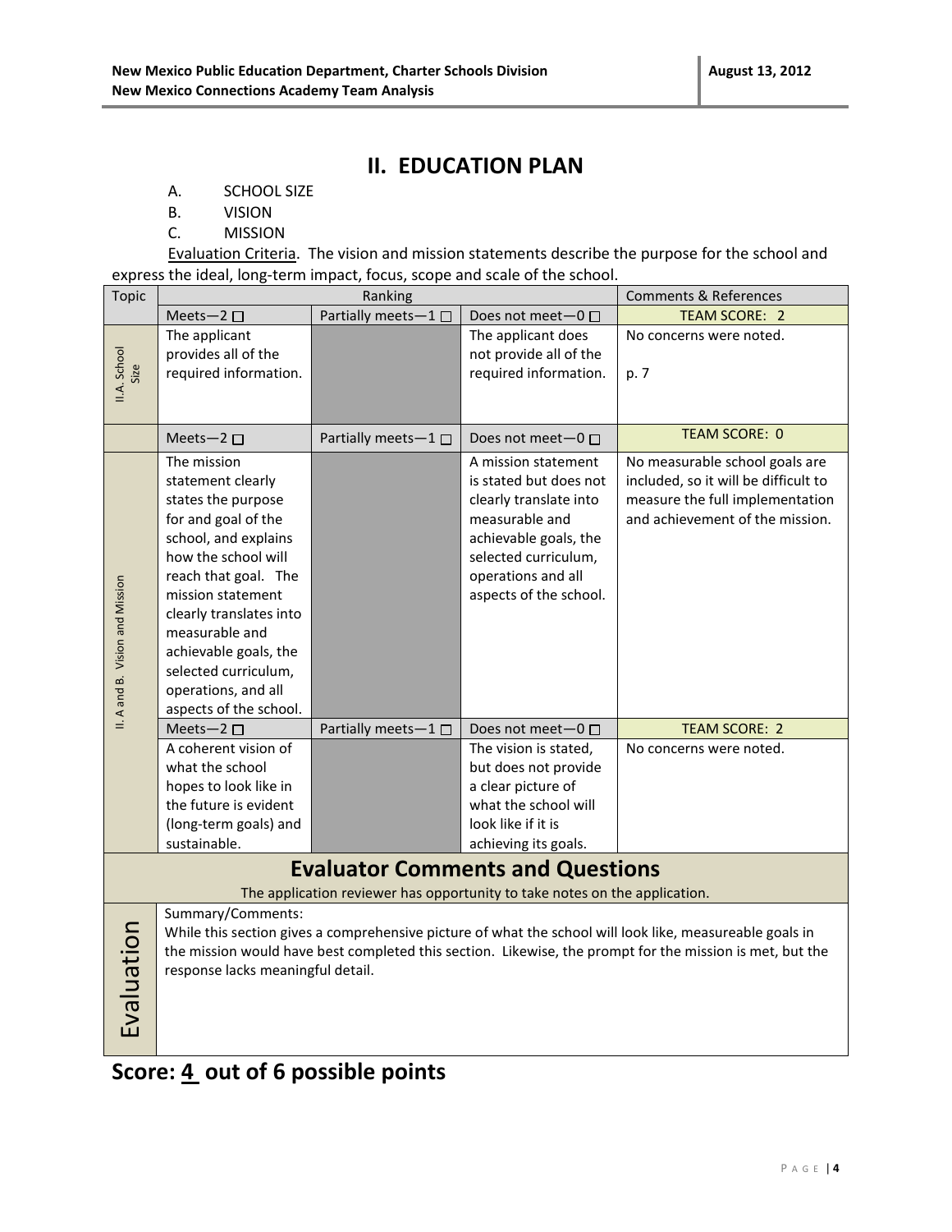## II. EDUCATION PLAN

A. SCHOOL SIZE

B. VISION

C. MISSION

Evaluation Criteria. The vision and mission statements describe the purpose for the school and express the ideal, long-term impact, focus, scope and scale of the school.

| Topic | Ranking | | | Comments & References |
|---|---|---|---|---|
| | Meets—2 ☐ | Partially meets—1 ☐ | Does not meet—0 ☐ | TEAM SCORE: 2 |
| II.A. School Size | The applicant provides all of the required information. | | The applicant does not provide all of the required information. | No concerns were noted. p. 7 |
| | Meets—2 ☐ | Partially meets—1 ☐ | Does not meet—0 ☐ | TEAM SCORE: 0 |
| II. A and B. Vision and Mission | The mission statement clearly states the purpose for and goal of the school, and explains how the school will reach that goal. The mission statement clearly translates into measurable and achievable goals, the selected curriculum, operations, and all aspects of the school. | | A mission statement is stated but does not clearly translate into measurable and achievable goals, the selected curriculum, operations and all aspects of the school. | No measurable school goals are included, so it will be difficult to measure the full implementation and achievement of the mission. |
| | Meets—2 ☐ | Partially meets—1 ☐ | Does not meet—0 ☐ | TEAM SCORE: 2 |
| | A coherent vision of what the school hopes to look like in the future is evident (long-term goals) and sustainable. | | The vision is stated, but does not provide a clear picture of what the school will look like if it is achieving its goals. | No concerns were noted. |

### Evaluator Comments and Questions

The application reviewer has opportunity to take notes on the application.

| Evaluation | Summary/Comments: While this section gives a comprehensive picture of what the school will look like, measureable goals in the mission would have best completed this section. Likewise, the prompt for the mission is met, but the response lacks meaningful detail. |
|---|---|

## Score: 4 out of 6 possible points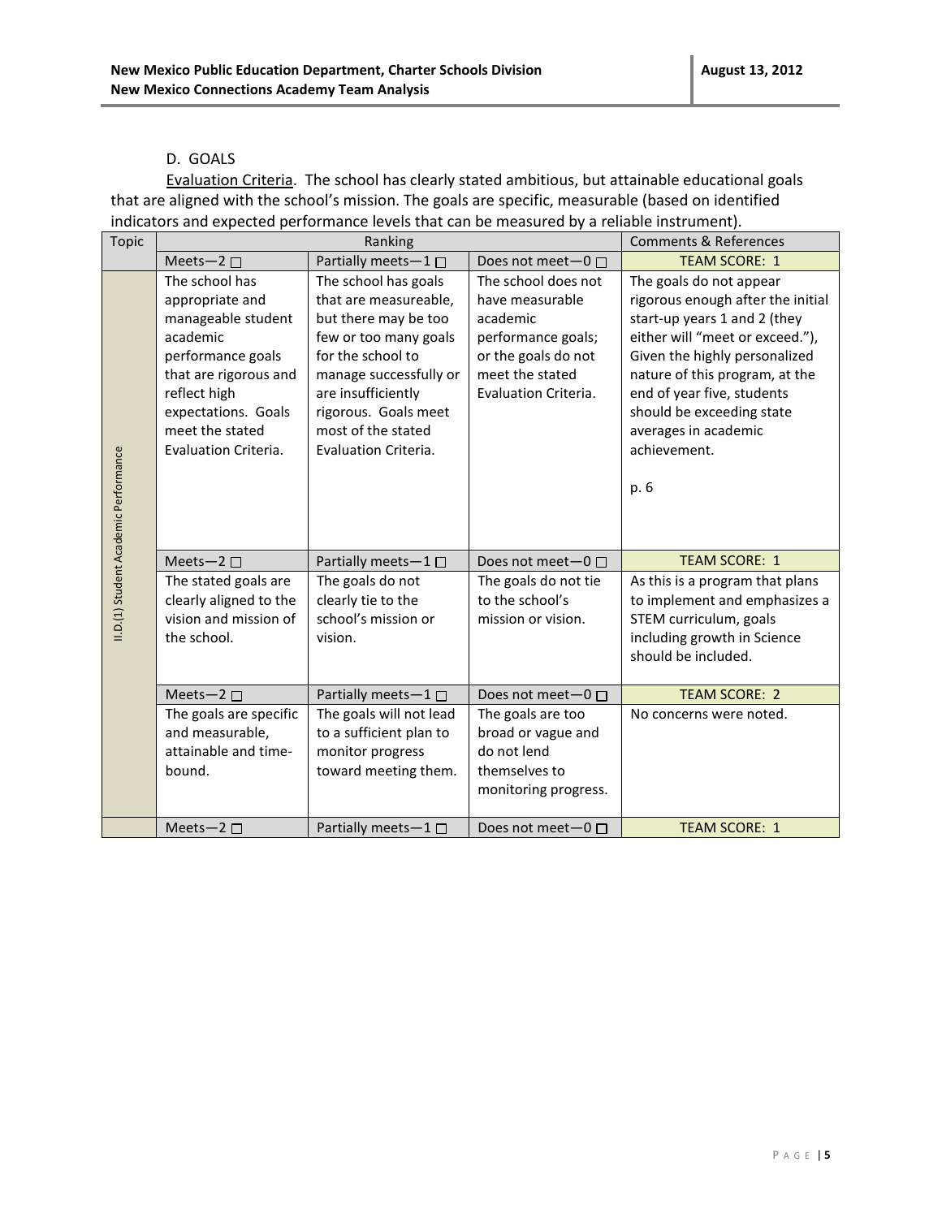D. GOALS

Evaluation Criteria. The school has clearly stated ambitious, but attainable educational goals that are aligned with the school's mission. The goals are specific, measurable (based on identified indicators and expected performance levels that can be measured by a reliable instrument).

| Topic | Ranking | | | Comments & References |
|---|---|---|---|---|
| | Meets—2 ☐ | Partially meets—1 ☐ | Does not meet—0 ☐ | TEAM SCORE: 1 |
| II.D.(1) Student Academic Performance | The school has appropriate and manageable student academic performance goals that are rigorous and reflect high expectations. Goals meet the stated Evaluation Criteria. | The school has goals that are measureable, but there may be too few or too many goals for the school to manage successfully or are insufficiently rigorous. Goals meet most of the stated Evaluation Criteria. | The school does not have measurable academic performance goals; or the goals do not meet the stated Evaluation Criteria. | The goals do not appear rigorous enough after the initial start-up years 1 and 2 (they either will "meet or exceed."), Given the highly personalized nature of this program, at the end of year five, students should be exceeding state averages in academic achievement.<br><br>p. 6 |
| | Meets—2 ☐ | Partially meets—1 ☐ | Does not meet—0 ☐ | TEAM SCORE: 1 |
| | The stated goals are clearly aligned to the vision and mission of the school. | The goals do not clearly tie to the school's mission or vision. | The goals do not tie to the school's mission or vision. | As this is a program that plans to implement and emphasizes a STEM curriculum, goals including growth in Science should be included. |
| | Meets—2 ☐ | Partially meets—1 ☐ | Does not meet—0 ☐ | TEAM SCORE: 2 |
| | The goals are specific and measurable, attainable and time-bound. | The goals will not lead to a sufficient plan to monitor progress toward meeting them. | The goals are too broad or vague and do not lend themselves to monitoring progress. | No concerns were noted. |
| | Meets—2 ☐ | Partially meets—1 ☐ | Does not meet—0 ☐ | TEAM SCORE: 1 |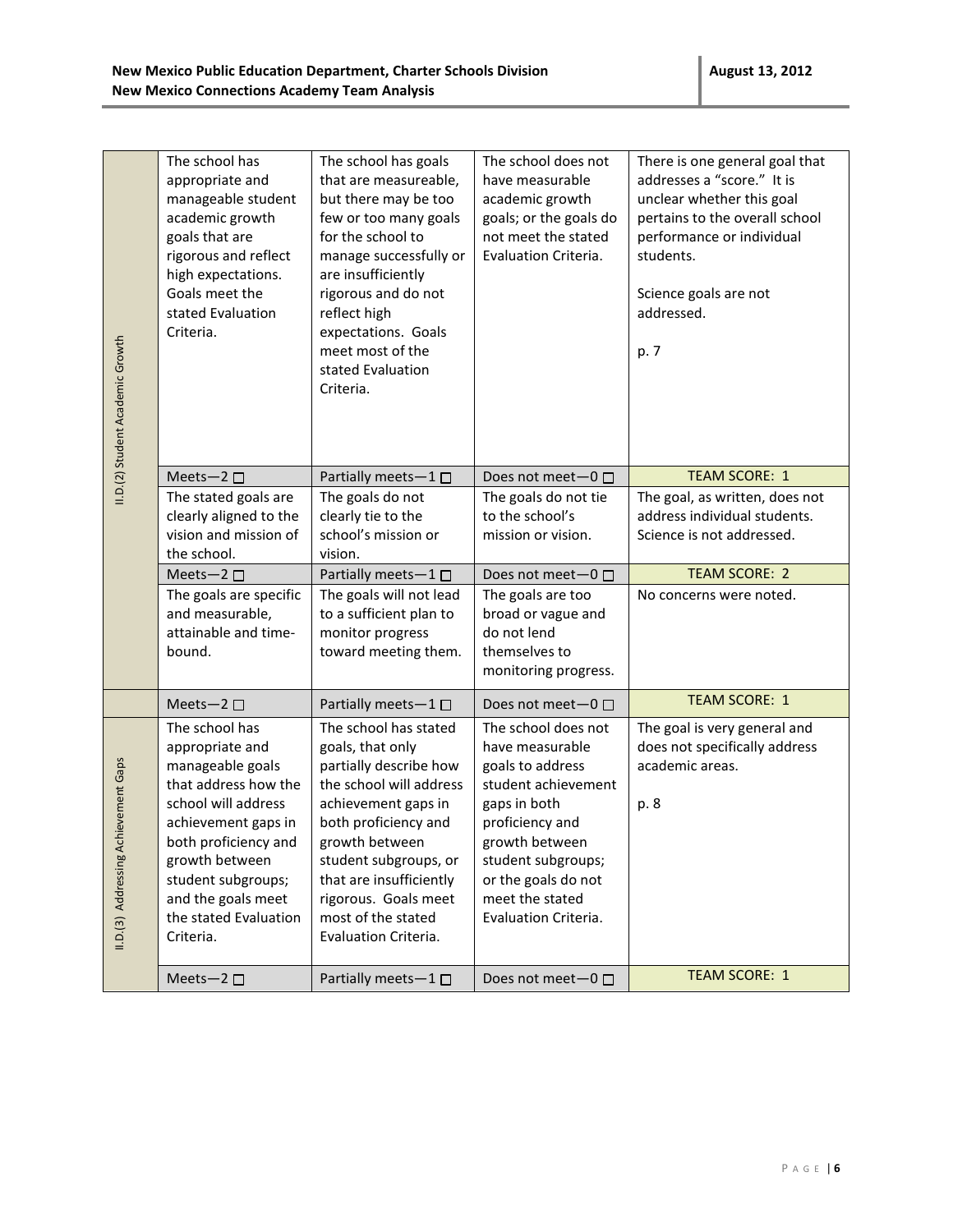| | | | | |
|---|---|---|---|---|
| II.D.(2) Student Academic Growth | The school has appropriate and manageable student academic growth goals that are rigorous and reflect high expectations. Goals meet the stated Evaluation Criteria. | The school has goals that are measureable, but there may be too few or too many goals for the school to manage successfully or are insufficiently rigorous and do not reflect high expectations. Goals meet most of the stated Evaluation Criteria. | The school does not have measurable academic growth goals; or the goals do not meet the stated Evaluation Criteria. | There is one general goal that addresses a "score." It is unclear whether this goal pertains to the overall school performance or individual students.<br><br>Science goals are not addressed.<br><br>p. 7 |
| | Meets—2 ☐ | Partially meets—1 ☐ | Does not meet—0 ☐ | TEAM SCORE: 1 |
| | The stated goals are clearly aligned to the vision and mission of the school. | The goals do not clearly tie to the school's mission or vision. | The goals do not tie to the school's mission or vision. | The goal, as written, does not address individual students. Science is not addressed. |
| | Meets—2 ☐ | Partially meets—1 ☐ | Does not meet—0 ☐ | TEAM SCORE: 2 |
| | The goals are specific and measurable, attainable and time-bound. | The goals will not lead to a sufficient plan to monitor progress toward meeting them. | The goals are too broad or vague and do not lend themselves to monitoring progress. | No concerns were noted. |
| | Meets—2 ☐ | Partially meets—1 ☐ | Does not meet—0 ☐ | TEAM SCORE: 1 |
| II.D.(3) Addressing Achievement Gaps | The school has appropriate and manageable goals that address how the school will address achievement gaps in both proficiency and growth between student subgroups; and the goals meet the stated Evaluation Criteria. | The school has stated goals, that only partially describe how the school will address achievement gaps in both proficiency and growth between student subgroups, or that are insufficiently rigorous. Goals meet most of the stated Evaluation Criteria. | The school does not have measurable goals to address student achievement gaps in both proficiency and growth between student subgroups; or the goals do not meet the stated Evaluation Criteria. | The goal is very general and does not specifically address academic areas.<br><br>p. 8 |
| | Meets—2 ☐ | Partially meets—1 ☐ | Does not meet—0 ☐ | TEAM SCORE: 1 |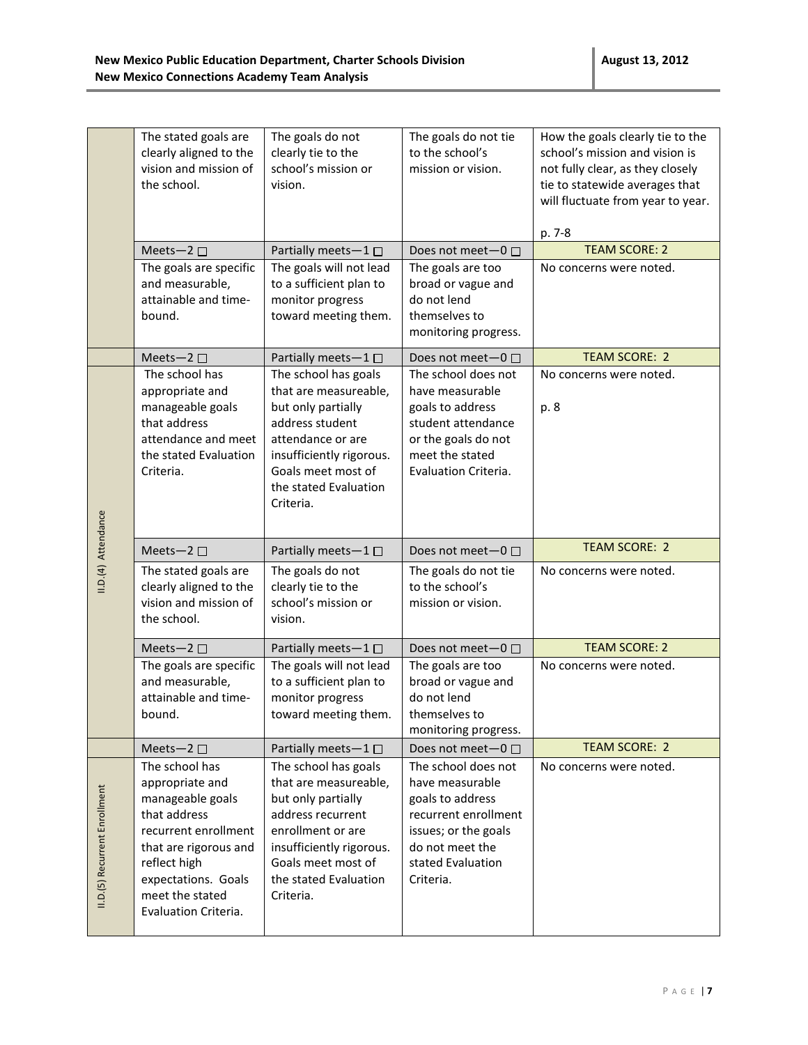| | | | | |
|---|---|---|---|---|
| | The stated goals are clearly aligned to the vision and mission of the school. | The goals do not clearly tie to the school's mission or vision. | The goals do not tie to the school's mission or vision. | How the goals clearly tie to the school's mission and vision is not fully clear, as they closely tie to statewide averages that will fluctuate from year to year.<br><br>p. 7-8 |
| | Meets—2 ☐ | Partially meets—1 ☐ | Does not meet—0 ☐ | TEAM SCORE: 2 |
| | The goals are specific and measurable, attainable and time-bound. | The goals will not lead to a sufficient plan to monitor progress toward meeting them. | The goals are too broad or vague and do not lend themselves to monitoring progress. | No concerns were noted. |
| | Meets—2 ☐ | Partially meets—1 ☐ | Does not meet—0 ☐ | TEAM SCORE: 2 |
| II.D.(4) Attendance | The school has appropriate and manageable goals that address attendance and meet the stated Evaluation Criteria. | The school has goals that are measureable, but only partially address student attendance or are insufficiently rigorous. Goals meet most of the stated Evaluation Criteria. | The school does not have measurable goals to address student attendance or the goals do not meet the stated Evaluation Criteria. | No concerns were noted.<br><br>p. 8 |
| | Meets—2 ☐ | Partially meets—1 ☐ | Does not meet—0 ☐ | TEAM SCORE: 2 |
| | The stated goals are clearly aligned to the vision and mission of the school. | The goals do not clearly tie to the school's mission or vision. | The goals do not tie to the school's mission or vision. | No concerns were noted. |
| | Meets—2 ☐ | Partially meets—1 ☐ | Does not meet—0 ☐ | TEAM SCORE: 2 |
| | The goals are specific and measurable, attainable and time-bound. | The goals will not lead to a sufficient plan to monitor progress toward meeting them. | The goals are too broad or vague and do not lend themselves to monitoring progress. | No concerns were noted. |
| | Meets—2 ☐ | Partially meets—1 ☐ | Does not meet—0 ☐ | TEAM SCORE: 2 |
| II.D.(5) Recurrent Enrollment | The school has appropriate and manageable goals that address recurrent enrollment that are rigorous and reflect high expectations. Goals meet the stated Evaluation Criteria. | The school has goals that are measureable, but only partially address recurrent enrollment or are insufficiently rigorous. Goals meet most of the stated Evaluation Criteria. | The school does not have measurable goals to address recurrent enrollment issues; or the goals do not meet the stated Evaluation Criteria. | No concerns were noted. |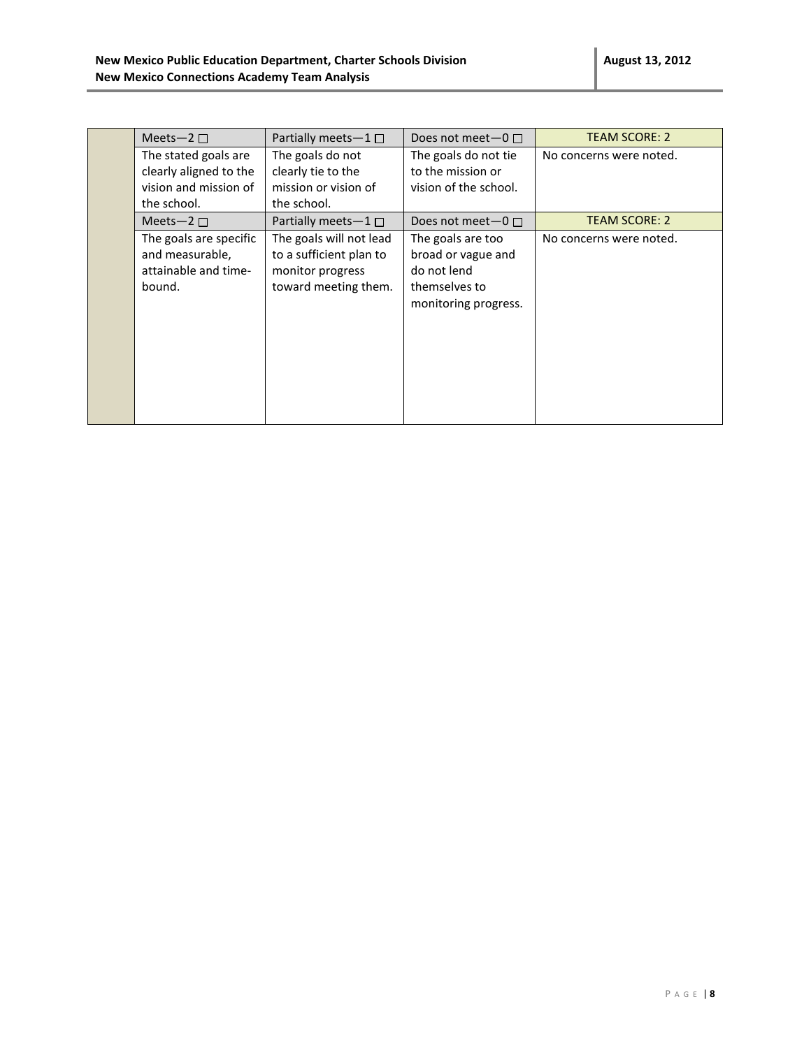| | Meets—2 ☐ | Partially meets—1 ☐ | Does not meet—0 ☐ | TEAM SCORE: 2 |
|---|---|---|---|---|
| | The stated goals are clearly aligned to the vision and mission of the school. | The goals do not clearly tie to the mission or vision of the school. | The goals do not tie to the mission or vision of the school. | No concerns were noted. |
| | Meets—2 ☐ | Partially meets—1 ☐ | Does not meet—0 ☐ | TEAM SCORE: 2 |
| | The goals are specific and measurable, attainable and time-bound. | The goals will not lead to a sufficient plan to monitor progress toward meeting them. | The goals are too broad or vague and do not lend themselves to monitoring progress. | No concerns were noted. |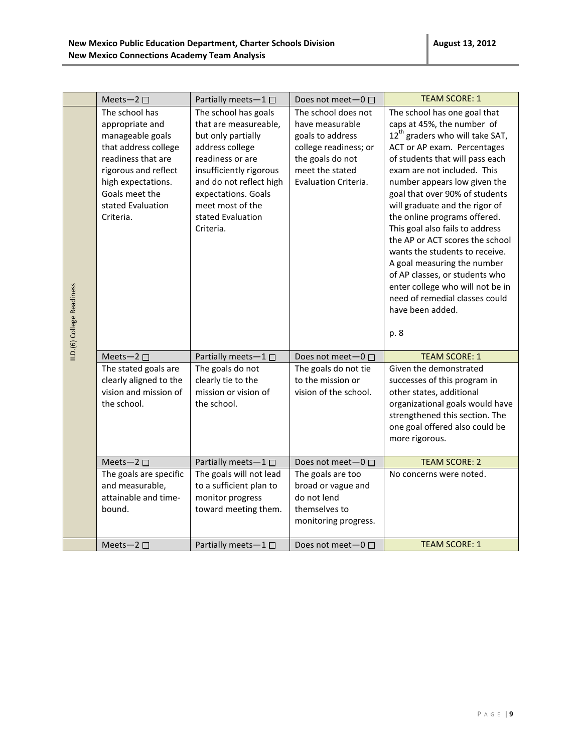| | Meets—2 ☐ | Partially meets—1 ☐ | Does not meet—0 ☐ | TEAM SCORE: 1 |
|---|---|---|---|---|
| II.D.(6) College Readiness | The school has appropriate and manageable goals that address college readiness that are rigorous and reflect high expectations. Goals meet the stated Evaluation Criteria. | The school has goals that are measureable, but only partially address college readiness or are insufficiently rigorous and do not reflect high expectations. Goals meet most of the stated Evaluation Criteria. | The school does not have measurable goals to address college readiness; or the goals do not meet the stated Evaluation Criteria. | The school has one goal that caps at 45%, the number of 12th graders who will take SAT, ACT or AP exam. Percentages of students that will pass each exam are not included. This number appears low given the goal that over 90% of students will graduate and the rigor of the online programs offered. This goal also fails to address the AP or ACT scores the school wants the students to receive. A goal measuring the number of AP classes, or students who enter college who will not be in need of remedial classes could have been added.<br><br>p. 8 |
| | Meets—2 ☐ | Partially meets—1 ☐ | Does not meet—0 ☐ | TEAM SCORE: 1 |
| | The stated goals are clearly aligned to the vision and mission of the school. | The goals do not clearly tie to the mission or vision of the school. | The goals do not tie to the mission or vision of the school. | Given the demonstrated successes of this program in other states, additional organizational goals would have strengthened this section. The one goal offered also could be more rigorous. |
| | Meets—2 ☐ | Partially meets—1 ☐ | Does not meet—0 ☐ | TEAM SCORE: 2 |
| | The goals are specific and measurable, attainable and time-bound. | The goals will not lead to a sufficient plan to monitor progress toward meeting them. | The goals are too broad or vague and do not lend themselves to monitoring progress. | No concerns were noted. |
| | Meets—2 ☐ | Partially meets—1 ☐ | Does not meet—0 ☐ | TEAM SCORE: 1 |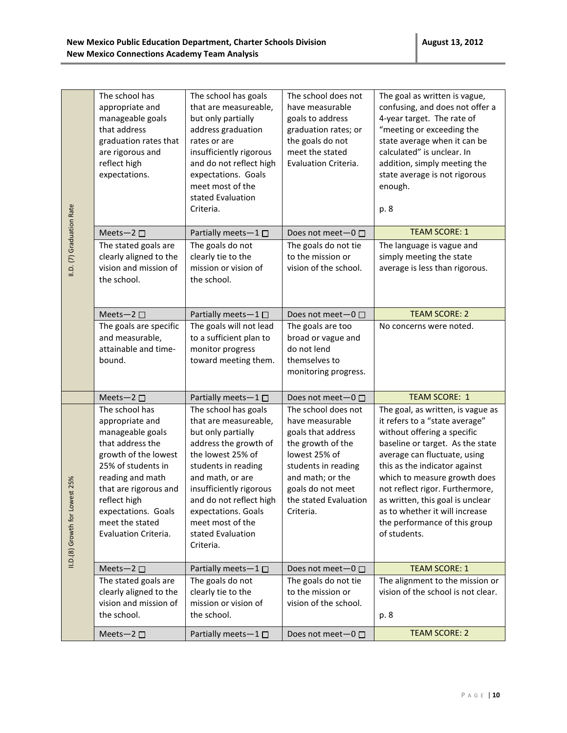| | | | | |
|---|---|---|---|---|
| II.D. (7) Graduation Rate | The school has appropriate and manageable goals that address graduation rates that are rigorous and reflect high expectations. | The school has goals that are measureable, but only partially address graduation rates or are insufficiently rigorous and do not reflect high expectations. Goals meet most of the stated Evaluation Criteria. | The school does not have measurable goals to address graduation rates; or the goals do not meet the stated Evaluation Criteria. | The goal as written is vague, confusing, and does not offer a 4-year target. The rate of "meeting or exceeding the state average when it can be calculated" is unclear. In addition, simply meeting the state average is not rigorous enough.<br><br>p. 8 |
| | Meets—2 ☐ | Partially meets—1 ☐ | Does not meet—0 ☐ | TEAM SCORE: 1 |
| | The stated goals are clearly aligned to the vision and mission of the school. | The goals do not clearly tie to the mission or vision of the school. | The goals do not tie to the mission or vision of the school. | The language is vague and simply meeting the state average is less than rigorous. |
| | Meets—2 ☐ | Partially meets—1 ☐ | Does not meet—0 ☐ | TEAM SCORE: 2 |
| | The goals are specific and measurable, attainable and time-bound. | The goals will not lead to a sufficient plan to monitor progress toward meeting them. | The goals are too broad or vague and do not lend themselves to monitoring progress. | No concerns were noted. |
| | Meets—2 ☐ | Partially meets—1 ☐ | Does not meet—0 ☐ | TEAM SCORE: 1 |
| II.D.(8) Growth for Lowest 25% | The school has appropriate and manageable goals that address the growth of the lowest 25% of students in reading and math that are rigorous and reflect high expectations. Goals meet the stated Evaluation Criteria. | The school has goals that are measureable, but only partially address the growth of the lowest 25% of students in reading and math, or are insufficiently rigorous and do not reflect high expectations. Goals meet most of the stated Evaluation Criteria. | The school does not have measurable goals that address the growth of the lowest 25% of students in reading and math; or the goals do not meet the stated Evaluation Criteria. | The goal, as written, is vague as it refers to a "state average" without offering a specific baseline or target. As the state average can fluctuate, using this as the indicator against which to measure growth does not reflect rigor. Furthermore, as written, this goal is unclear as to whether it will increase the performance of this group of students. |
| | Meets—2 ☐ | Partially meets—1 ☐ | Does not meet—0 ☐ | TEAM SCORE: 1 |
| | The stated goals are clearly aligned to the vision and mission of the school. | The goals do not clearly tie to the mission or vision of the school. | The goals do not tie to the mission or vision of the school. | The alignment to the mission or vision of the school is not clear.<br><br>p. 8 |
| | Meets—2 ☐ | Partially meets—1 ☐ | Does not meet—0 ☐ | TEAM SCORE: 2 |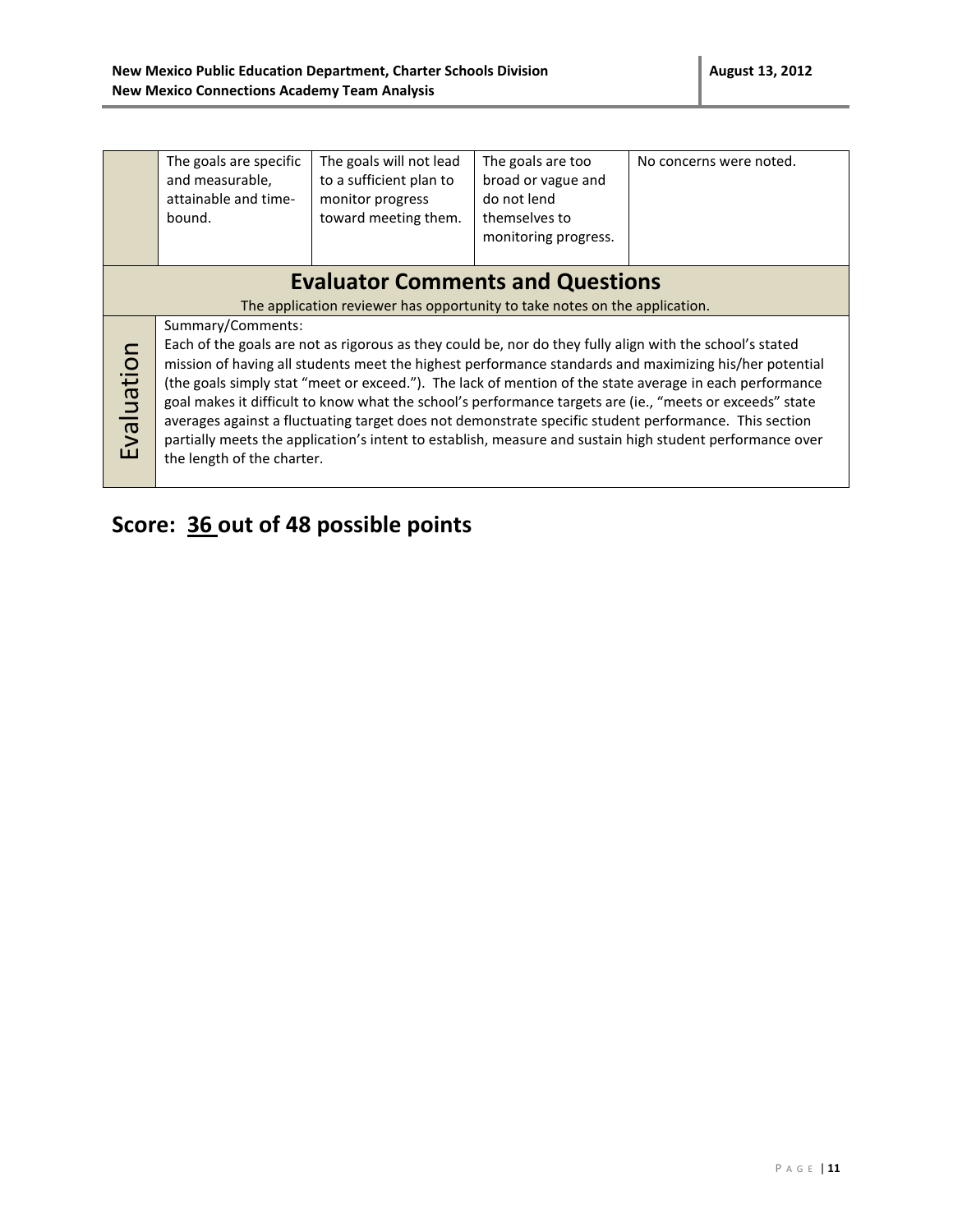| | | | | |
|---|---|---|---|---|
| | The goals are specific and measurable, attainable and time-bound. | The goals will not lead to a sufficient plan to monitor progress toward meeting them. | The goals are too broad or vague and do not lend themselves to monitoring progress. | No concerns were noted. |

## Evaluator Comments and Questions

The application reviewer has opportunity to take notes on the application.

| Evaluation | |
|---|---|
| Evaluation | Summary/Comments:<br>Each of the goals are not as rigorous as they could be, nor do they fully align with the school's stated mission of having all students meet the highest performance standards and maximizing his/her potential (the goals simply stat "meet or exceed."). The lack of mention of the state average in each performance goal makes it difficult to know what the school's performance targets are (ie., "meets or exceeds" state averages against a fluctuating target does not demonstrate specific student performance. This section partially meets the application's intent to establish, measure and sustain high student performance over the length of the charter. |

## Score: 36 out of 48 possible points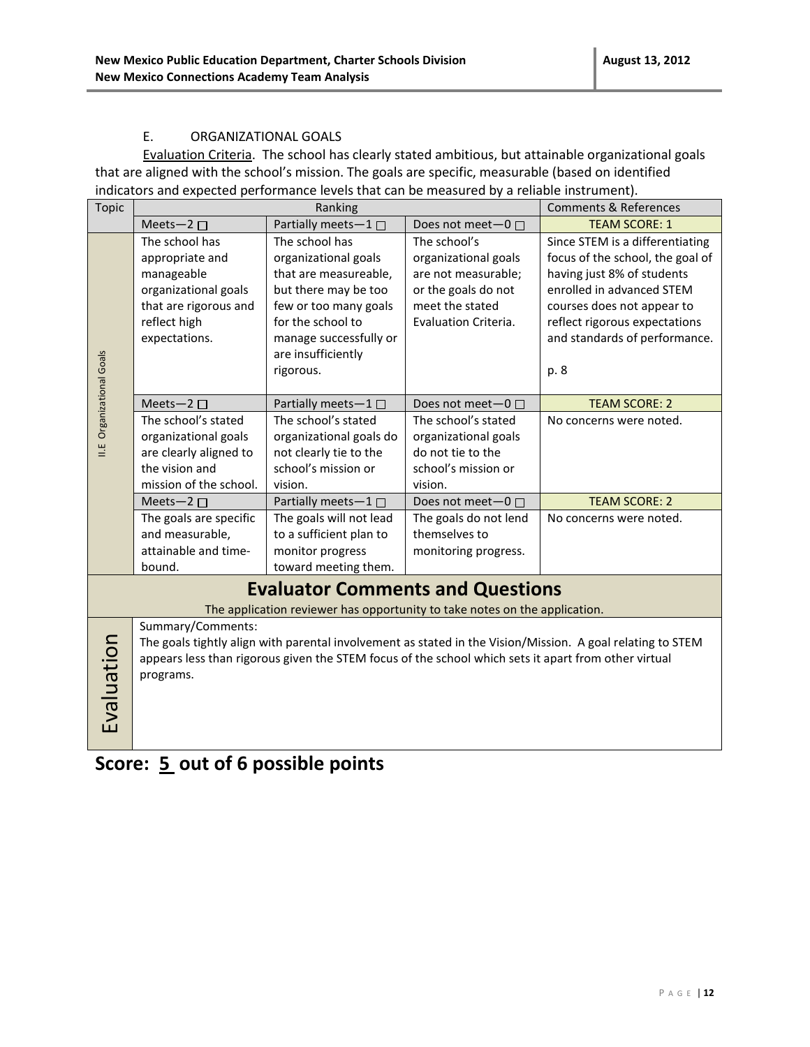### E. ORGANIZATIONAL GOALS

Evaluation Criteria. The school has clearly stated ambitious, but attainable organizational goals that are aligned with the school's mission. The goals are specific, measurable (based on identified indicators and expected performance levels that can be measured by a reliable instrument).

| Topic | Ranking | | | Comments & References |
|---|---|---|---|---|
| II.E Organizational Goals | Meets—2 ☐ | Partially meets—1 ☐ | Does not meet—0 ☐ | TEAM SCORE: 1 |
| | The school has appropriate and manageable organizational goals that are rigorous and reflect high expectations. | The school has organizational goals that are measureable, but there may be too few or too many goals for the school to manage successfully or are insufficiently rigorous. | The school's organizational goals are not measurable; or the goals do not meet the stated Evaluation Criteria. | Since STEM is a differentiating focus of the school, the goal of having just 8% of students enrolled in advanced STEM courses does not appear to reflect rigorous expectations and standards of performance.<br><br>p. 8 |
| | Meets—2 ☐ | Partially meets—1 ☐ | Does not meet—0 ☐ | TEAM SCORE: 2 |
| | The school's stated organizational goals are clearly aligned to the vision and mission of the school. | The school's stated organizational goals do not clearly tie to the school's mission or vision. | The school's stated organizational goals do not tie to the school's mission or vision. | No concerns were noted. |
| | Meets—2 ☐ | Partially meets—1 ☐ | Does not meet—0 ☐ | TEAM SCORE: 2 |
| | The goals are specific and measurable, attainable and time-bound. | The goals will not lead to a sufficient plan to monitor progress toward meeting them. | The goals do not lend themselves to monitoring progress. | No concerns were noted. |

## Evaluator Comments and Questions

The application reviewer has opportunity to take notes on the application.

| Evaluation | Summary/Comments:<br>The goals tightly align with parental involvement as stated in the Vision/Mission. A goal relating to STEM appears less than rigorous given the STEM focus of the school which sets it apart from other virtual programs. |
|---|---|

## Score: 5 out of 6 possible points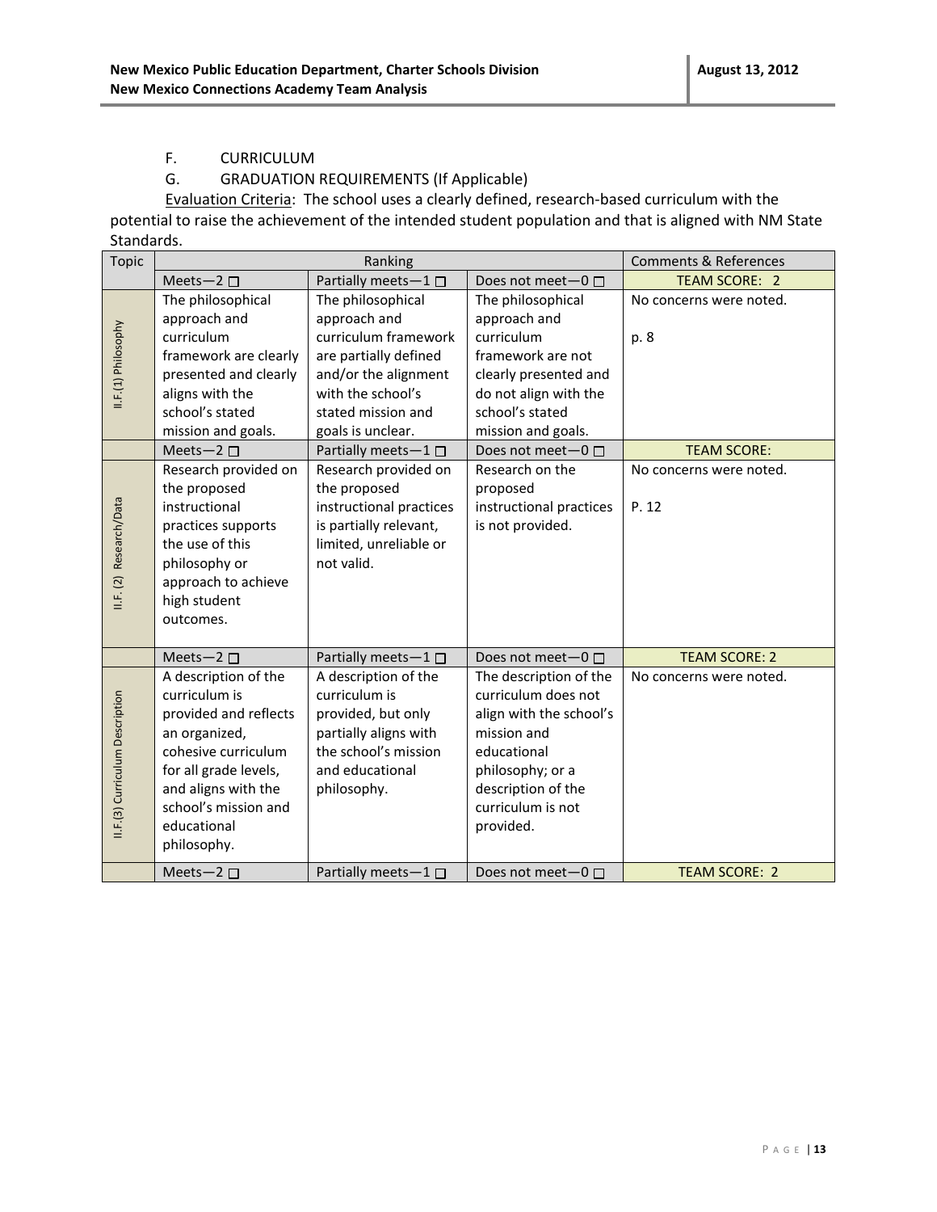F. CURRICULUM

G. GRADUATION REQUIREMENTS (If Applicable)

Evaluation Criteria: The school uses a clearly defined, research-based curriculum with the potential to raise the achievement of the intended student population and that is aligned with NM State Standards.

| Topic | Ranking | | | Comments & References |
|---|---|---|---|---|
| | Meets—2 ☐ | Partially meets—1 ☐ | Does not meet—0 ☐ | TEAM SCORE: 2 |
| II.F.(1) Philosophy | The philosophical approach and curriculum framework are clearly presented and clearly aligns with the school's stated mission and goals. | The philosophical approach and curriculum framework are partially defined and/or the alignment with the school's stated mission and goals is unclear. | The philosophical approach and curriculum framework are not clearly presented and do not align with the school's stated mission and goals. | No concerns were noted.<br><br>p. 8 |
| | Meets—2 ☐ | Partially meets—1 ☐ | Does not meet—0 ☐ | TEAM SCORE: |
| II.F. (2) Research/Data | Research provided on the proposed instructional practices supports the use of this philosophy or approach to achieve high student outcomes. | Research provided on the proposed instructional practices is partially relevant, limited, unreliable or not valid. | Research on the proposed instructional practices is not provided. | No concerns were noted.<br><br>P. 12 |
| | Meets—2 ☐ | Partially meets—1 ☐ | Does not meet—0 ☐ | TEAM SCORE: 2 |
| II.F.(3) Curriculum Description | A description of the curriculum is provided and reflects an organized, cohesive curriculum for all grade levels, and aligns with the school's mission and educational philosophy. | A description of the curriculum is provided, but only partially aligns with the school's mission and educational philosophy. | The description of the curriculum does not align with the school's mission and educational philosophy; or a description of the curriculum is not provided. | No concerns were noted. |
| | Meets—2 ☐ | Partially meets—1 ☐ | Does not meet—0 ☐ | TEAM SCORE: 2 |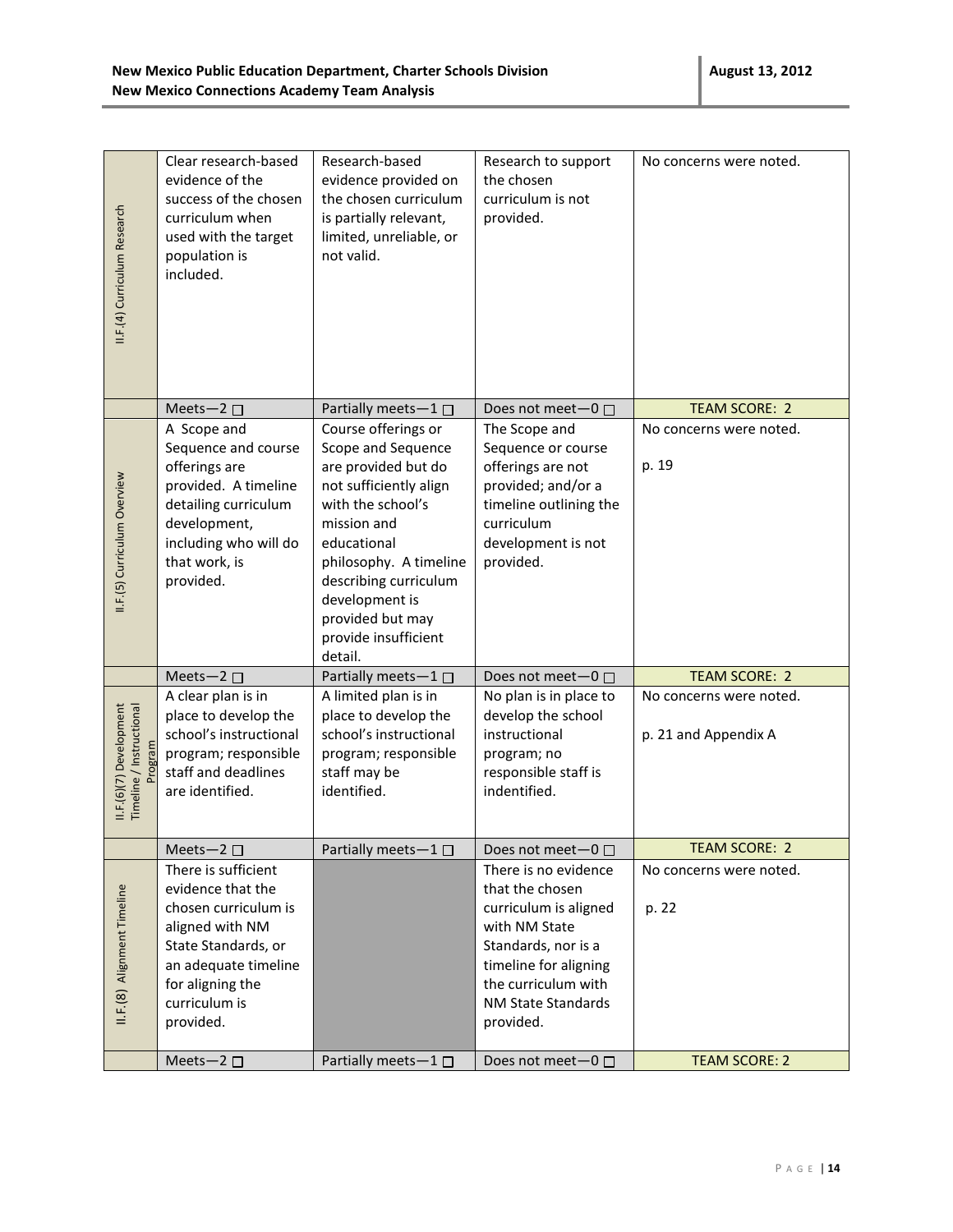| | | | | |
|---|---|---|---|---|
| II.F.(4) Curriculum Research | Clear research-based evidence of the success of the chosen curriculum when used with the target population is included. | Research-based evidence provided on the chosen curriculum is partially relevant, limited, unreliable, or not valid. | Research to support the chosen curriculum is not provided. | No concerns were noted. |
| | Meets—2 ☐ | Partially meets—1 ☐ | Does not meet—0 ☐ | TEAM SCORE: 2 |
| II.F.(5) Curriculum Overview | A Scope and Sequence and course offerings are provided. A timeline detailing curriculum development, including who will do that work, is provided. | Course offerings or Scope and Sequence are provided but do not sufficiently align with the school's mission and educational philosophy. A timeline describing curriculum development is provided but may provide insufficient detail. | The Scope and Sequence or course offerings are not provided; and/or a timeline outlining the curriculum development is not provided. | No concerns were noted.<br><br>p. 19 |
| | Meets—2 ☐ | Partially meets—1 ☐ | Does not meet—0 ☐ | TEAM SCORE: 2 |
| II.F.(6)(7) Development Timeline / Instructional Program | A clear plan is in place to develop the school's instructional program; responsible staff and deadlines are identified. | A limited plan is in place to develop the school's instructional program; responsible staff may be identified. | No plan is in place to develop the school instructional program; no responsible staff is indentified. | No concerns were noted.<br><br>p. 21 and Appendix A |
| | Meets—2 ☐ | Partially meets—1 ☐ | Does not meet—0 ☐ | TEAM SCORE: 2 |
| II.F.(8) Alignment Timeline | There is sufficient evidence that the chosen curriculum is aligned with NM State Standards, or an adequate timeline for aligning the curriculum is provided. | | There is no evidence that the chosen curriculum is aligned with NM State Standards, nor is a timeline for aligning the curriculum with NM State Standards provided. | No concerns were noted.<br><br>p. 22 |
| | Meets—2 ☐ | Partially meets—1 ☐ | Does not meet—0 ☐ | TEAM SCORE: 2 |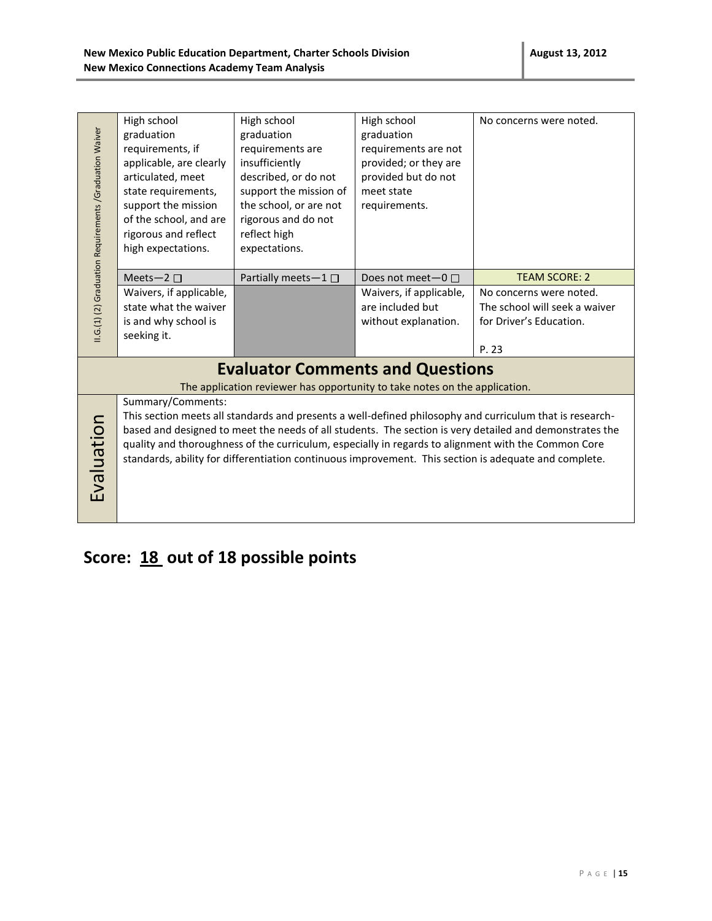| II.G.(1) (2) Graduation Requirements /Graduation Waiver | | | | |
|---|---|---|---|---|
| | High school graduation requirements, if applicable, are clearly articulated, meet state requirements, support the mission of the school, and are rigorous and reflect high expectations. | High school graduation requirements are insufficiently described, or do not support the mission of the school, or are not rigorous and do not reflect high expectations. | High school graduation requirements are not provided; or they are provided but do not meet state requirements. | No concerns were noted. |
| | Meets—2 ☐ | Partially meets—1 ☐ | Does not meet—0 ☐ | TEAM SCORE: 2 |
| | Waivers, if applicable, state what the waiver is and why school is seeking it. | | Waivers, if applicable, are included but without explanation. | No concerns were noted. The school will seek a waiver for Driver's Education.<br><br>P. 23 |

## Evaluator Comments and Questions

The application reviewer has opportunity to take notes on the application.

**Evaluation**

Summary/Comments:

This section meets all standards and presents a well-defined philosophy and curriculum that is research-based and designed to meet the needs of all students. The section is very detailed and demonstrates the quality and thoroughness of the curriculum, especially in regards to alignment with the Common Core standards, ability for differentiation continuous improvement. This section is adequate and complete.

# Score: 18 out of 18 possible points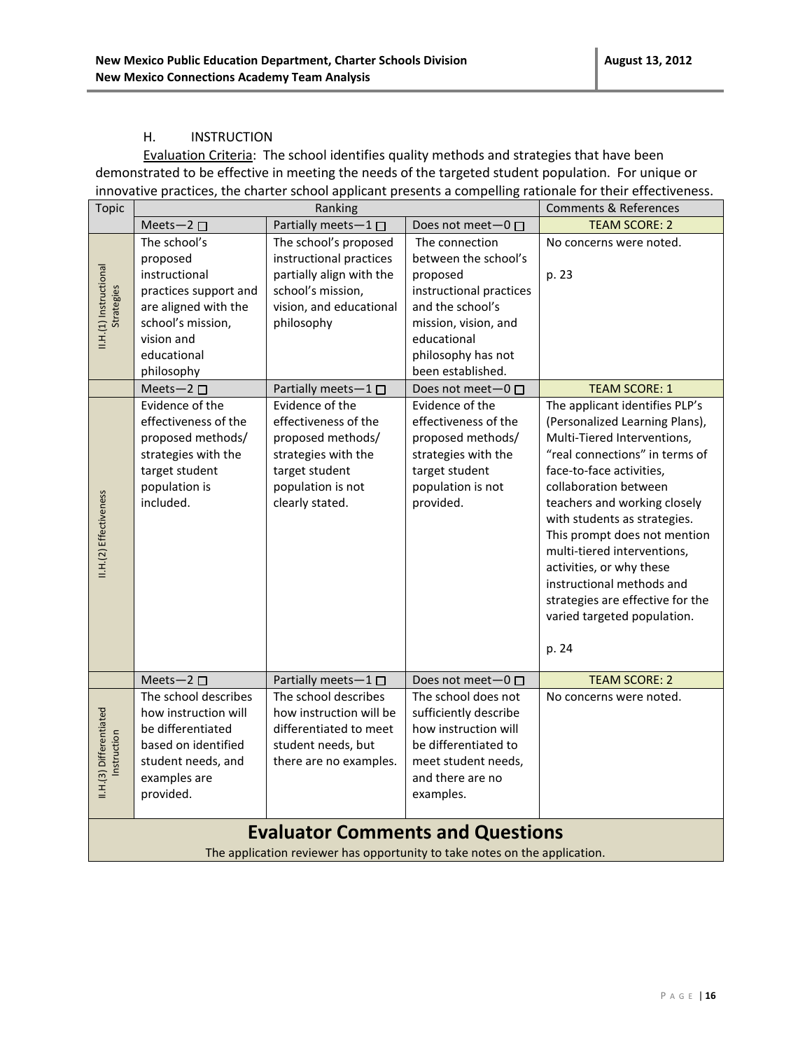### H. INSTRUCTION

Evaluation Criteria: The school identifies quality methods and strategies that have been demonstrated to be effective in meeting the needs of the targeted student population. For unique or innovative practices, the charter school applicant presents a compelling rationale for their effectiveness.

| Topic | Ranking | | | Comments & References |
|---|---|---|---|---|
| | Meets—2 ☐ | Partially meets—1 ☐ | Does not meet—0 ☐ | TEAM SCORE: 2 |
| II.H.(1) Instructional Strategies | The school's proposed instructional practices support and are aligned with the school's mission, vision and educational philosophy | The school's proposed instructional practices partially align with the school's mission, vision, and educational philosophy | The connection between the school's proposed instructional practices and the school's mission, vision, and educational philosophy has not been established. | No concerns were noted.<br><br>p. 23 |
| | Meets—2 ☐ | Partially meets—1 ☐ | Does not meet—0 ☐ | TEAM SCORE: 1 |
| II.H.(2) Effectiveness | Evidence of the effectiveness of the proposed methods/ strategies with the target student population is included. | Evidence of the effectiveness of the proposed methods/ strategies with the target student population is not clearly stated. | Evidence of the effectiveness of the proposed methods/ strategies with the target student population is not provided. | The applicant identifies PLP's (Personalized Learning Plans), Multi-Tiered Interventions, "real connections" in terms of face-to-face activities, collaboration between teachers and working closely with students as strategies. This prompt does not mention multi-tiered interventions, activities, or why these instructional methods and strategies are effective for the varied targeted population.<br><br>p. 24 |
| | Meets—2 ☐ | Partially meets—1 ☐ | Does not meet—0 ☐ | TEAM SCORE: 2 |
| II.H.(3) Differentiated Instruction | The school describes how instruction will be differentiated based on identified student needs, and examples are provided. | The school describes how instruction will be differentiated to meet student needs, but there are no examples. | The school does not sufficiently describe how instruction will be differentiated to meet student needs, and there are no examples. | No concerns were noted. |

## Evaluator Comments and Questions

The application reviewer has opportunity to take notes on the application.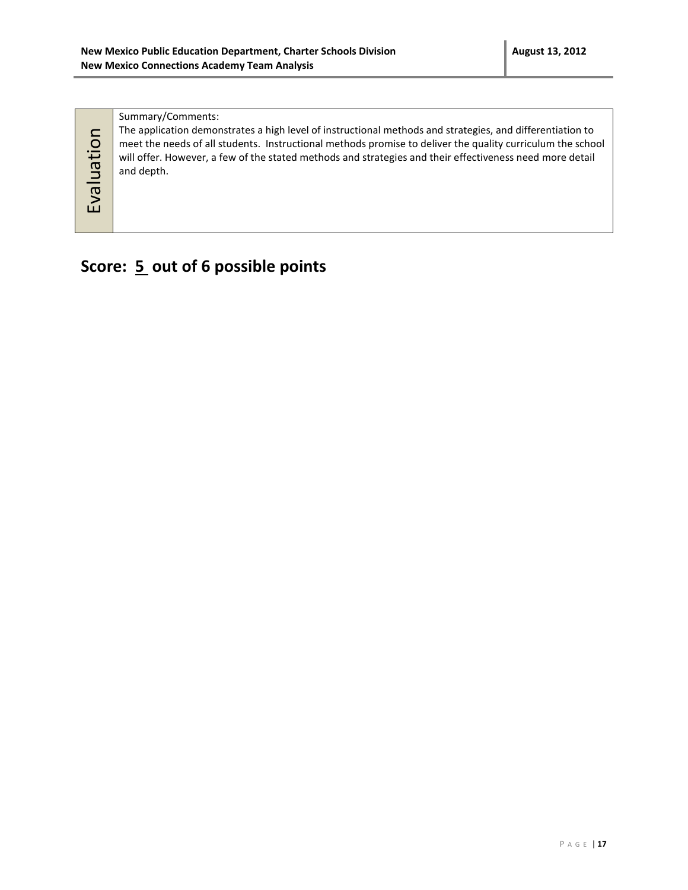| Evaluation | Summary/Comments:<br>The application demonstrates a high level of instructional methods and strategies, and differentiation to meet the needs of all students. Instructional methods promise to deliver the quality curriculum the school will offer. However, a few of the stated methods and strategies and their effectiveness need more detail and depth. |
|---|---|

## Score: 5 out of 6 possible points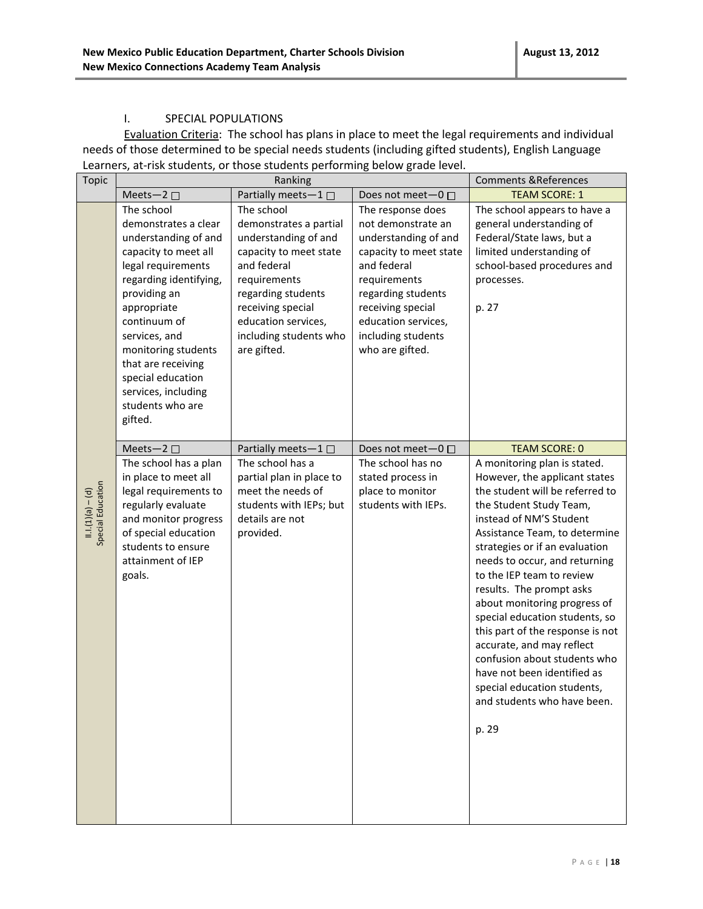## I. SPECIAL POPULATIONS

Evaluation Criteria: The school has plans in place to meet the legal requirements and individual needs of those determined to be special needs students (including gifted students), English Language Learners, at-risk students, or those students performing below grade level.

| Topic | Ranking | | | Comments &References |
|---|---|---|---|---|
| | Meets—2 ☐ | Partially meets—1 ☐ | Does not meet—0 ☐ | TEAM SCORE: 1 |
| II.I.(1)(a) – (d) Special Education | The school demonstrates a clear understanding of and capacity to meet all legal requirements regarding identifying, providing an appropriate continuum of services, and monitoring students that are receiving special education services, including students who are gifted. | The school demonstrates a partial understanding of and capacity to meet state and federal requirements regarding students receiving special education services, including students who are gifted. | The response does not demonstrate an understanding of and capacity to meet state and federal requirements regarding students receiving special education services, including students who are gifted. | The school appears to have a general understanding of Federal/State laws, but a limited understanding of school-based procedures and processes.<br><br>p. 27 |
| | Meets—2 ☐ | Partially meets—1 ☐ | Does not meet—0 ☐ | TEAM SCORE: 0 |
| | The school has a plan in place to meet all legal requirements to regularly evaluate and monitor progress of special education students to ensure attainment of IEP goals. | The school has a partial plan in place to meet the needs of students with IEPs; but details are not provided. | The school has no stated process in place to monitor students with IEPs. | A monitoring plan is stated. However, the applicant states the student will be referred to the Student Study Team, instead of NM'S Student Assistance Team, to determine strategies or if an evaluation needs to occur, and returning to the IEP team to review results. The prompt asks about monitoring progress of special education students, so this part of the response is not accurate, and may reflect confusion about students who have not been identified as special education students, and students who have been.<br><br>p. 29 |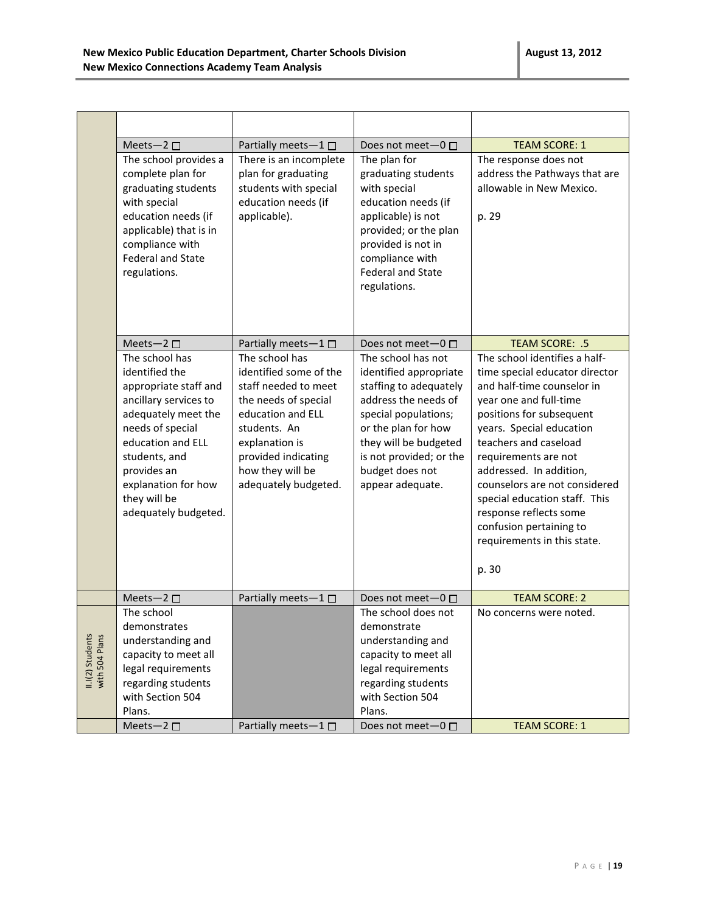| | | | | |
|---|---|---|---|---|
| | | | | |
| | Meets—2 ☐ | Partially meets—1 ☐ | Does not meet—0 ☐ | TEAM SCORE: 1 |
| | The school provides a complete plan for graduating students with special education needs (if applicable) that is in compliance with Federal and State regulations. | There is an incomplete plan for graduating students with special education needs (if applicable). | The plan for graduating students with special education needs (if applicable) is not provided; or the plan provided is not in compliance with Federal and State regulations. | The response does not address the Pathways that are allowable in New Mexico.<br><br>p. 29 |
| | Meets—2 ☐ | Partially meets—1 ☐ | Does not meet—0 ☐ | TEAM SCORE: .5 |
| | The school has identified the appropriate staff and ancillary services to adequately meet the needs of special education and ELL students, and provides an explanation for how they will be adequately budgeted. | The school has identified some of the staff needed to meet the needs of special education and ELL students. An explanation is provided indicating how they will be adequately budgeted. | The school has not identified appropriate staffing to adequately address the needs of special populations; or the plan for how they will be budgeted is not provided; or the budget does not appear adequate. | The school identifies a half-time special educator director and half-time counselor in year one and full-time positions for subsequent years. Special education teachers and caseload requirements are not addressed. In addition, counselors are not considered special education staff. This response reflects some confusion pertaining to requirements in this state.<br><br>p. 30 |
| | Meets—2 ☐ | Partially meets—1 ☐ | Does not meet—0 ☐ | TEAM SCORE: 2 |
| II.I(2) Students with 504 Plans | The school demonstrates understanding and capacity to meet all legal requirements regarding students with Section 504 Plans. | | The school does not demonstrate understanding and capacity to meet all legal requirements regarding students with Section 504 Plans. | No concerns were noted. |
| | Meets—2 ☐ | Partially meets—1 ☐ | Does not meet—0 ☐ | TEAM SCORE: 1 |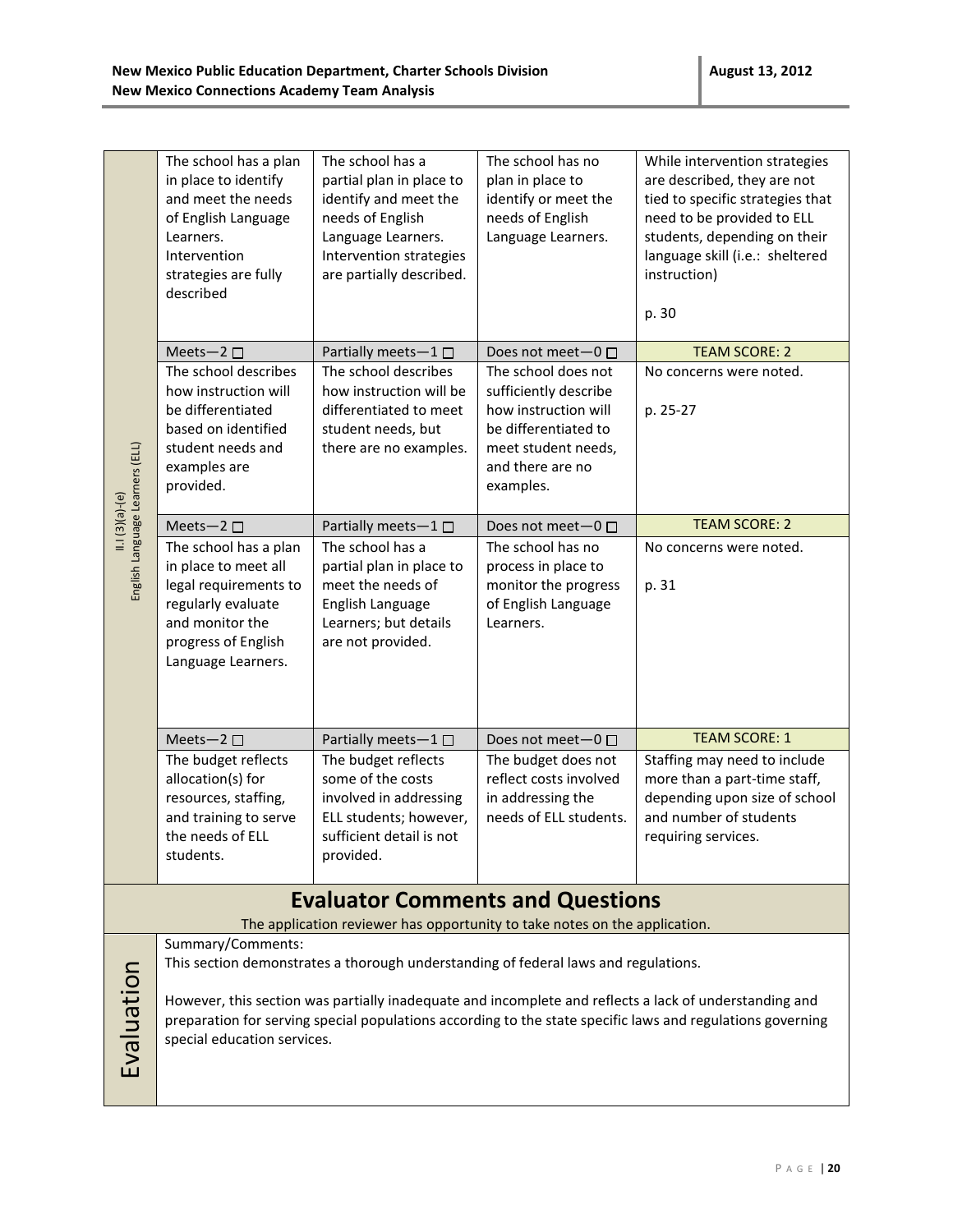| II.I (3)(a)-(e) English Language Learners (ELL) | | | | |
|---|---|---|---|---|
| | The school has a plan in place to identify and meet the needs of English Language Learners. Intervention strategies are fully described | The school has a partial plan in place to identify and meet the needs of English Language Learners. Intervention strategies are partially described. | The school has no plan in place to identify or meet the needs of English Language Learners. | While intervention strategies are described, they are not tied to specific strategies that need to be provided to ELL students, depending on their language skill (i.e.: sheltered instruction)<br><br>p. 30 |
| | Meets—2 ☐ | Partially meets—1 ☐ | Does not meet—0 ☐ | TEAM SCORE: 2 |
| | The school describes how instruction will be differentiated based on identified student needs and examples are provided. | The school describes how instruction will be differentiated to meet student needs, but there are no examples. | The school does not sufficiently describe how instruction will be differentiated to meet student needs, and there are no examples. | No concerns were noted.<br><br>p. 25-27 |
| | Meets—2 ☐ | Partially meets—1 ☐ | Does not meet—0 ☐ | TEAM SCORE: 2 |
| | The school has a plan in place to meet all legal requirements to regularly evaluate and monitor the progress of English Language Learners. | The school has a partial plan in place to meet the needs of English Language Learners; but details are not provided. | The school has no process in place to monitor the progress of English Language Learners. | No concerns were noted.<br><br>p. 31 |
| | Meets—2 ☐ | Partially meets—1 ☐ | Does not meet—0 ☐ | TEAM SCORE: 1 |
| | The budget reflects allocation(s) for resources, staffing, and training to serve the needs of ELL students. | The budget reflects some of the costs involved in addressing ELL students; however, sufficient detail is not provided. | The budget does not reflect costs involved in addressing the needs of ELL students. | Staffing may need to include more than a part-time staff, depending upon size of school and number of students requiring services. |

## Evaluator Comments and Questions

The application reviewer has opportunity to take notes on the application.

**Evaluation**

Summary/Comments:

This section demonstrates a thorough understanding of federal laws and regulations.

However, this section was partially inadequate and incomplete and reflects a lack of understanding and preparation for serving special populations according to the state specific laws and regulations governing special education services.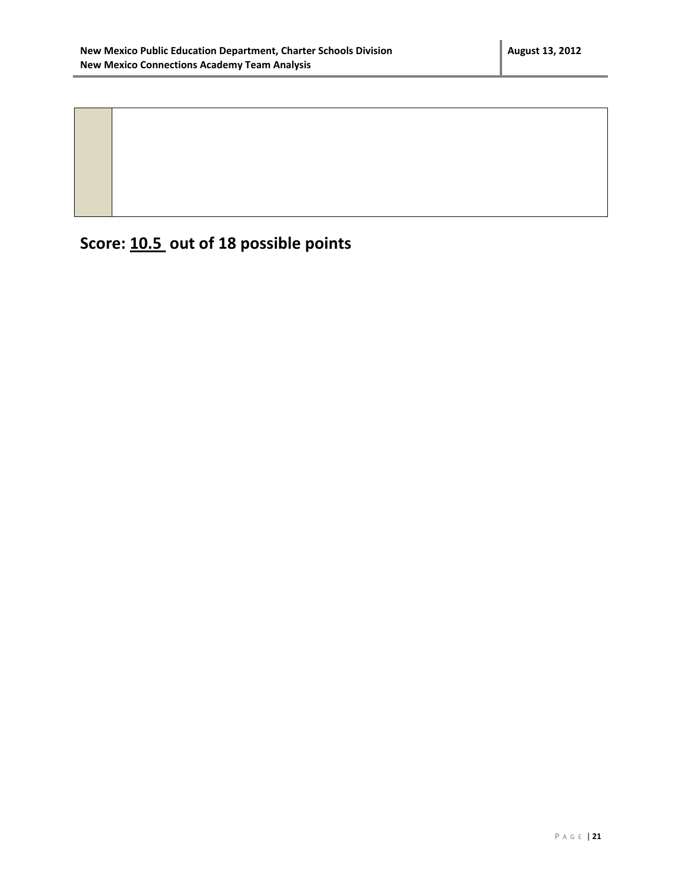|  |  |
| --- | --- |
|  |  |

**Score: 10.5 out of 18 possible points**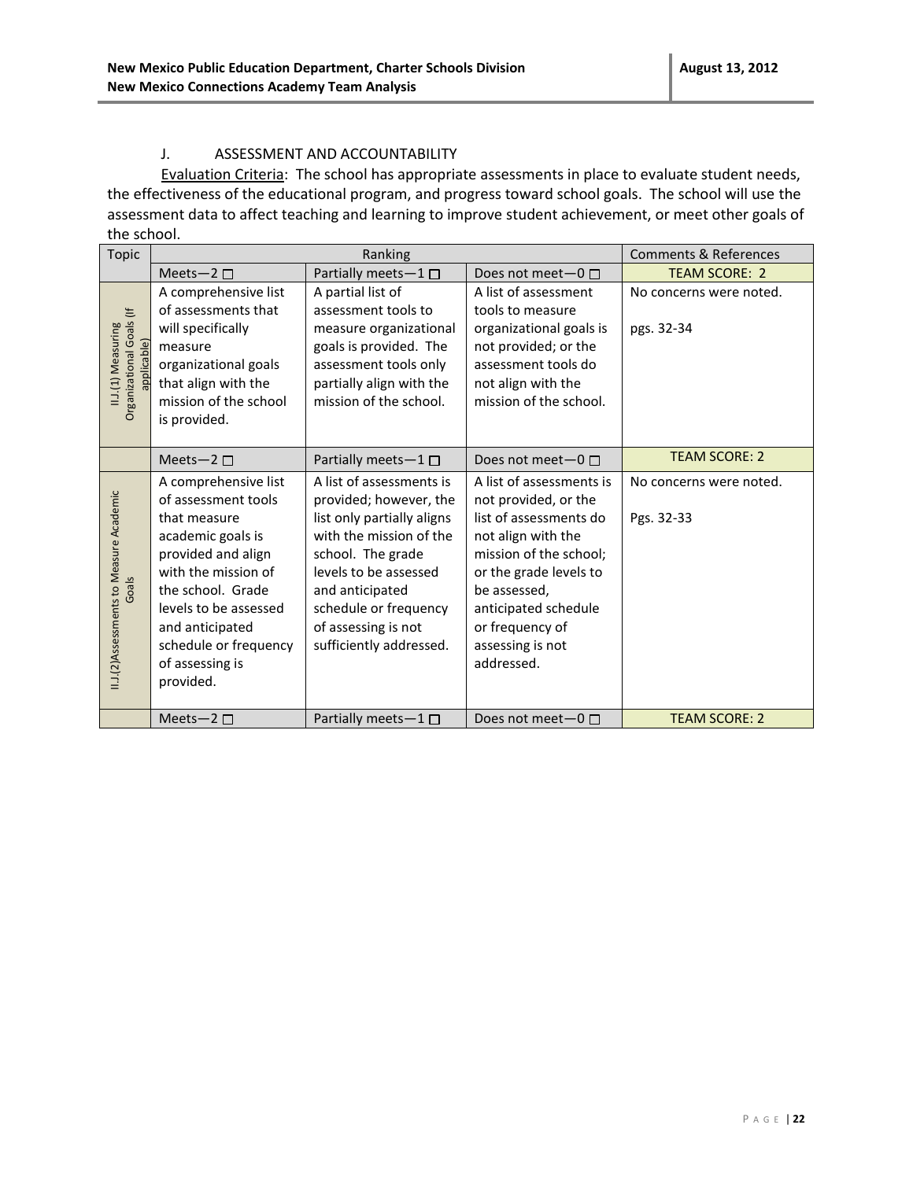J. ASSESSMENT AND ACCOUNTABILITY

Evaluation Criteria: The school has appropriate assessments in place to evaluate student needs, the effectiveness of the educational program, and progress toward school goals. The school will use the assessment data to affect teaching and learning to improve student achievement, or meet other goals of the school.

| Topic | Ranking | | | Comments & References |
|---|---|---|---|---|
| | Meets—2 ☐ | Partially meets—1 ☐ | Does not meet—0 ☐ | TEAM SCORE: 2 |
| II.J.(1) Measuring Organizational Goals (If applicable) | A comprehensive list of assessments that will specifically measure organizational goals that align with the mission of the school is provided. | A partial list of assessment tools to measure organizational goals is provided. The assessment tools only partially align with the mission of the school. | A list of assessment tools to measure organizational goals is not provided; or the assessment tools do not align with the mission of the school. | No concerns were noted.<br><br>pgs. 32-34 |
| | Meets—2 ☐ | Partially meets—1 ☐ | Does not meet—0 ☐ | TEAM SCORE: 2 |
| II.J.(2)Assessments to Measure Academic Goals | A comprehensive list of assessment tools that measure academic goals is provided and align with the mission of the school. Grade levels to be assessed and anticipated schedule or frequency of assessing is provided. | A list of assessments is provided; however, the list only partially aligns with the mission of the school. The grade levels to be assessed and anticipated schedule or frequency of assessing is not sufficiently addressed. | A list of assessments is not provided, or the list of assessments do not align with the mission of the school; or the grade levels to be assessed, anticipated schedule or frequency of assessing is not addressed. | No concerns were noted.<br><br>Pgs. 32-33 |
| | Meets—2 ☐ | Partially meets—1 ☐ | Does not meet—0 ☐ | TEAM SCORE: 2 |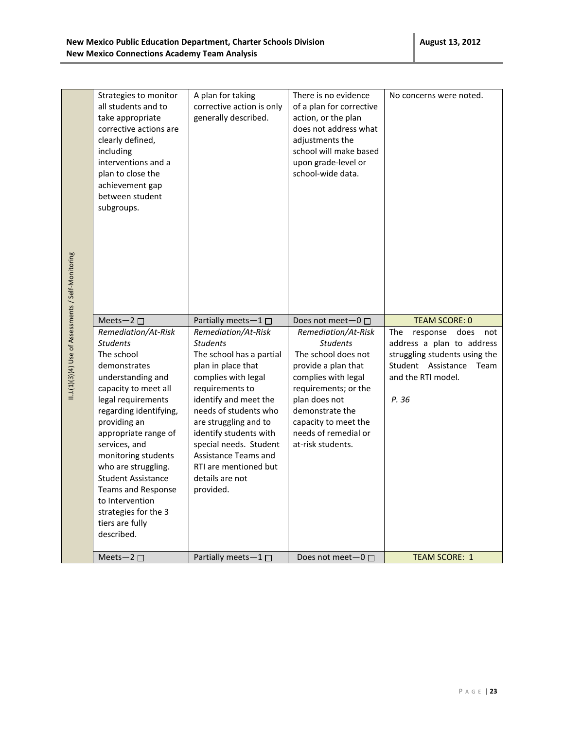| II.J.(1)(3)(4) Use of Assessments / Self-Monitoring | | | | |
|---|---|---|---|---|
| | Strategies to monitor all students and to take appropriate corrective actions are clearly defined, including interventions and a plan to close the achievement gap between student subgroups. | A plan for taking corrective action is only generally described. | There is no evidence of a plan for corrective action, or the plan does not address what adjustments the school will make based upon grade-level or school-wide data. | No concerns were noted. |
| | Meets—2 ☐ | Partially meets—1 ☐ | Does not meet—0 ☐ | TEAM SCORE: 0 |
| | *Remediation/At-Risk Students* The school demonstrates understanding and capacity to meet all legal requirements regarding identifying, providing an appropriate range of services, and monitoring students who are struggling. Student Assistance Teams and Response to Intervention strategies for the 3 tiers are fully described. | *Remediation/At-Risk Students* The school has a partial plan in place that complies with legal requirements to identify and meet the needs of students who are struggling and to identify students with special needs. Student Assistance Teams and RTI are mentioned but details are not provided. | *Remediation/At-Risk Students* The school does not provide a plan that complies with legal requirements; or the plan does not demonstrate the capacity to meet the needs of remedial or at-risk students. | The response does not address a plan to address struggling students using the Student Assistance Team and the RTI model. *P. 36* |
| | Meets—2 ☐ | Partially meets—1 ☐ | Does not meet—0 ☐ | TEAM SCORE: 1 |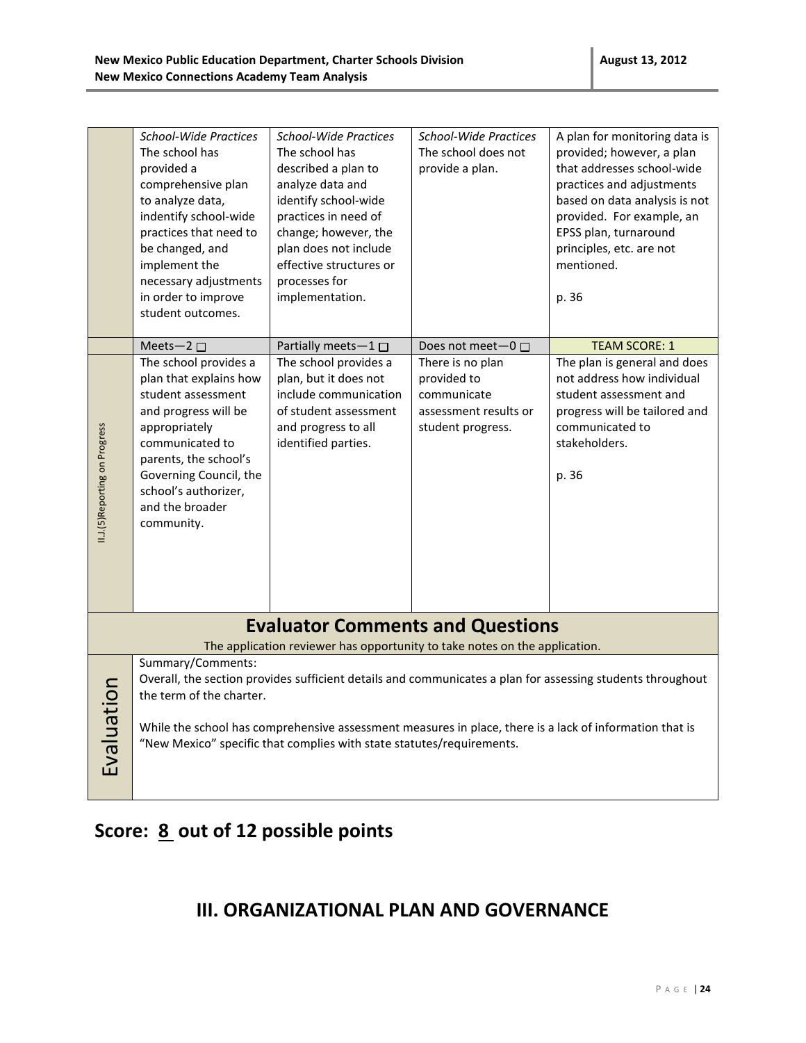| | | | | |
|---|---|---|---|---|
| | *School-Wide Practices* The school has provided a comprehensive plan to analyze data, indentify school-wide practices that need to be changed, and implement the necessary adjustments in order to improve student outcomes. | *School-Wide Practices* The school has described a plan to analyze data and identify school-wide practices in need of change; however, the plan does not include effective structures or processes for implementation. | *School-Wide Practices* The school does not provide a plan. | A plan for monitoring data is provided; however, a plan that addresses school-wide practices and adjustments based on data analysis is not provided. For example, an EPSS plan, turnaround principles, etc. are not mentioned.<br><br>p. 36 |
| | Meets—2 ☐ | Partially meets—1 ☐ | Does not meet—0 ☐ | TEAM SCORE: 1 |
| II.J.(5)Reporting on Progress | The school provides a plan that explains how student assessment and progress will be appropriately communicated to parents, the school's Governing Council, the school's authorizer, and the broader community. | The school provides a plan, but it does not include communication of student assessment and progress to all identified parties. | There is no plan provided to communicate assessment results or student progress. | The plan is general and does not address how individual student assessment and progress will be tailored and communicated to stakeholders.<br><br>p. 36 |

## Evaluator Comments and Questions

The application reviewer has opportunity to take notes on the application.

| | |
|---|---|
| Evaluation | Summary/Comments:<br>Overall, the section provides sufficient details and communicates a plan for assessing students throughout the term of the charter.<br><br>While the school has comprehensive assessment measures in place, there is a lack of information that is "New Mexico" specific that complies with state statutes/requirements. |

## Score: 8 out of 12 possible points

# III. ORGANIZATIONAL PLAN AND GOVERNANCE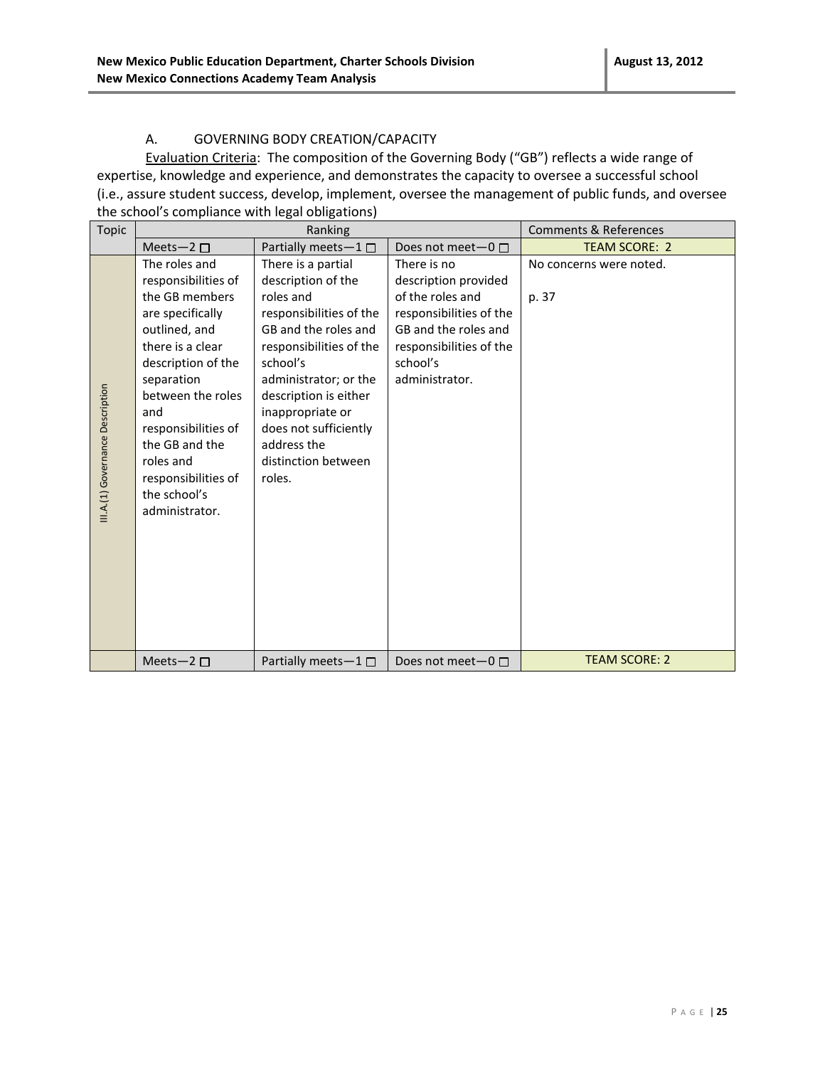### A. GOVERNING BODY CREATION/CAPACITY

Evaluation Criteria: The composition of the Governing Body ("GB") reflects a wide range of expertise, knowledge and experience, and demonstrates the capacity to oversee a successful school (i.e., assure student success, develop, implement, oversee the management of public funds, and oversee the school's compliance with legal obligations)

| Topic | Ranking | | | Comments & References |
|---|---|---|---|---|
| | Meets—2 ☐ | Partially meets—1 ☐ | Does not meet—0 ☐ | TEAM SCORE: 2 |
| III.A.(1) Governance Description | The roles and responsibilities of the GB members are specifically outlined, and there is a clear description of the separation between the roles and responsibilities of the GB and the roles and responsibilities of the school's administrator. | There is a partial description of the roles and responsibilities of the GB and the roles and responsibilities of the school's administrator; or the description is either inappropriate or does not sufficiently address the distinction between roles. | There is no description provided of the roles and responsibilities of the GB and the roles and responsibilities of the school's administrator. | No concerns were noted.<br><br>p. 37 |
| | Meets—2 ☐ | Partially meets—1 ☐ | Does not meet—0 ☐ | TEAM SCORE: 2 |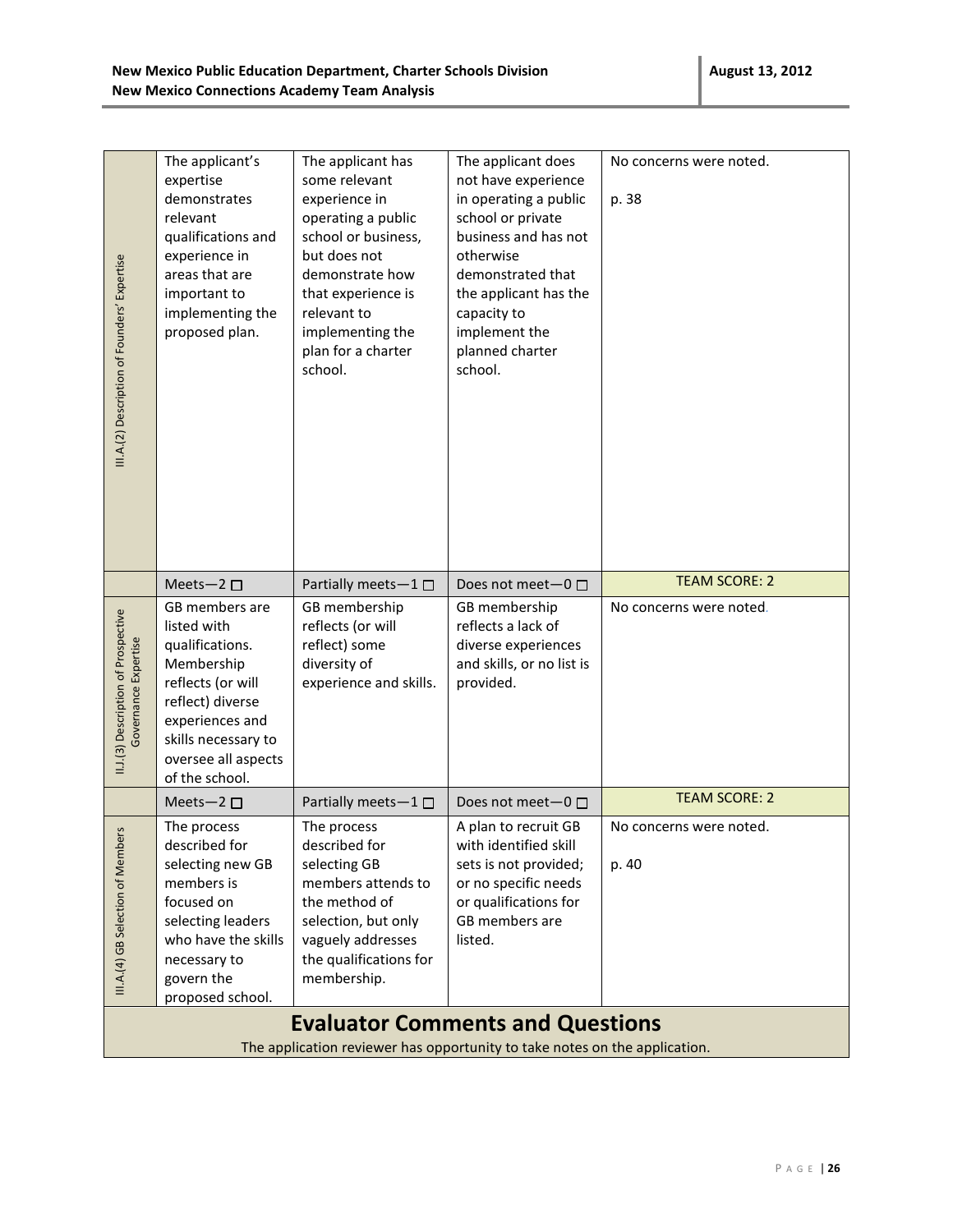| III.A.(2) Description of Founders' Expertise | The applicant's expertise demonstrates relevant qualifications and experience in areas that are important to implementing the proposed plan. | The applicant has some relevant experience in operating a public school or business, but does not demonstrate how that experience is relevant to implementing the plan for a charter school. | The applicant does not have experience in operating a public school or private business and has not otherwise demonstrated that the applicant has the capacity to implement the planned charter school. | No concerns were noted.<br><br>p. 38 |
|---|---|---|---|---|
| | Meets—2 ☐ | Partially meets—1 ☐ | Does not meet—0 ☐ | TEAM SCORE: 2 |
| II.J.(3) Description of Prospective Governance Expertise | GB members are listed with qualifications. Membership reflects (or will reflect) diverse experiences and skills necessary to oversee all aspects of the school. | GB membership reflects (or will reflect) some diversity of experience and skills. | GB membership reflects a lack of diverse experiences and skills, or no list is provided. | No concerns were noted. |
| | Meets—2 ☐ | Partially meets—1 ☐ | Does not meet—0 ☐ | TEAM SCORE: 2 |
| III.A.(4) GB Selection of Members | The process described for selecting new GB members is focused on selecting leaders who have the skills necessary to govern the proposed school. | The process described for selecting GB members attends to the method of selection, but only vaguely addresses the qualifications for membership. | A plan to recruit GB with identified skill sets is not provided; or no specific needs or qualifications for GB members are listed. | No concerns were noted.<br><br>p. 40 |

## Evaluator Comments and Questions

The application reviewer has opportunity to take notes on the application.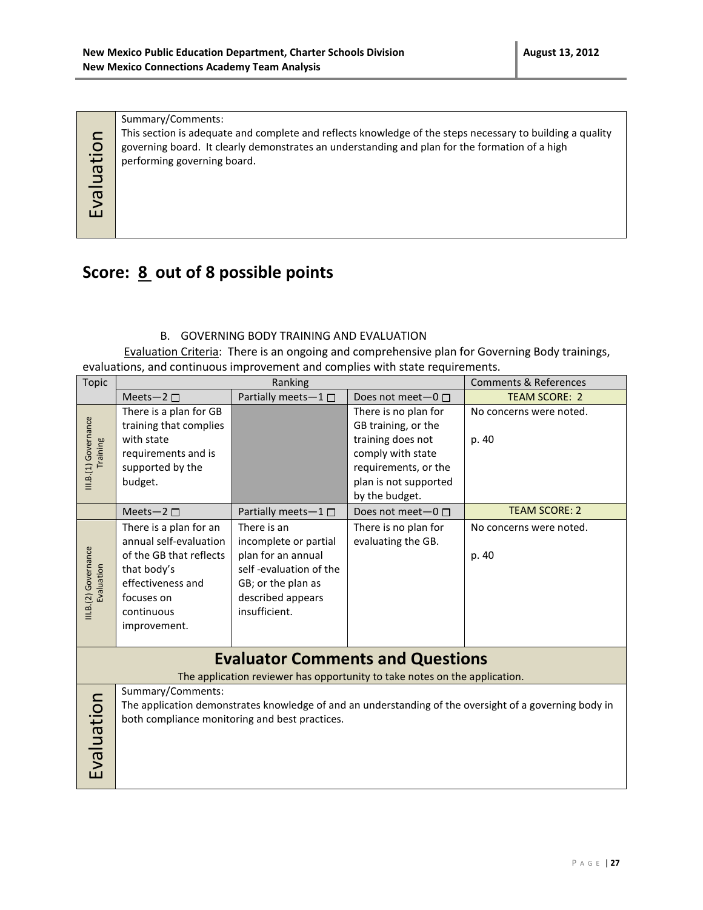| Evaluation | Summary/Comments: This section is adequate and complete and reflects knowledge of the steps necessary to building a quality governing board. It clearly demonstrates an understanding and plan for the formation of a high performing governing board. |
|---|---|

## Score: 8 out of 8 possible points

B. GOVERNING BODY TRAINING AND EVALUATION

Evaluation Criteria: There is an ongoing and comprehensive plan for Governing Body trainings, evaluations, and continuous improvement and complies with state requirements.

| Topic | Ranking | | | Comments & References |
|---|---|---|---|---|
| | Meets—2 ☐ | Partially meets—1 ☐ | Does not meet—0 ☐ | TEAM SCORE: 2 |
| III.B.(1) Governance Training | There is a plan for GB training that complies with state requirements and is supported by the budget. | | There is no plan for GB training, or the training does not comply with state requirements, or the plan is not supported by the budget. | No concerns were noted.<br><br>p. 40 |
| | Meets—2 ☐ | Partially meets—1 ☐ | Does not meet—0 ☐ | TEAM SCORE: 2 |
| III.B.(2) Governance Evaluation | There is a plan for an annual self-evaluation of the GB that reflects that body's effectiveness and focuses on continuous improvement. | There is an incomplete or partial plan for an annual self -evaluation of the GB; or the plan as described appears insufficient. | There is no plan for evaluating the GB. | No concerns were noted.<br><br>p. 40 |

### Evaluator Comments and Questions

The application reviewer has opportunity to take notes on the application.

| Evaluation | Summary/Comments: The application demonstrates knowledge of and an understanding of the oversight of a governing body in both compliance monitoring and best practices. |
|---|---|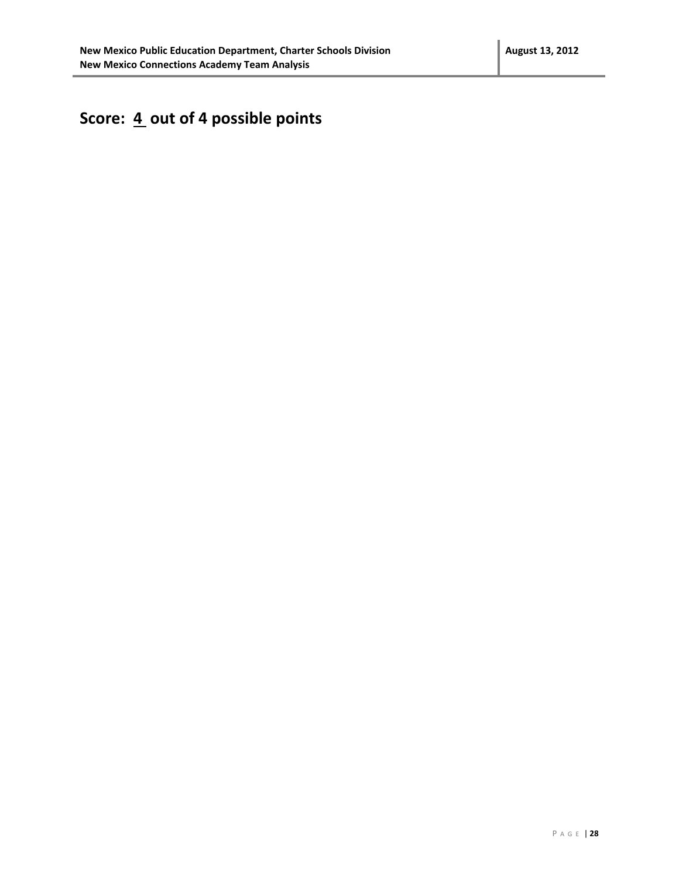**Score: 4 out of 4 possible points**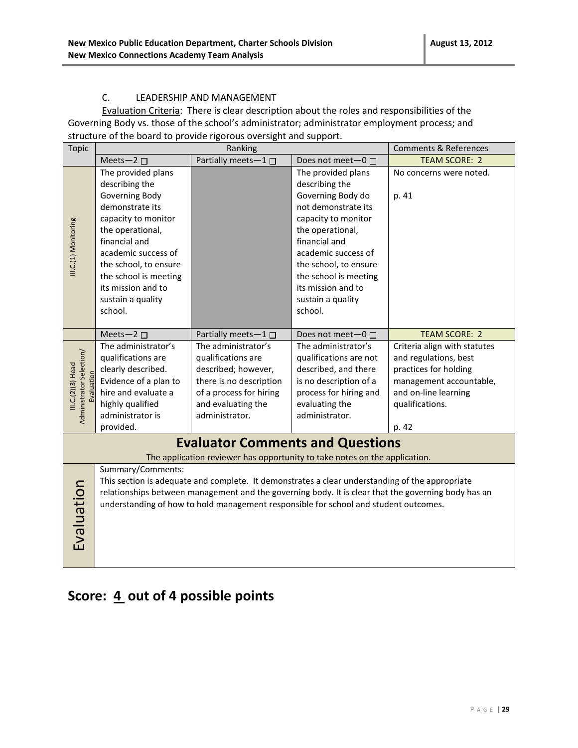C. LEADERSHIP AND MANAGEMENT

Evaluation Criteria: There is clear description about the roles and responsibilities of the Governing Body vs. those of the school's administrator; administrator employment process; and structure of the board to provide rigorous oversight and support.

| Topic | Ranking | | | Comments & References |
|---|---|---|---|---|
| | Meets—2 ☐ | Partially meets—1 ☐ | Does not meet—0 ☐ | TEAM SCORE: 2 |
| III.C.(1) Monitoring | The provided plans describing the Governing Body demonstrate its capacity to monitor the operational, financial and academic success of the school, to ensure the school is meeting its mission and to sustain a quality school. | | The provided plans describing the Governing Body do not demonstrate its capacity to monitor the operational, financial and academic success of the school, to ensure the school is meeting its mission and to sustain a quality school. | No concerns were noted.<br><br>p. 41 |
| | Meets—2 ☐ | Partially meets—1 ☐ | Does not meet—0 ☐ | TEAM SCORE: 2 |
| III.C.(2)(3) Head Administrator Selection/ Evaluation | The administrator's qualifications are clearly described. Evidence of a plan to hire and evaluate a highly qualified administrator is provided. | The administrator's qualifications are described; however, there is no description of a process for hiring and evaluating the administrator. | The administrator's qualifications are not described, and there is no description of a process for hiring and evaluating the administrator. | Criteria align with statutes and regulations, best practices for holding management accountable, and on-line learning qualifications.<br><br>p. 42 |

## Evaluator Comments and Questions

The application reviewer has opportunity to take notes on the application.

| Evaluation | Summary/Comments:<br>This section is adequate and complete. It demonstrates a clear understanding of the appropriate relationships between management and the governing body. It is clear that the governing body has an understanding of how to hold management responsible for school and student outcomes. |
|---|---|

## Score: 4 out of 4 possible points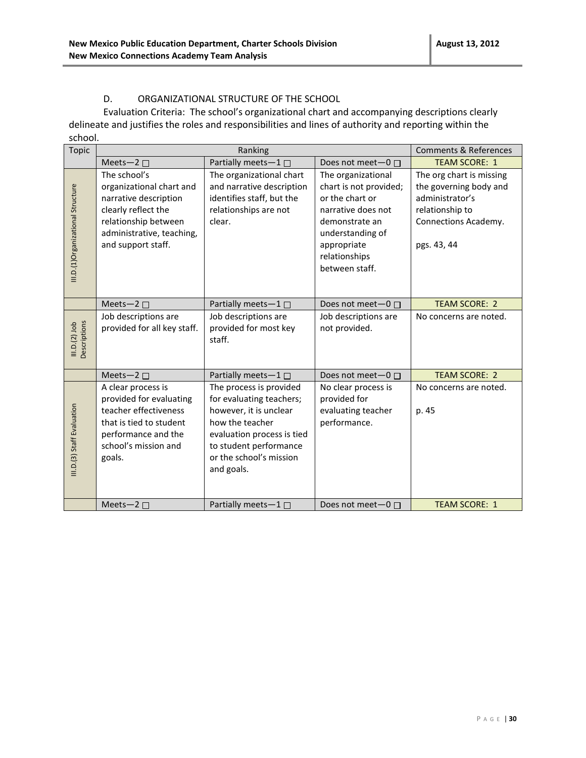### D. ORGANIZATIONAL STRUCTURE OF THE SCHOOL

Evaluation Criteria: The school's organizational chart and accompanying descriptions clearly delineate and justifies the roles and responsibilities and lines of authority and reporting within the school.

| Topic | Ranking | | | Comments & References |
|---|---|---|---|---|
| | Meets—2 ☐ | Partially meets—1 ☐ | Does not meet—0 ☐ | TEAM SCORE: 1 |
| III.D.(1)Organizational Structure | The school's organizational chart and narrative description clearly reflect the relationship between administrative, teaching, and support staff. | The organizational chart and narrative description identifies staff, but the relationships are not clear. | The organizational chart is not provided; or the chart or narrative does not demonstrate an understanding of appropriate relationships between staff. | The org chart is missing the governing body and administrator's relationship to Connections Academy.<br><br>pgs. 43, 44 |
| | Meets—2 ☐ | Partially meets—1 ☐ | Does not meet—0 ☐ | TEAM SCORE: 2 |
| III.D.(2) Job Descriptions | Job descriptions are provided for all key staff. | Job descriptions are provided for most key staff. | Job descriptions are not provided. | No concerns are noted. |
| | Meets—2 ☐ | Partially meets—1 ☐ | Does not meet—0 ☐ | TEAM SCORE: 2 |
| III.D.(3) Staff Evaluation | A clear process is provided for evaluating teacher effectiveness that is tied to student performance and the school's mission and goals. | The process is provided for evaluating teachers; however, it is unclear how the teacher evaluation process is tied to student performance or the school's mission and goals. | No clear process is provided for evaluating teacher performance. | No concerns are noted.<br><br>p. 45 |
| | Meets—2 ☐ | Partially meets—1 ☐ | Does not meet—0 ☐ | TEAM SCORE: 1 |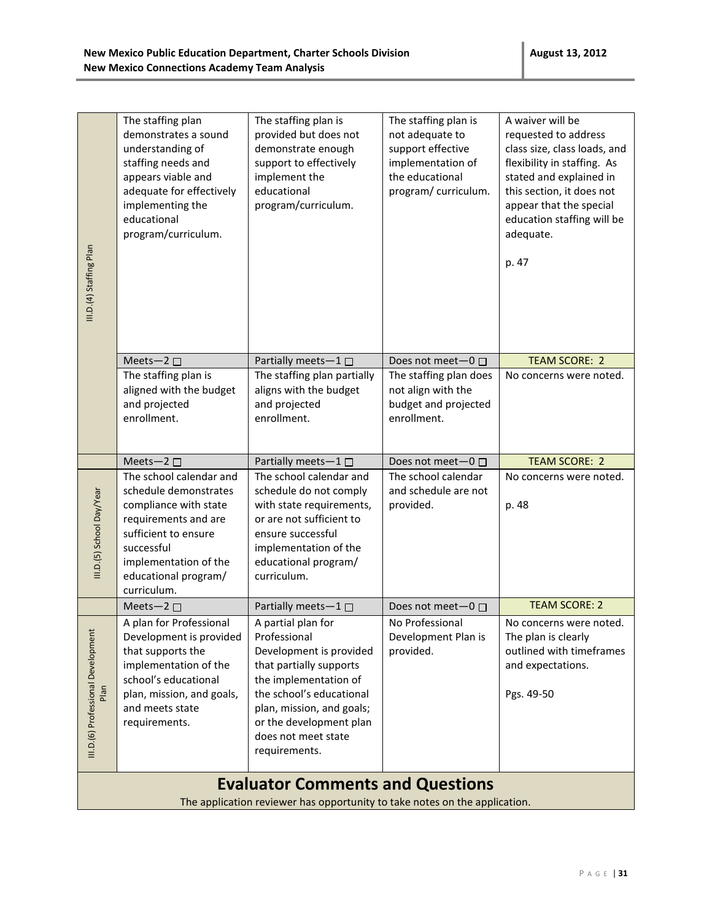| | | | | |
|---|---|---|---|---|
| III.D.(4) Staffing Plan | The staffing plan demonstrates a sound understanding of staffing needs and appears viable and adequate for effectively implementing the educational program/curriculum. | The staffing plan is provided but does not demonstrate enough support to effectively implement the educational program/curriculum. | The staffing plan is not adequate to support effective implementation of the educational program/ curriculum. | A waiver will be requested to address class size, class loads, and flexibility in staffing. As stated and explained in this section, it does not appear that the special education staffing will be adequate.<br><br>p. 47 |
| | Meets—2 ☐ | Partially meets—1 ☐ | Does not meet—0 ☐ | TEAM SCORE: 2 |
| | The staffing plan is aligned with the budget and projected enrollment. | The staffing plan partially aligns with the budget and projected enrollment. | The staffing plan does not align with the budget and projected enrollment. | No concerns were noted. |
| | Meets—2 ☐ | Partially meets—1 ☐ | Does not meet—0 ☐ | TEAM SCORE: 2 |
| III.D.(5) School Day/Year | The school calendar and schedule demonstrates compliance with state requirements and are sufficient to ensure successful implementation of the educational program/ curriculum. | The school calendar and schedule do not comply with state requirements, or are not sufficient to ensure successful implementation of the educational program/ curriculum. | The school calendar and schedule are not provided. | No concerns were noted.<br><br>p. 48 |
| | Meets—2 ☐ | Partially meets—1 ☐ | Does not meet—0 ☐ | TEAM SCORE: 2 |
| III.D.(6) Professional Development Plan | A plan for Professional Development is provided that supports the implementation of the school's educational plan, mission, and goals, and meets state requirements. | A partial plan for Professional Development is provided that partially supports the implementation of the school's educational plan, mission, and goals; or the development plan does not meet state requirements. | No Professional Development Plan is provided. | No concerns were noted. The plan is clearly outlined with timeframes and expectations.<br><br>Pgs. 49-50 |

## Evaluator Comments and Questions

The application reviewer has opportunity to take notes on the application.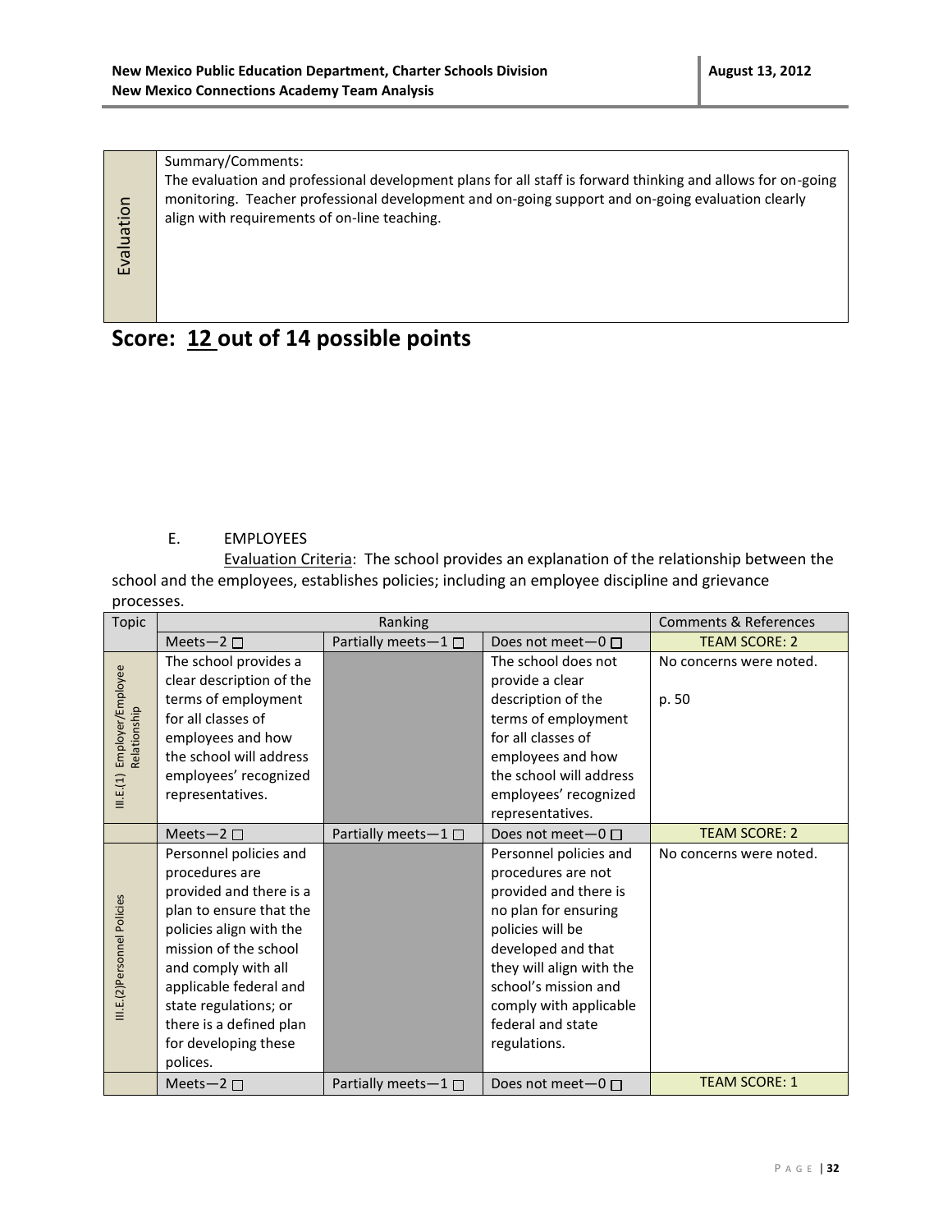| Evaluation | Summary/Comments: The evaluation and professional development plans for all staff is forward thinking and allows for on-going monitoring. Teacher professional development and on-going support and on-going evaluation clearly align with requirements of on-line teaching. |
|---|---|

## Score: 12 out of 14 possible points

E. EMPLOYEES

Evaluation Criteria: The school provides an explanation of the relationship between the school and the employees, establishes policies; including an employee discipline and grievance processes.

| Topic | Ranking | | | Comments & References |
|---|---|---|---|---|
| | Meets—2 ☐ | Partially meets—1 ☐ | Does not meet—0 ☐ | TEAM SCORE: 2 |
| III.E.(1) Employer/Employee Relationship | The school provides a clear description of the terms of employment for all classes of employees and how the school will address employees' recognized representatives. | | The school does not provide a clear description of the terms of employment for all classes of employees and how the school will address employees' recognized representatives. | No concerns were noted.<br><br>p. 50 |
| | Meets—2 ☐ | Partially meets—1 ☐ | Does not meet—0 ☐ | TEAM SCORE: 2 |
| III.E.(2)Personnel Policies | Personnel policies and procedures are provided and there is a plan to ensure that the policies align with the mission of the school and comply with all applicable federal and state regulations; or there is a defined plan for developing these polices. | | Personnel policies and procedures are not provided and there is no plan for ensuring policies will be developed and that they will align with the school's mission and comply with applicable federal and state regulations. | No concerns were noted. |
| | Meets—2 ☐ | Partially meets—1 ☐ | Does not meet—0 ☐ | TEAM SCORE: 1 |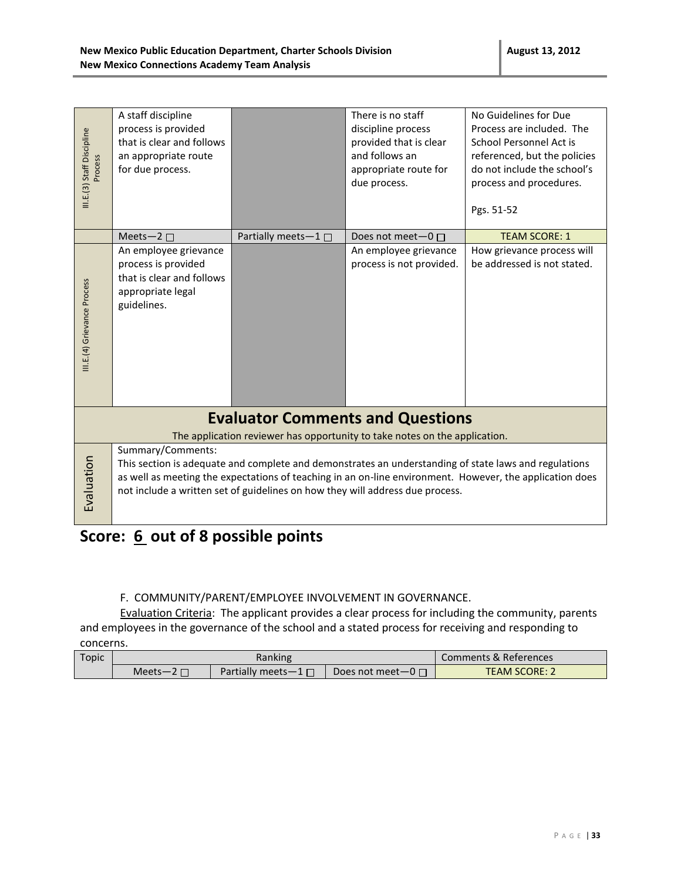| | | | | |
|---|---|---|---|---|
| III.E.(3) Staff Discipline Process | A staff discipline process is provided that is clear and follows an appropriate route for due process. | | There is no staff discipline process provided that is clear and follows an appropriate route for due process. | No Guidelines for Due Process are included. The School Personnel Act is referenced, but the policies do not include the school's process and procedures.<br><br>Pgs. 51-52 |
| | Meets—2 ☐ | Partially meets—1 ☐ | Does not meet—0 ☐ | TEAM SCORE: 1 |
| III.E.(4) Grievance Process | An employee grievance process is provided that is clear and follows appropriate legal guidelines. | | An employee grievance process is not provided. | How grievance process will be addressed is not stated. |

## Evaluator Comments and Questions

The application reviewer has opportunity to take notes on the application.

| | |
|---|---|
| Evaluation | Summary/Comments:<br>This section is adequate and complete and demonstrates an understanding of state laws and regulations as well as meeting the expectations of teaching in an on-line environment. However, the application does not include a written set of guidelines on how they will address due process. |

## Score: 6 out of 8 possible points

F. COMMUNITY/PARENT/EMPLOYEE INVOLVEMENT IN GOVERNANCE.

Evaluation Criteria: The applicant provides a clear process for including the community, parents and employees in the governance of the school and a stated process for receiving and responding to concerns.

| Topic | Ranking | | | Comments & References |
|---|---|---|---|---|
| | Meets—2 ☐ | Partially meets—1 ☐ | Does not meet—0 ☐ | TEAM SCORE: 2 |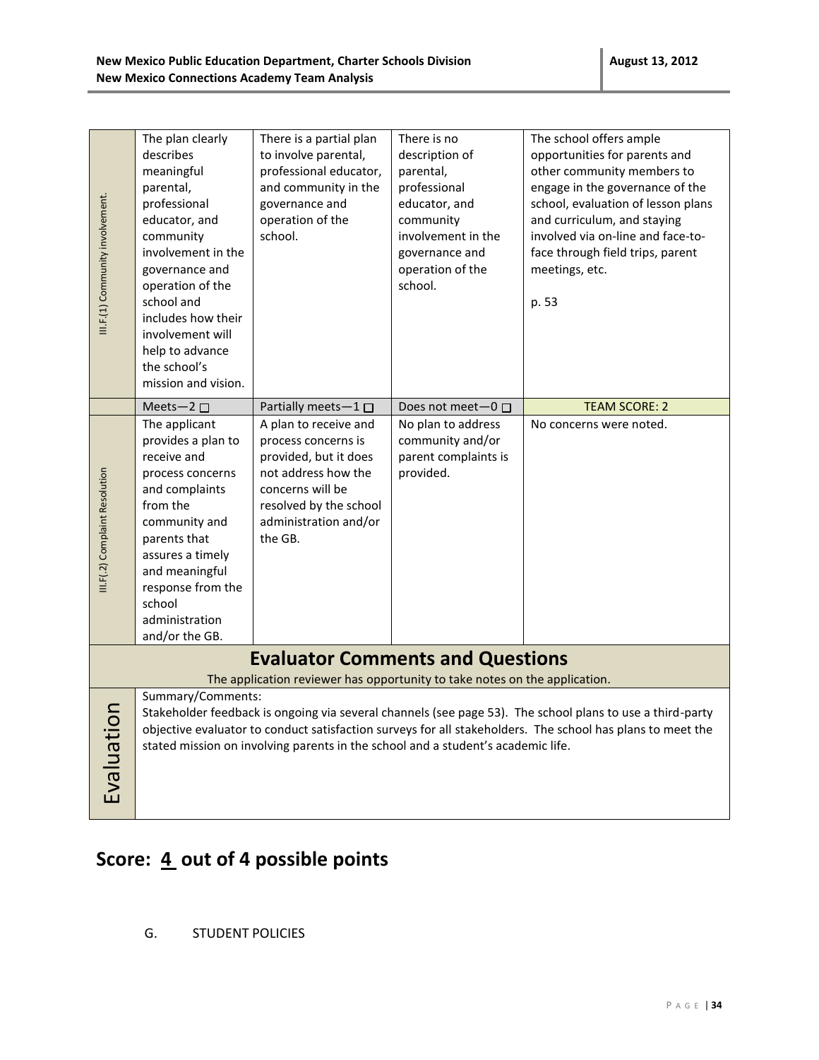| | | | | |
|---|---|---|---|---|
| III.F.(1) Community involvement. | The plan clearly describes meaningful parental, professional educator, and community involvement in the governance and operation of the school and includes how their involvement will help to advance the school's mission and vision. | There is a partial plan to involve parental, professional educator, and community in the governance and operation of the school. | There is no description of parental, professional educator, and community involvement in the governance and operation of the school. | The school offers ample opportunities for parents and other community members to engage in the governance of the school, evaluation of lesson plans and curriculum, and staying involved via on-line and face-to-face through field trips, parent meetings, etc.<br><br>p. 53 |
| | Meets—2 ☐ | Partially meets—1 ☐ | Does not meet—0 ☐ | TEAM SCORE: 2 |
| III.F(.2) Complaint Resolution | The applicant provides a plan to receive and process concerns and complaints from the community and parents that assures a timely and meaningful response from the school administration and/or the GB. | A plan to receive and process concerns is provided, but it does not address how the concerns will be resolved by the school administration and/or the GB. | No plan to address community and/or parent complaints is provided. | No concerns were noted. |

## Evaluator Comments and Questions

The application reviewer has opportunity to take notes on the application.

**Evaluation**

Summary/Comments:
Stakeholder feedback is ongoing via several channels (see page 53). The school plans to use a third-party objective evaluator to conduct satisfaction surveys for all stakeholders. The school has plans to meet the stated mission on involving parents in the school and a student's academic life.

# Score: 4 out of 4 possible points

G. STUDENT POLICIES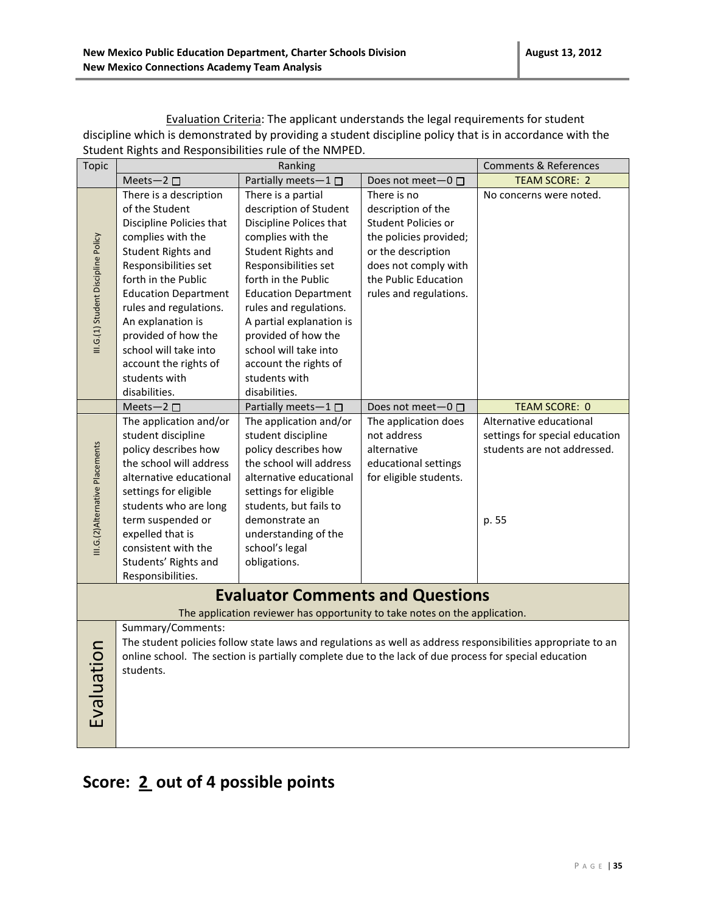Evaluation Criteria: The applicant understands the legal requirements for student discipline which is demonstrated by providing a student discipline policy that is in accordance with the Student Rights and Responsibilities rule of the NMPED.

| Topic | Ranking | | | Comments & References |
|---|---|---|---|---|
| | Meets—2 ☐ | Partially meets—1 ☐ | Does not meet—0 ☐ | TEAM SCORE: 2 |
| III.G.(1) Student Discipline Policy | There is a description of the Student Discipline Policies that complies with the Student Rights and Responsibilities set forth in the Public Education Department rules and regulations. An explanation is provided of how the school will take into account the rights of students with disabilities. | There is a partial description of Student Discipline Polices that complies with the Student Rights and Responsibilities set forth in the Public Education Department rules and regulations. A partial explanation is provided of how the school will take into account the rights of students with disabilities. | There is no description of the Student Policies or the policies provided; or the description does not comply with the Public Education rules and regulations. | No concerns were noted. |
| | Meets—2 ☐ | Partially meets—1 ☐ | Does not meet—0 ☐ | TEAM SCORE: 0 |
| III.G.(2)Alternative Placements | The application and/or student discipline policy describes how the school will address alternative educational settings for eligible students who are long term suspended or expelled that is consistent with the Students' Rights and Responsibilities. | The application and/or student discipline policy describes how the school will address alternative educational settings for eligible students, but fails to demonstrate an understanding of the school's legal obligations. | The application does not address alternative educational settings for eligible students. | Alternative educational settings for special education students are not addressed.<br><br>p. 55 |

## Evaluator Comments and Questions

The application reviewer has opportunity to take notes on the application.

| Evaluation | Summary/Comments:<br>The student policies follow state laws and regulations as well as address responsibilities appropriate to an online school. The section is partially complete due to the lack of due process for special education students. |
|---|---|

# Score: 2 out of 4 possible points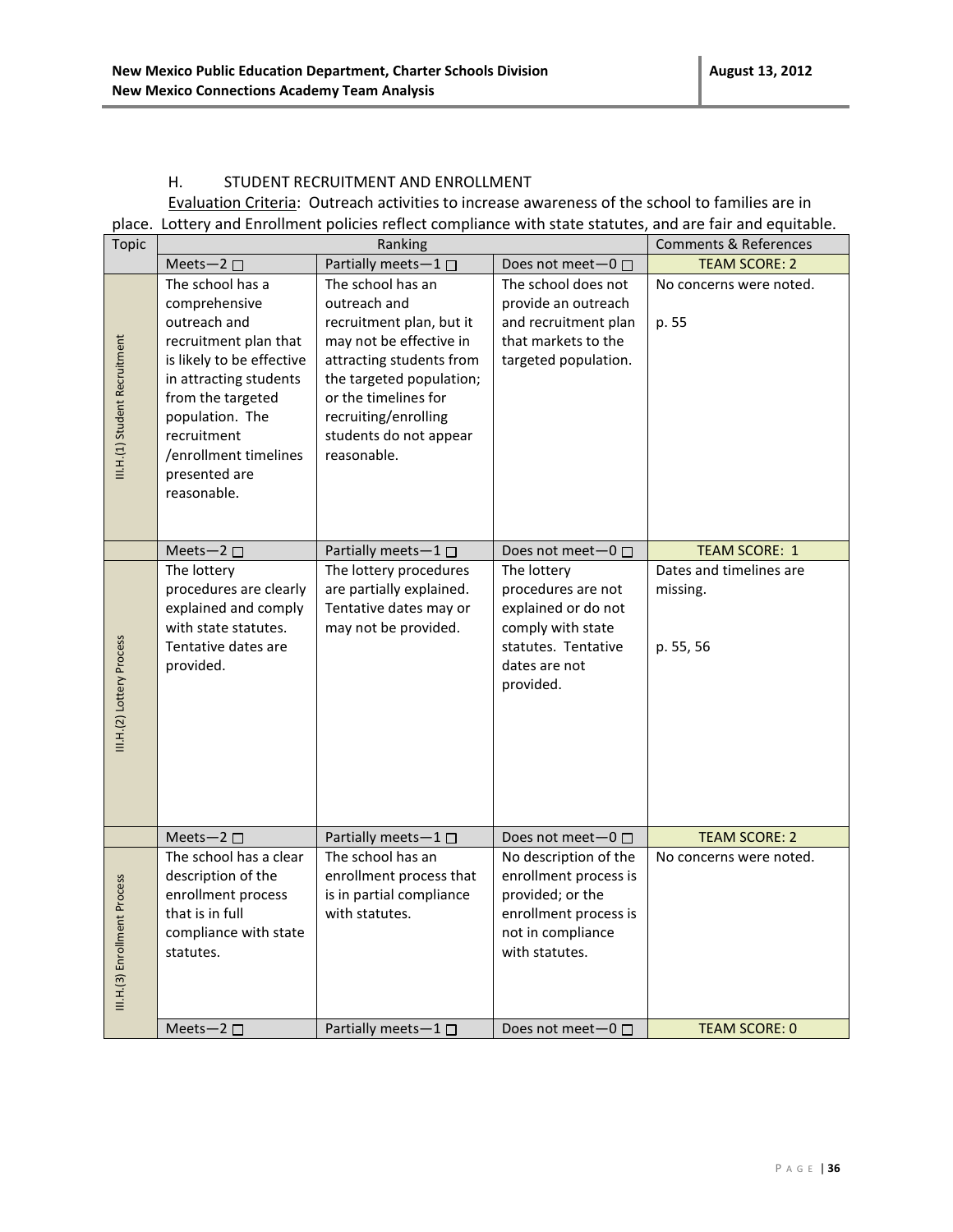## H. STUDENT RECRUITMENT AND ENROLLMENT

Evaluation Criteria: Outreach activities to increase awareness of the school to families are in place. Lottery and Enrollment policies reflect compliance with state statutes, and are fair and equitable.

| Topic | Ranking | | | Comments & References |
|---|---|---|---|---|
| | Meets—2 ☐ | Partially meets—1 ☐ | Does not meet—0 ☐ | TEAM SCORE: 2 |
| III.H.(1) Student Recruitment | The school has a comprehensive outreach and recruitment plan that is likely to be effective in attracting students from the targeted population. The recruitment /enrollment timelines presented are reasonable. | The school has an outreach and recruitment plan, but it may not be effective in attracting students from the targeted population; or the timelines for recruiting/enrolling students do not appear reasonable. | The school does not provide an outreach and recruitment plan that markets to the targeted population. | No concerns were noted.<br><br>p. 55 |
| | Meets—2 ☐ | Partially meets—1 ☐ | Does not meet—0 ☐ | TEAM SCORE: 1 |
| III.H.(2) Lottery Process | The lottery procedures are clearly explained and comply with state statutes. Tentative dates are provided. | The lottery procedures are partially explained. Tentative dates may or may not be provided. | The lottery procedures are not explained or do not comply with state statutes. Tentative dates are not provided. | Dates and timelines are missing.<br><br>p. 55, 56 |
| | Meets—2 ☐ | Partially meets—1 ☐ | Does not meet—0 ☐ | TEAM SCORE: 2 |
| III.H.(3) Enrollment Process | The school has a clear description of the enrollment process that is in full compliance with state statutes. | The school has an enrollment process that is in partial compliance with statutes. | No description of the enrollment process is provided; or the enrollment process is not in compliance with statutes. | No concerns were noted. |
| | Meets—2 ☐ | Partially meets—1 ☐ | Does not meet—0 ☐ | TEAM SCORE: 0 |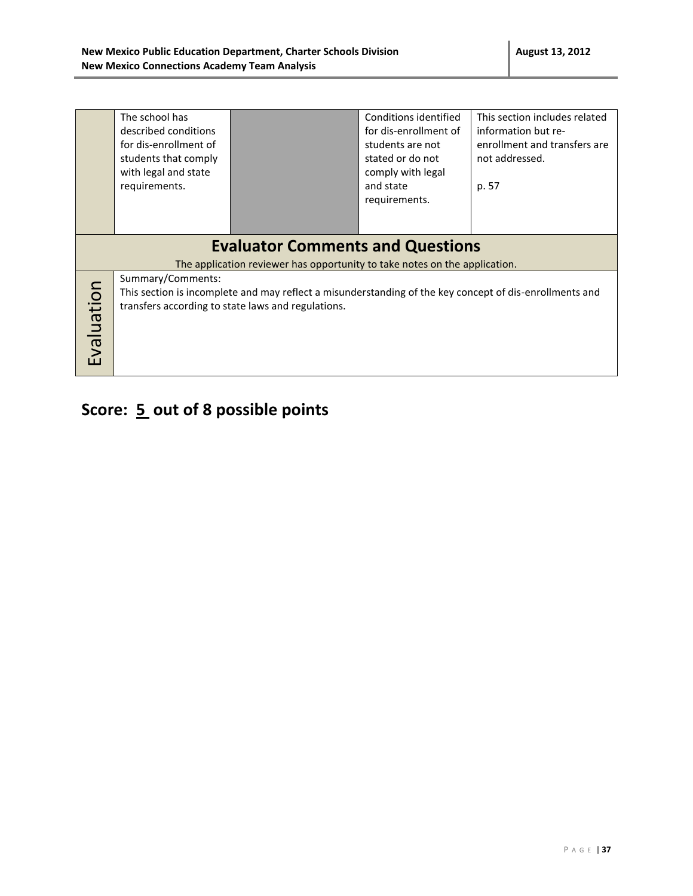| | | | | |
|---|---|---|---|---|
| | The school has described conditions for dis-enrollment of students that comply with legal and state requirements. | | Conditions identified for dis-enrollment of students are not stated or do not comply with legal and state requirements. | This section includes related information but re-enrollment and transfers are not addressed.<br><br>p. 57 |

## Evaluator Comments and Questions

The application reviewer has opportunity to take notes on the application.

| Evaluation | Summary/Comments:<br>This section is incomplete and may reflect a misunderstanding of the key concept of dis-enrollments and transfers according to state laws and regulations. |
|---|---|

## Score: 5 out of 8 possible points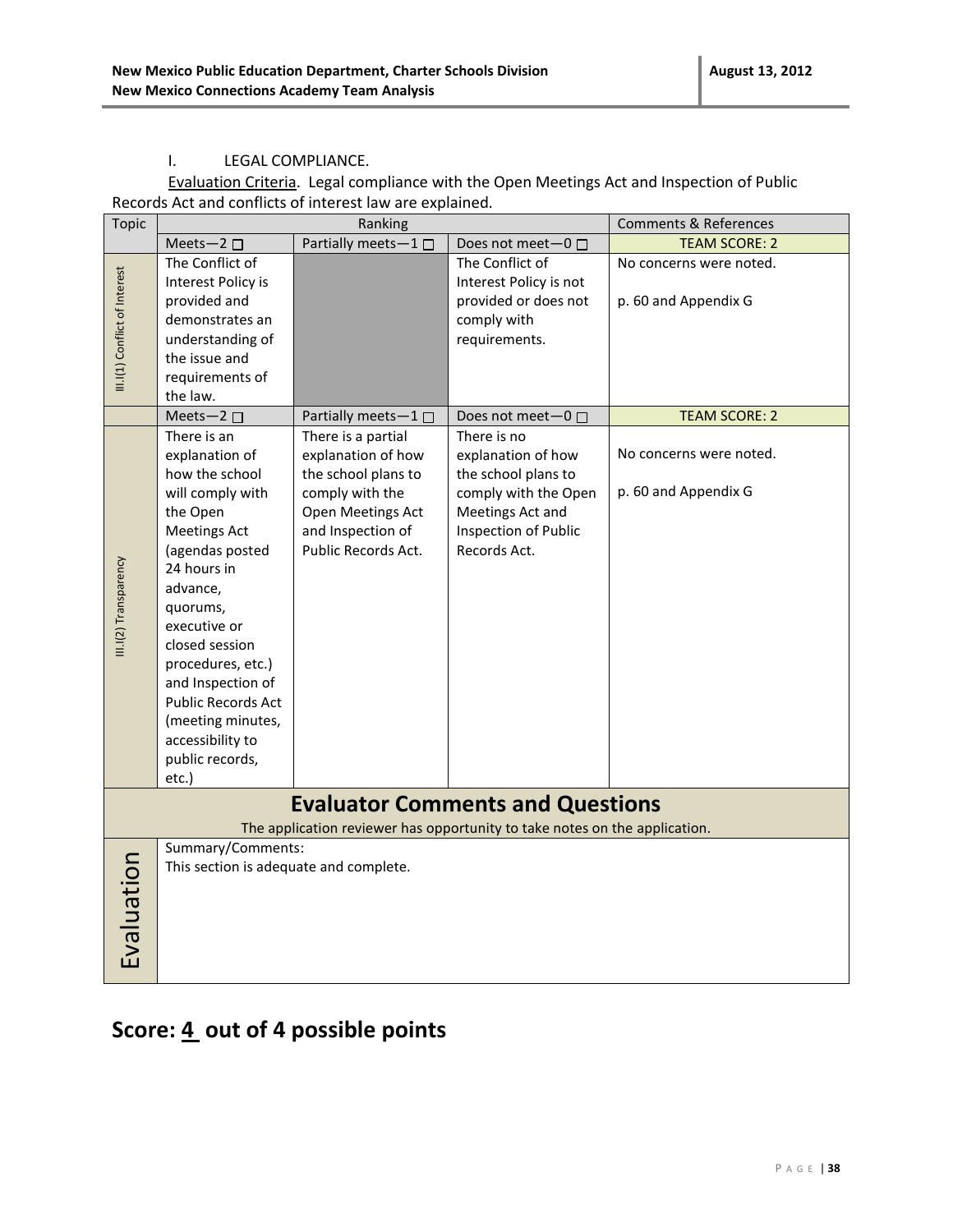I. LEGAL COMPLIANCE.

Evaluation Criteria. Legal compliance with the Open Meetings Act and Inspection of Public Records Act and conflicts of interest law are explained.

| Topic | Ranking | | | Comments & References |
|---|---|---|---|---|
| | Meets—2 ☐ | Partially meets—1 ☐ | Does not meet—0 ☐ | TEAM SCORE: 2 |
| III.I(1) Conflict of Interest | The Conflict of Interest Policy is provided and demonstrates an understanding of the issue and requirements of the law. | | The Conflict of Interest Policy is not provided or does not comply with requirements. | No concerns were noted.<br><br>p. 60 and Appendix G |
| | Meets—2 ☐ | Partially meets—1 ☐ | Does not meet—0 ☐ | TEAM SCORE: 2 |
| III.I(2) Transparency | There is an explanation of how the school will comply with the Open Meetings Act (agendas posted 24 hours in advance, quorums, executive or closed session procedures, etc.) and Inspection of Public Records Act (meeting minutes, accessibility to public records, etc.) | There is a partial explanation of how the school plans to comply with the Open Meetings Act and Inspection of Public Records Act. | There is no explanation of how the school plans to comply with the Open Meetings Act and Inspection of Public Records Act. | No concerns were noted.<br><br>p. 60 and Appendix G |

## Evaluator Comments and Questions

The application reviewer has opportunity to take notes on the application.

| Evaluation | Summary/Comments:<br>This section is adequate and complete. |
|---|---|

## Score: 4 out of 4 possible points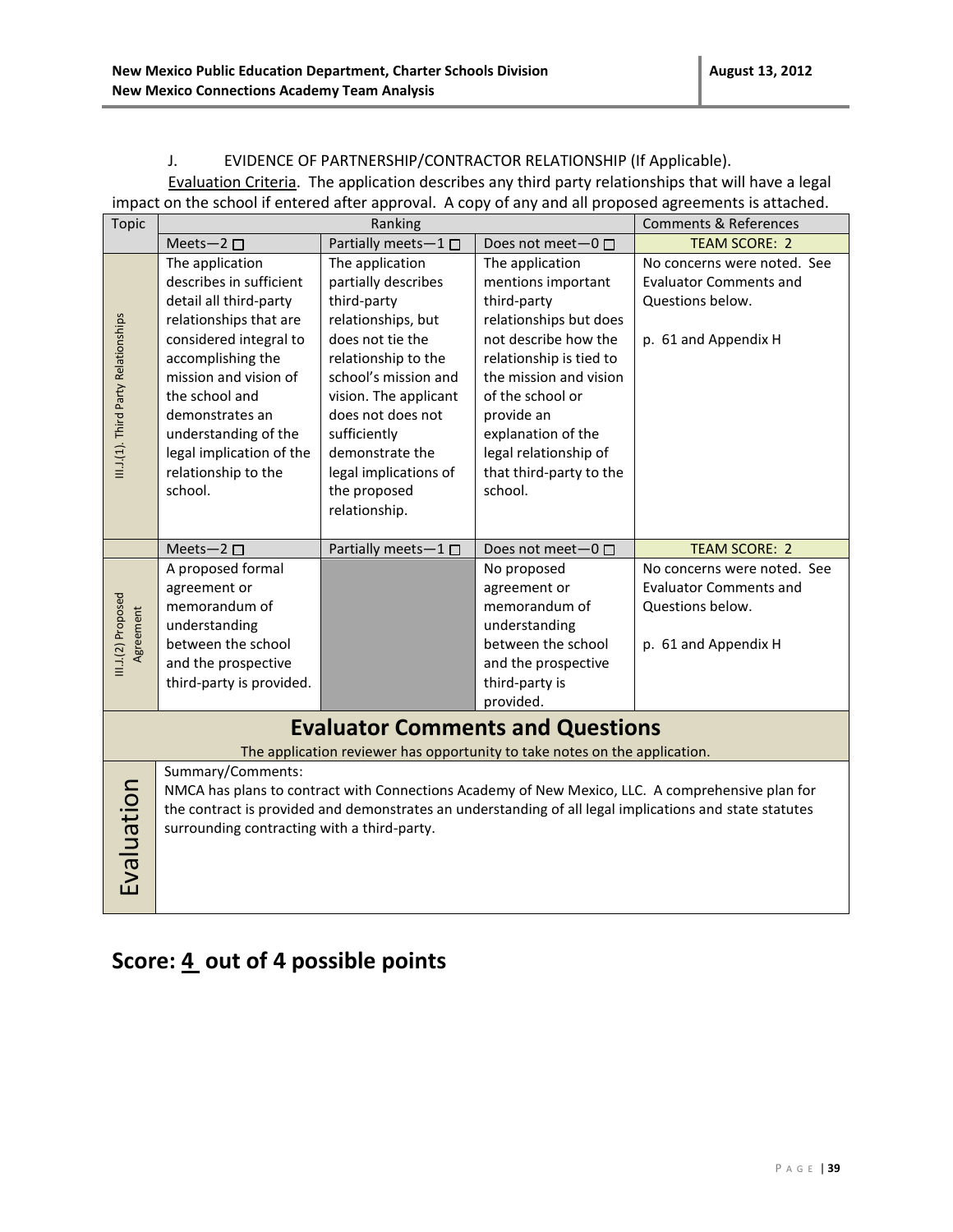J. EVIDENCE OF PARTNERSHIP/CONTRACTOR RELATIONSHIP (If Applicable).

Evaluation Criteria. The application describes any third party relationships that will have a legal impact on the school if entered after approval. A copy of any and all proposed agreements is attached.

| Topic | Ranking | | | Comments & References |
|---|---|---|---|---|
| | Meets—2 ☐ | Partially meets—1 ☐ | Does not meet—0 ☐ | TEAM SCORE: 2 |
| III.J.(1). Third Party Relationships | The application describes in sufficient detail all third-party relationships that are considered integral to accomplishing the mission and vision of the school and demonstrates an understanding of the legal implication of the relationship to the school. | The application partially describes third-party relationships, but does not tie the relationship to the school's mission and vision. The applicant does not does not sufficiently demonstrate the legal implications of the proposed relationship. | The application mentions important third-party relationships but does not describe how the relationship is tied to the mission and vision of the school or provide an explanation of the legal relationship of that third-party to the school. | No concerns were noted. See Evaluator Comments and Questions below.<br><br>p. 61 and Appendix H |
| | Meets—2 ☐ | Partially meets—1 ☐ | Does not meet—0 ☐ | TEAM SCORE: 2 |
| III.J.(2) Proposed Agreement | A proposed formal agreement or memorandum of understanding between the school and the prospective third-party is provided. | | No proposed agreement or memorandum of understanding between the school and the prospective third-party is provided. | No concerns were noted. See Evaluator Comments and Questions below.<br><br>p. 61 and Appendix H |

## Evaluator Comments and Questions

The application reviewer has opportunity to take notes on the application.

**Evaluation**

Summary/Comments:

NMCA has plans to contract with Connections Academy of New Mexico, LLC. A comprehensive plan for the contract is provided and demonstrates an understanding of all legal implications and state statutes surrounding contracting with a third-party.

## Score: 4 out of 4 possible points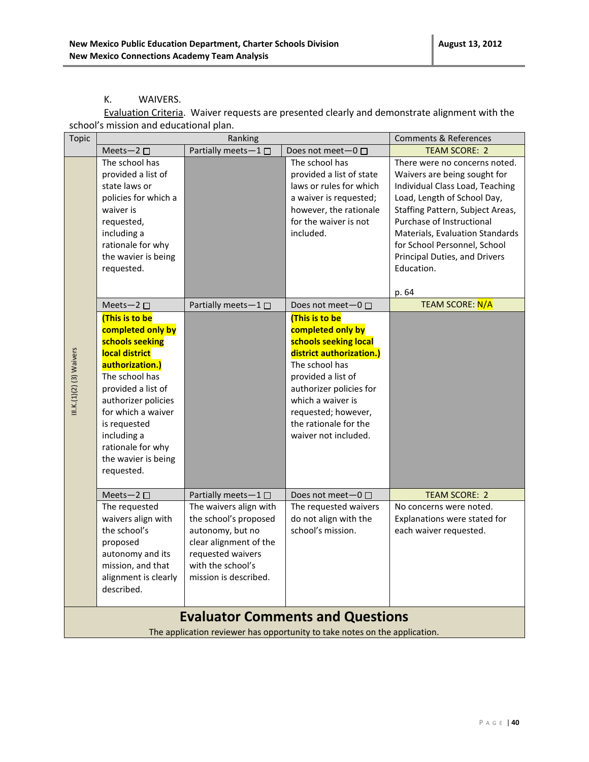K. WAIVERS.

Evaluation Criteria. Waiver requests are presented clearly and demonstrate alignment with the school's mission and educational plan.

| Topic | Ranking | | | Comments & References |
|---|---|---|---|---|
| | Meets—2 ☐ | Partially meets—1 ☐ | Does not meet—0 ☐ | TEAM SCORE: 2 |
| III.K.(1)(2) (3) Waivers | The school has provided a list of state laws or policies for which a waiver is requested, including a rationale for why the wavier is being requested. | | The school has provided a list of state laws or rules for which a waiver is requested; however, the rationale for the waiver is not included. | There were no concerns noted. Waivers are being sought for Individual Class Load, Teaching Load, Length of School Day, Staffing Pattern, Subject Areas, Purchase of Instructional Materials, Evaluation Standards for School Personnel, School Principal Duties, and Drivers Education.<br><br>p. 64 |
| | Meets—2 ☐ | Partially meets—1 ☐ | Does not meet—0 ☐ | TEAM SCORE: N/A |
| | **(This is to be completed only by schools seeking local district authorization.)** The school has provided a list of authorizer policies for which a waiver is requested including a rationale for why the wavier is being requested. | | **(This is to be completed only by schools seeking local district authorization.)** The school has provided a list of authorizer policies for which a waiver is requested; however, the rationale for the waiver not included. | |
| | Meets—2 ☐ | Partially meets—1 ☐ | Does not meet—0 ☐ | TEAM SCORE: 2 |
| | The requested waivers align with the school's proposed autonomy and its mission, and that alignment is clearly described. | The waivers align with the school's proposed autonomy, but no clear alignment of the requested waivers with the school's mission is described. | The requested waivers do not align with the school's mission. | No concerns were noted. Explanations were stated for each waiver requested. |

## Evaluator Comments and Questions

The application reviewer has opportunity to take notes on the application.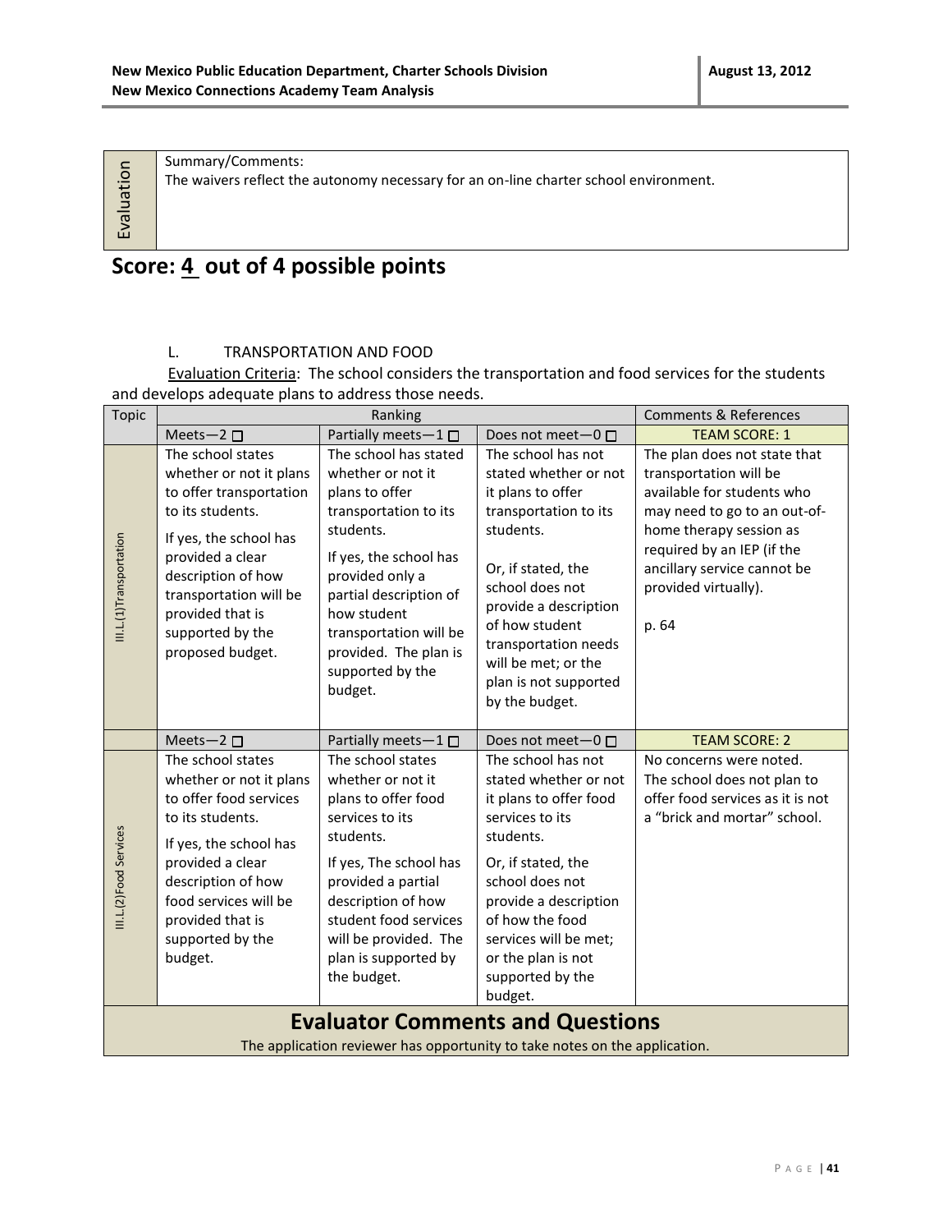| Evaluation | Summary/Comments: The waivers reflect the autonomy necessary for an on-line charter school environment. |
|---|---|

## Score: 4 out of 4 possible points

L. TRANSPORTATION AND FOOD

Evaluation Criteria: The school considers the transportation and food services for the students and develops adequate plans to address those needs.

| Topic | Ranking | | | Comments & References |
|---|---|---|---|---|
| | Meets—2 ☐ | Partially meets—1 ☐ | Does not meet—0 ☐ | TEAM SCORE: 1 |
| III.L.(1)Transportation | The school states whether or not it plans to offer transportation to its students. If yes, the school has provided a clear description of how transportation will be provided that is supported by the proposed budget. | The school has stated whether or not it plans to offer transportation to its students. If yes, the school has provided only a partial description of how student transportation will be provided. The plan is supported by the budget. | The school has not stated whether or not it plans to offer transportation to its students. Or, if stated, the school does not provide a description of how student transportation needs will be met; or the plan is not supported by the budget. | The plan does not state that transportation will be available for students who may need to go to an out-of-home therapy session as required by an IEP (if the ancillary service cannot be provided virtually). p. 64 |
| | Meets—2 ☐ | Partially meets—1 ☐ | Does not meet—0 ☐ | TEAM SCORE: 2 |
| III.L.(2)Food Services | The school states whether or not it plans to offer food services to its students. If yes, the school has provided a clear description of how food services will be provided that is supported by the budget. | The school states whether or not it plans to offer food services to its students. If yes, The school has provided a partial description of how student food services will be provided. The plan is supported by the budget. | The school has not stated whether or not it plans to offer food services to its students. Or, if stated, the school does not provide a description of how the food services will be met; or the plan is not supported by the budget. | No concerns were noted. The school does not plan to offer food services as it is not a "brick and mortar" school. |

## Evaluator Comments and Questions

The application reviewer has opportunity to take notes on the application.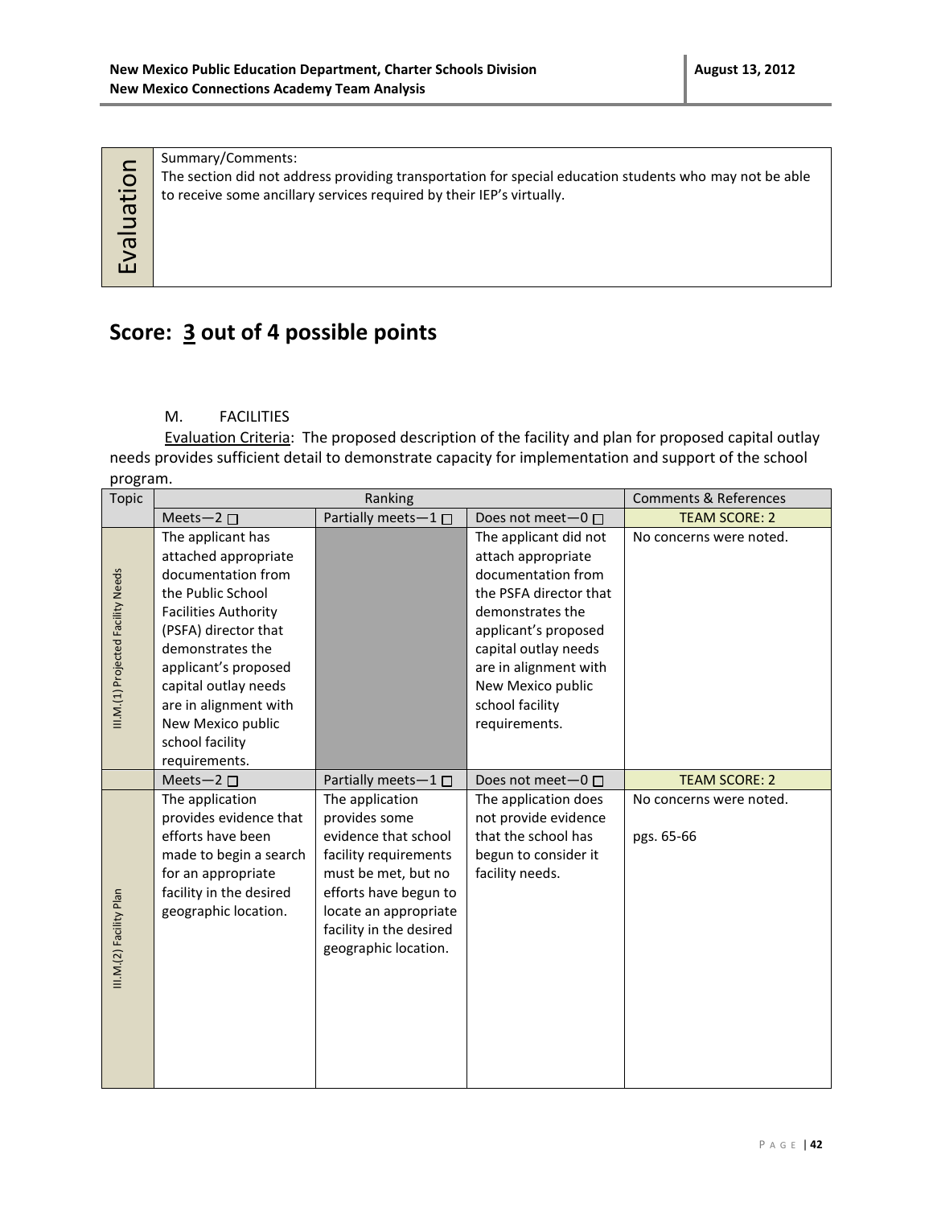| Evaluation | Summary/Comments: The section did not address providing transportation for special education students who may not be able to receive some ancillary services required by their IEP's virtually. |
|---|---|

## Score: 3 out of 4 possible points

M. FACILITIES

Evaluation Criteria: The proposed description of the facility and plan for proposed capital outlay needs provides sufficient detail to demonstrate capacity for implementation and support of the school program.

| Topic | Ranking | | | Comments & References |
|---|---|---|---|---|
| | Meets—2 ☐ | Partially meets—1 ☐ | Does not meet—0 ☐ | TEAM SCORE: 2 |
| III.M.(1) Projected Facility Needs | The applicant has attached appropriate documentation from the Public School Facilities Authority (PSFA) director that demonstrates the applicant's proposed capital outlay needs are in alignment with New Mexico public school facility requirements. | | The applicant did not attach appropriate documentation from the PSFA director that demonstrates the applicant's proposed capital outlay needs are in alignment with New Mexico public school facility requirements. | No concerns were noted. |
| | Meets—2 ☐ | Partially meets—1 ☐ | Does not meet—0 ☐ | TEAM SCORE: 2 |
| III.M.(2) Facility Plan | The application provides evidence that efforts have been made to begin a search for an appropriate facility in the desired geographic location. | The application provides some evidence that school facility requirements must be met, but no efforts have begun to locate an appropriate facility in the desired geographic location. | The application does not provide evidence that the school has begun to consider it facility needs. | No concerns were noted.<br><br>pgs. 65-66 |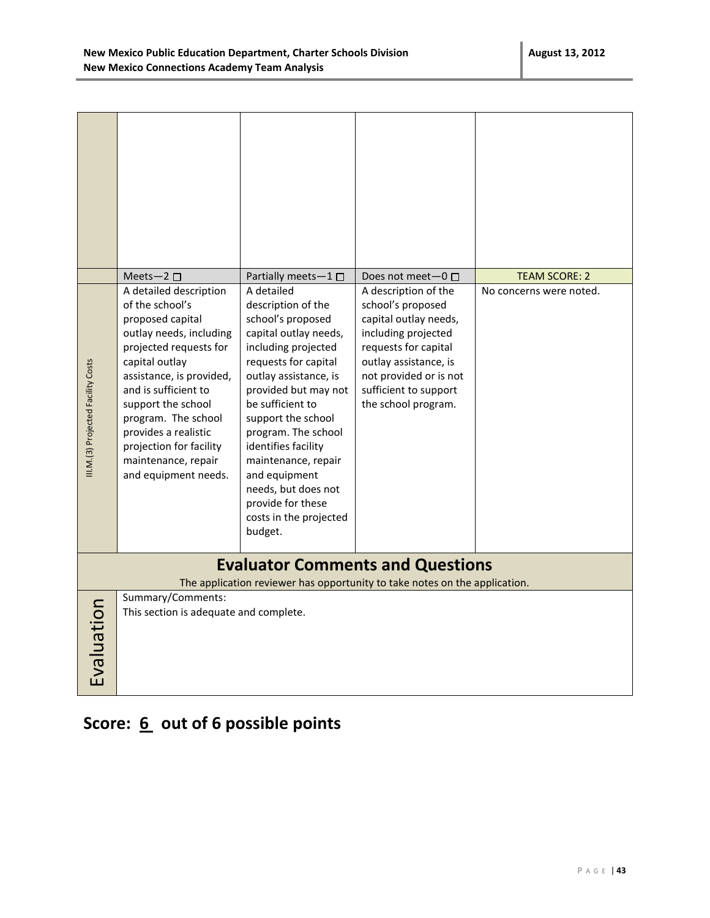|  |  |  |  |  |
|---|---|---|---|---|
|  |  |  |  |  |
|  | Meets—2 ☐ | Partially meets—1 ☐ | Does not meet—0 ☐ | TEAM SCORE: 2 |
| III.M.(3) Projected Facility Costs | A detailed description of the school's proposed capital outlay needs, including projected requests for capital outlay assistance, is provided, and is sufficient to support the school program. The school provides a realistic projection for facility maintenance, repair and equipment needs. | A detailed description of the school's proposed capital outlay needs, including projected requests for capital outlay assistance, is provided but may not be sufficient to support the school program. The school identifies facility maintenance, repair and equipment needs, but does not provide for these costs in the projected budget. | A description of the school's proposed capital outlay needs, including projected requests for capital outlay assistance, is not provided or is not sufficient to support the school program. | No concerns were noted. |

## Evaluator Comments and Questions

The application reviewer has opportunity to take notes on the application.

| Evaluation | Summary/Comments:<br>This section is adequate and complete. |
|---|---|

## Score: 6 out of 6 possible points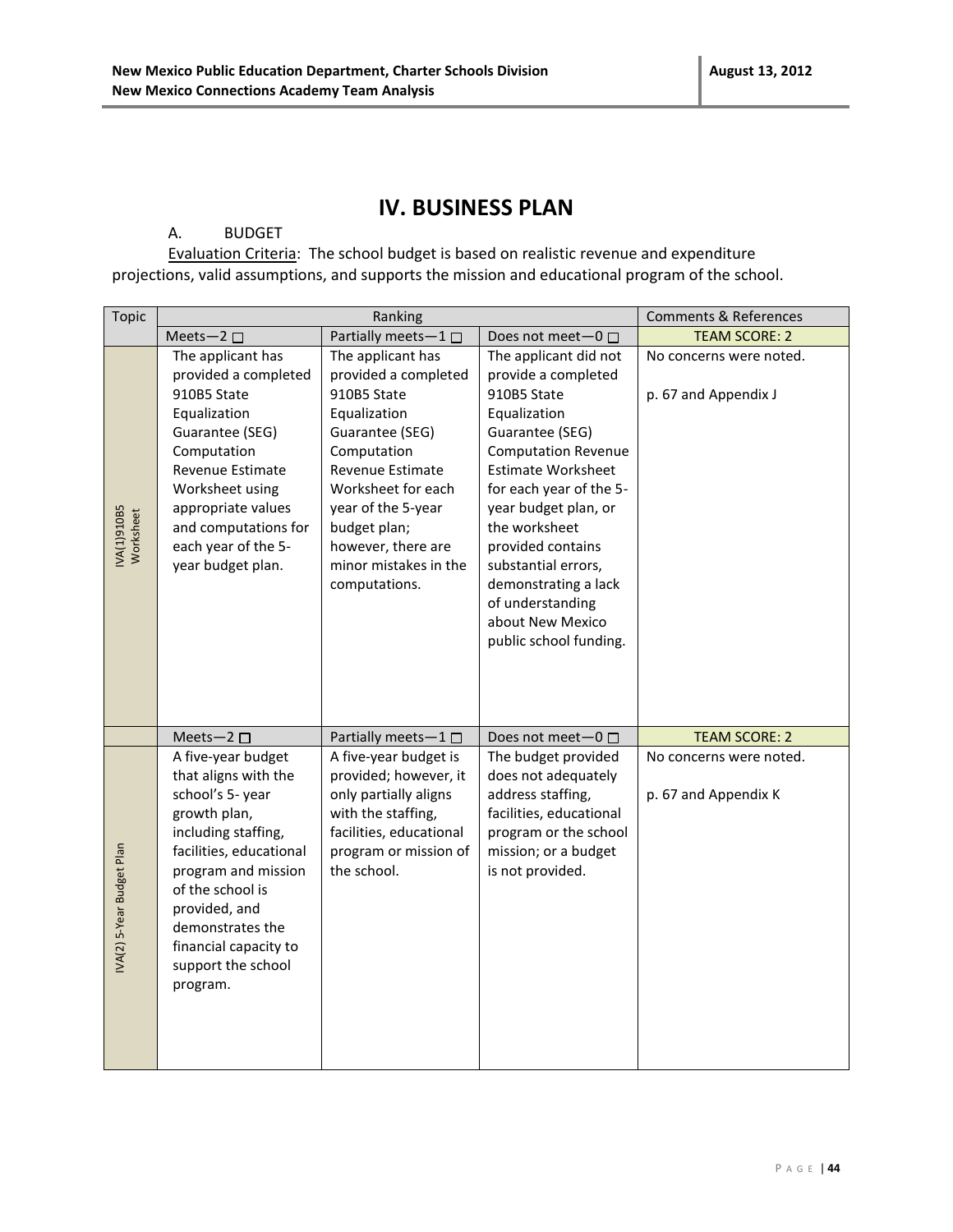# IV. BUSINESS PLAN

A. BUDGET

Evaluation Criteria: The school budget is based on realistic revenue and expenditure projections, valid assumptions, and supports the mission and educational program of the school.

| Topic | Ranking | | | Comments & References |
|---|---|---|---|---|
| | Meets—2 ☐ | Partially meets—1 ☐ | Does not meet—0 ☐ | TEAM SCORE: 2 |
| IVA(1)910B5 Worksheet | The applicant has provided a completed 910B5 State Equalization Guarantee (SEG) Computation Revenue Estimate Worksheet using appropriate values and computations for each year of the 5-year budget plan. | The applicant has provided a completed 910B5 State Equalization Guarantee (SEG) Computation Revenue Estimate Worksheet for each year of the 5-year budget plan; however, there are minor mistakes in the computations. | The applicant did not provide a completed 910B5 State Equalization Guarantee (SEG) Computation Revenue Estimate Worksheet for each year of the 5-year budget plan, or the worksheet provided contains substantial errors, demonstrating a lack of understanding about New Mexico public school funding. | No concerns were noted.<br><br>p. 67 and Appendix J |
| | Meets—2 ☐ | Partially meets—1 ☐ | Does not meet—0 ☐ | TEAM SCORE: 2 |
| IVA(2) 5-Year Budget Plan | A five-year budget that aligns with the school's 5- year growth plan, including staffing, facilities, educational program and mission of the school is provided, and demonstrates the financial capacity to support the school program. | A five-year budget is provided; however, it only partially aligns with the staffing, facilities, educational program or mission of the school. | The budget provided does not adequately address staffing, facilities, educational program or the school mission; or a budget is not provided. | No concerns were noted.<br><br>p. 67 and Appendix K |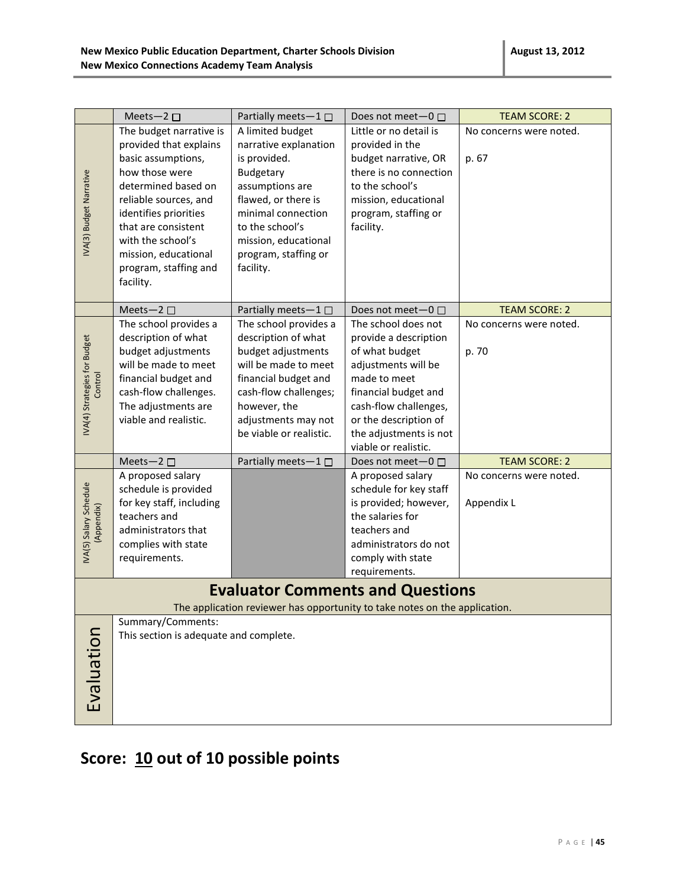| | Meets—2 ☐ | Partially meets—1 ☐ | Does not meet—0 ☐ | TEAM SCORE: 2 |
|---|---|---|---|---|
| IVA(3) Budget Narrative | The budget narrative is provided that explains basic assumptions, how those were determined based on reliable sources, and identifies priorities that are consistent with the school's mission, educational program, staffing and facility. | A limited budget narrative explanation is provided. Budgetary assumptions are flawed, or there is minimal connection to the school's mission, educational program, staffing or facility. | Little or no detail is provided in the budget narrative, OR there is no connection to the school's mission, educational program, staffing or facility. | No concerns were noted.<br><br>p. 67 |
| | Meets—2 ☐ | Partially meets—1 ☐ | Does not meet—0 ☐ | TEAM SCORE: 2 |
| IVA(4) Strategies for Budget Control | The school provides a description of what budget adjustments will be made to meet financial budget and cash-flow challenges. The adjustments are viable and realistic. | The school provides a description of what budget adjustments will be made to meet financial budget and cash-flow challenges; however, the adjustments may not be viable or realistic. | The school does not provide a description of what budget adjustments will be made to meet financial budget and cash-flow challenges, or the description of the adjustments is not viable or realistic. | No concerns were noted.<br><br>p. 70 |
| | Meets—2 ☐ | Partially meets—1 ☐ | Does not meet—0 ☐ | TEAM SCORE: 2 |
| IVA(5) Salary Schedule (Appendix) | A proposed salary schedule is provided for key staff, including teachers and administrators that complies with state requirements. | | A proposed salary schedule for key staff is provided; however, the salaries for teachers and administrators do not comply with state requirements. | No concerns were noted.<br><br>Appendix L |

## Evaluator Comments and Questions

The application reviewer has opportunity to take notes on the application.

| Evaluation | Summary/Comments:<br>This section is adequate and complete. |
|---|---|

# Score: 10 out of 10 possible points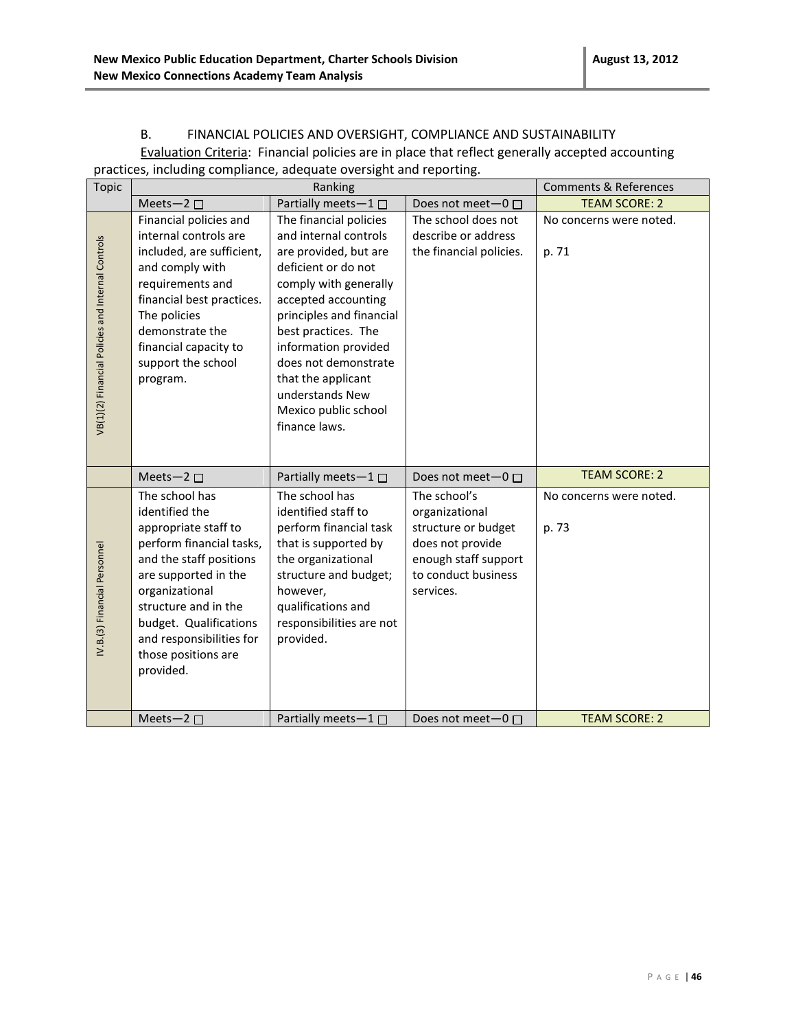B. FINANCIAL POLICIES AND OVERSIGHT, COMPLIANCE AND SUSTAINABILITY

Evaluation Criteria: Financial policies are in place that reflect generally accepted accounting practices, including compliance, adequate oversight and reporting.

| Topic | Ranking | | | Comments & References |
|---|---|---|---|---|
| | Meets—2 ☐ | Partially meets—1 ☐ | Does not meet—0 ☐ | TEAM SCORE: 2 |
| VB(1)(2) Financial Policies and Internal Controls | Financial policies and internal controls are included, are sufficient, and comply with requirements and financial best practices. The policies demonstrate the financial capacity to support the school program. | The financial policies and internal controls are provided, but are deficient or do not comply with generally accepted accounting principles and financial best practices. The information provided does not demonstrate that the applicant understands New Mexico public school finance laws. | The school does not describe or address the financial policies. | No concerns were noted.<br><br>p. 71 |
| | Meets—2 ☐ | Partially meets—1 ☐ | Does not meet—0 ☐ | TEAM SCORE: 2 |
| IV.B.(3) Financial Personnel | The school has identified the appropriate staff to perform financial tasks, and the staff positions are supported in the organizational structure and in the budget. Qualifications and responsibilities for those positions are provided. | The school has identified staff to perform financial task that is supported by the organizational structure and budget; however, qualifications and responsibilities are not provided. | The school's organizational structure or budget does not provide enough staff support to conduct business services. | No concerns were noted.<br><br>p. 73 |
| | Meets—2 ☐ | Partially meets—1 ☐ | Does not meet—0 ☐ | TEAM SCORE: 2 |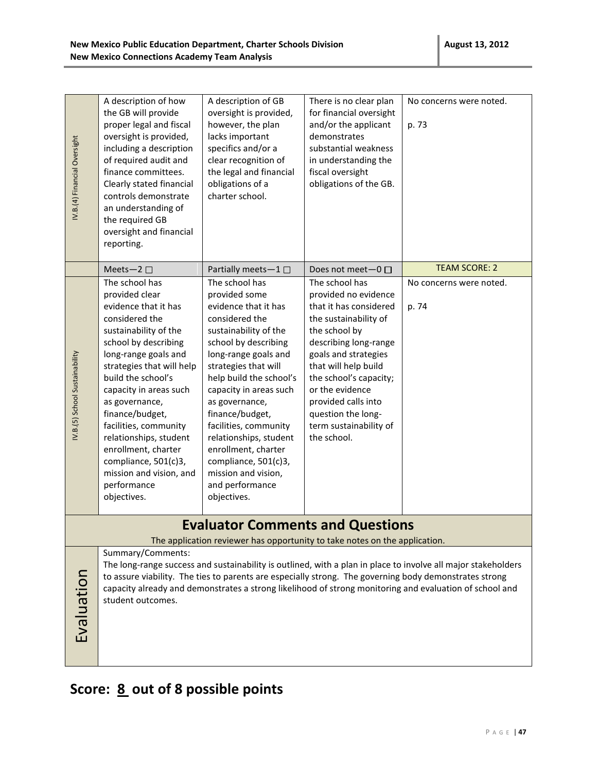| | | | | |
|---|---|---|---|---|
| IV.B.(4) Financial Oversight | A description of how the GB will provide proper legal and fiscal oversight is provided, including a description of required audit and finance committees. Clearly stated financial controls demonstrate an understanding of the required GB oversight and financial reporting. | A description of GB oversight is provided, however, the plan lacks important specifics and/or a clear recognition of the legal and financial obligations of a charter school. | There is no clear plan for financial oversight and/or the applicant demonstrates substantial weakness in understanding the fiscal oversight obligations of the GB. | No concerns were noted.<br><br>p. 73 |
| | Meets—2 ☐ | Partially meets—1 ☐ | Does not meet—0 ☐ | TEAM SCORE: 2 |
| IV.B.(5) School Sustainability | The school has provided clear evidence that it has considered the sustainability of the school by describing long-range goals and strategies that will help build the school's capacity in areas such as governance, finance/budget, facilities, community relationships, student enrollment, charter compliance, 501(c)3, mission and vision, and performance objectives. | The school has provided some evidence that it has considered the sustainability of the school by describing long-range goals and strategies that will help build the school's capacity in areas such as governance, finance/budget, facilities, community relationships, student enrollment, charter compliance, 501(c)3, mission and vision, and performance objectives. | The school has provided no evidence that it has considered the sustainability of the school by describing long-range goals and strategies that will help build the school's capacity; or the evidence provided calls into question the long-term sustainability of the school. | No concerns were noted.<br><br>p. 74 |

## Evaluator Comments and Questions

The application reviewer has opportunity to take notes on the application.

**Evaluation**

Summary/Comments:

The long-range success and sustainability is outlined, with a plan in place to involve all major stakeholders to assure viability. The ties to parents are especially strong. The governing body demonstrates strong capacity already and demonstrates a strong likelihood of strong monitoring and evaluation of school and student outcomes.

# Score: 8 out of 8 possible points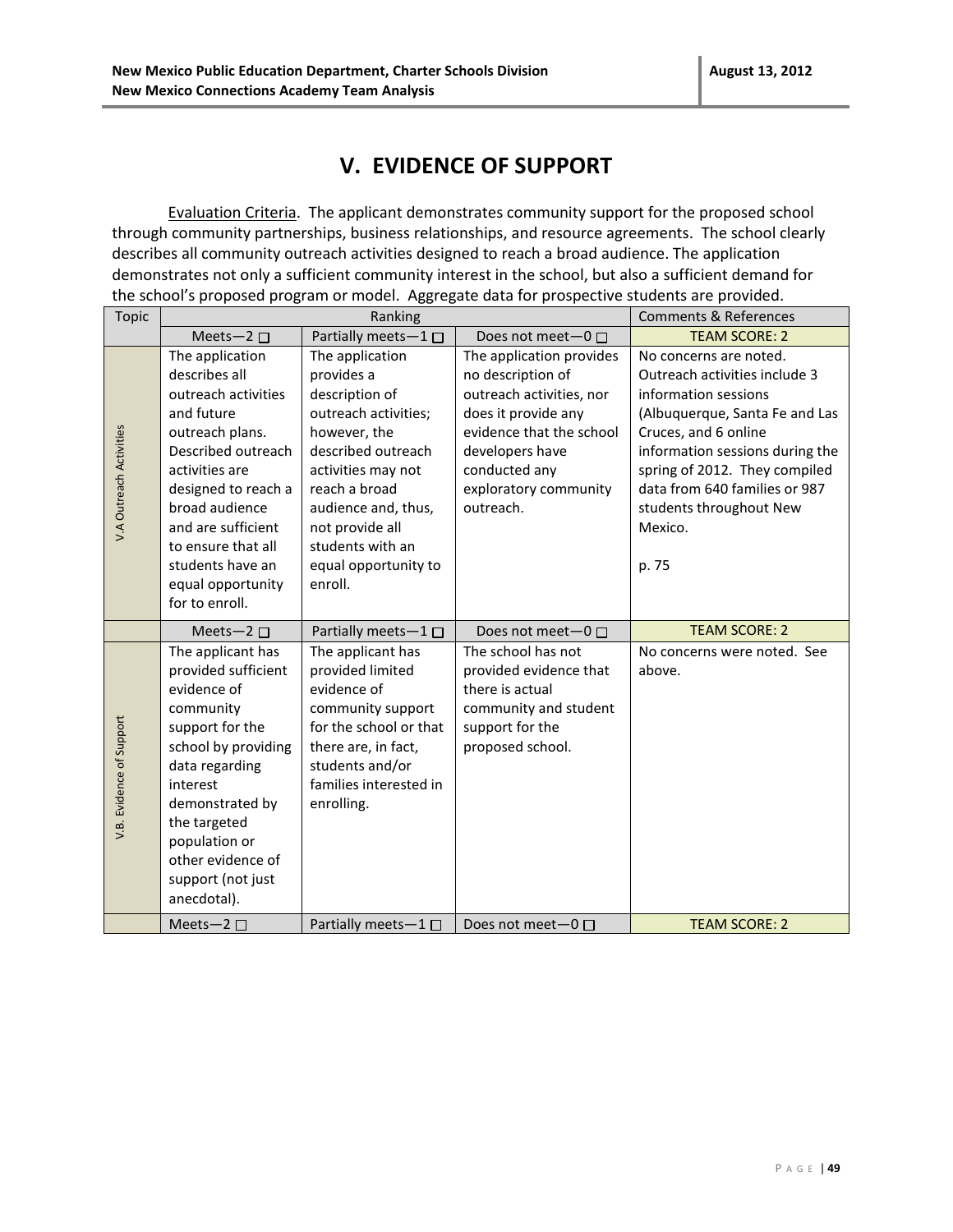# V. EVIDENCE OF SUPPORT

Evaluation Criteria. The applicant demonstrates community support for the proposed school through community partnerships, business relationships, and resource agreements. The school clearly describes all community outreach activities designed to reach a broad audience. The application demonstrates not only a sufficient community interest in the school, but also a sufficient demand for the school's proposed program or model. Aggregate data for prospective students are provided.

| Topic | Ranking | | | Comments & References |
|---|---|---|---|---|
| | Meets—2 ☐ | Partially meets—1 ☐ | Does not meet—0 ☐ | TEAM SCORE: 2 |
| V.A Outreach Activities | The application describes all outreach activities and future outreach plans. Described outreach activities are designed to reach a broad audience and are sufficient to ensure that all students have an equal opportunity for to enroll. | The application provides a description of outreach activities; however, the described outreach activities may not reach a broad audience and, thus, not provide all students with an equal opportunity to enroll. | The application provides no description of outreach activities, nor does it provide any evidence that the school developers have conducted any exploratory community outreach. | No concerns are noted. Outreach activities include 3 information sessions (Albuquerque, Santa Fe and Las Cruces, and 6 online information sessions during the spring of 2012. They compiled data from 640 families or 987 students throughout New Mexico.<br><br>p. 75 |
| | Meets—2 ☐ | Partially meets—1 ☐ | Does not meet—0 ☐ | TEAM SCORE: 2 |
| V.B. Evidence of Support | The applicant has provided sufficient evidence of community support for the school by providing data regarding interest demonstrated by the targeted population or other evidence of support (not just anecdotal). | The applicant has provided limited evidence of community support for the school or that there are, in fact, students and/or families interested in enrolling. | The school has not provided evidence that there is actual community and student support for the proposed school. | No concerns were noted. See above. |
| | Meets—2 ☐ | Partially meets—1 ☐ | Does not meet—0 ☐ | TEAM SCORE: 2 |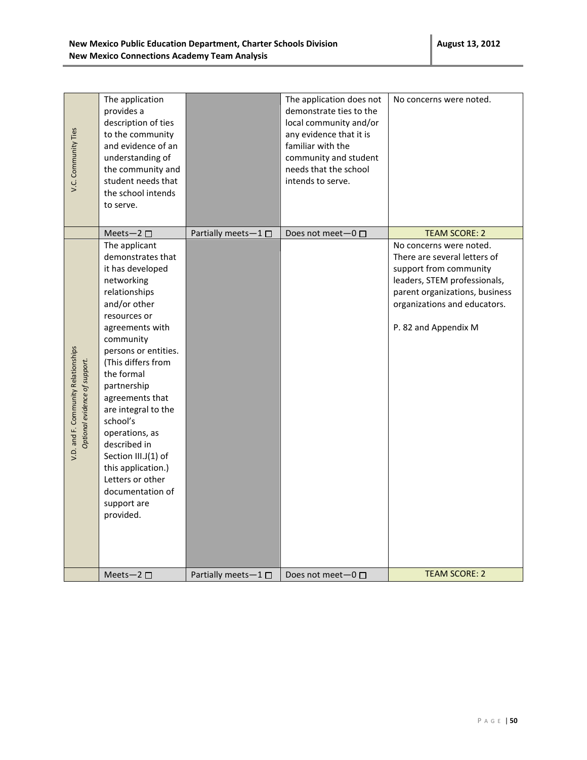| | | | | |
|---|---|---|---|---|
| V.C. Community Ties | The application provides a description of ties to the community and evidence of an understanding of the community and student needs that the school intends to serve. | | The application does not demonstrate ties to the local community and/or any evidence that it is familiar with the community and student needs that the school intends to serve. | No concerns were noted. |
| | Meets—2 ☐ | Partially meets—1 ☐ | Does not meet—0 ☐ | TEAM SCORE: 2 |
| V.D. and F. Community Relationships *Optional evidence of support.* | The applicant demonstrates that it has developed networking relationships and/or other resources or agreements with community persons or entities. (This differs from the formal partnership agreements that are integral to the school's operations, as described in Section III.J(1) of this application.) Letters or other documentation of support are provided. | | | No concerns were noted. There are several letters of support from community leaders, STEM professionals, parent organizations, business organizations and educators.<br><br>P. 82 and Appendix M |
| | Meets—2 ☐ | Partially meets—1 ☐ | Does not meet—0 ☐ | TEAM SCORE: 2 |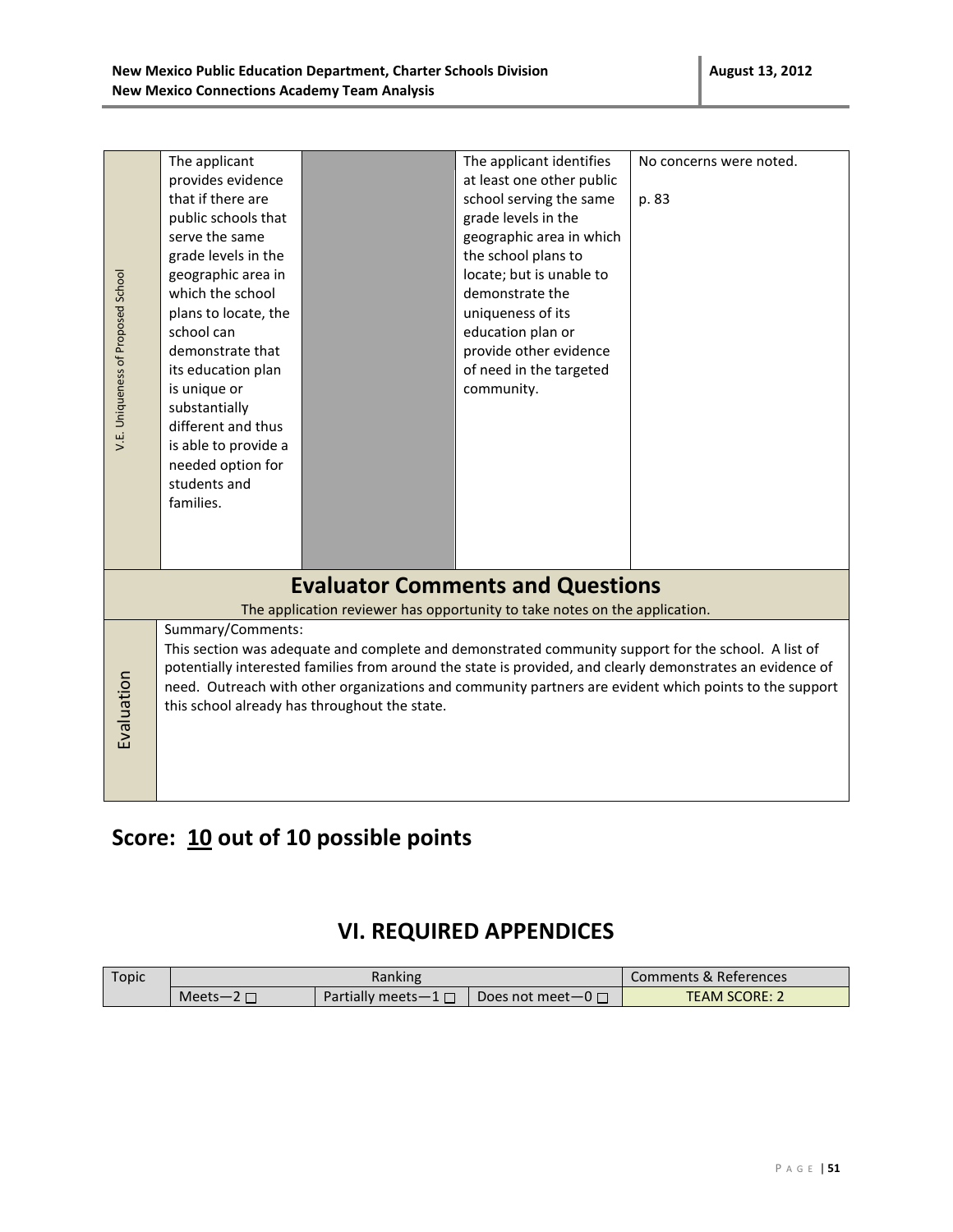| V.E. Uniqueness of Proposed School | The applicant provides evidence that if there are public schools that serve the same grade levels in the geographic area in which the school plans to locate, the school can demonstrate that its education plan is unique or substantially different and thus is able to provide a needed option for students and families. | | The applicant identifies at least one other public school serving the same grade levels in the geographic area in which the school plans to locate; but is unable to demonstrate the uniqueness of its education plan or provide other evidence of need in the targeted community. | No concerns were noted.<br><br>p. 83 |
|---|---|---|---|---|

## Evaluator Comments and Questions

The application reviewer has opportunity to take notes on the application.

| Evaluation | Summary/Comments:<br>This section was adequate and complete and demonstrated community support for the school. A list of potentially interested families from around the state is provided, and clearly demonstrates an evidence of need. Outreach with other organizations and community partners are evident which points to the support this school already has throughout the state. |
|---|---|

## Score: 10 out of 10 possible points

# VI. REQUIRED APPENDICES

| Topic | Ranking | | | Comments & References |
|---|---|---|---|---|
| | Meets—2 ☐ | Partially meets—1 ☐ | Does not meet—0 ☐ | TEAM SCORE: 2 |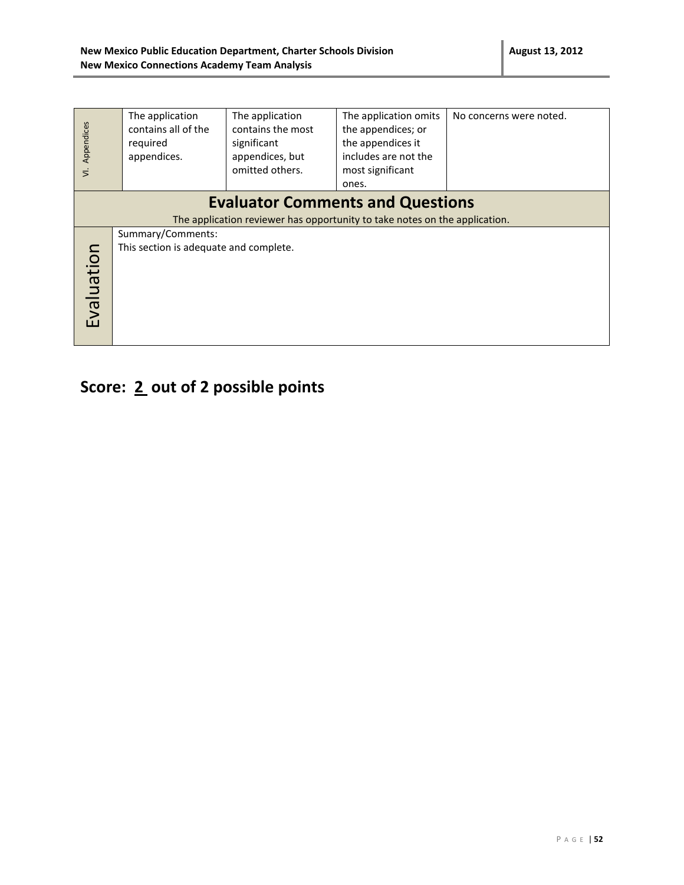| VI. Appendices | The application contains all of the required appendices. | The application contains the most significant appendices, but omitted others. | The application omits the appendices; or the appendices it includes are not the most significant ones. | No concerns were noted. |
|---|---|---|---|---|

| **Evaluator Comments and Questions** The application reviewer has opportunity to take notes on the application. | |
|---|---|
| Evaluation | Summary/Comments: This section is adequate and complete. |

## Score: 2 out of 2 possible points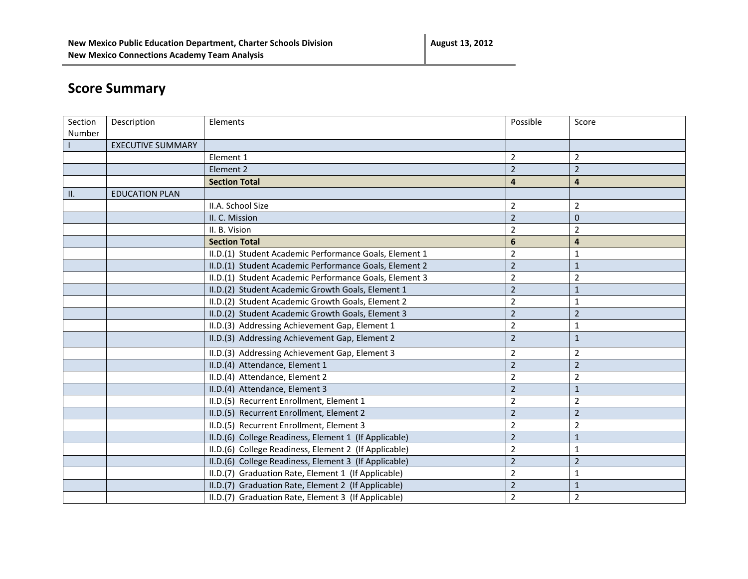## Score Summary

| Section Number | Description | Elements | Possible | Score |
|---|---|---|---|---|
| I | EXECUTIVE SUMMARY | | | |
| | | Element 1 | 2 | 2 |
| | | Element 2 | 2 | 2 |
| | | **Section Total** | **4** | **4** |
| II. | EDUCATION PLAN | | | |
| | | II.A. School Size | 2 | 2 |
| | | II. C. Mission | 2 | 0 |
| | | II. B. Vision | 2 | 2 |
| | | **Section Total** | **6** | **4** |
| | | II.D.(1) Student Academic Performance Goals, Element 1 | 2 | 1 |
| | | II.D.(1) Student Academic Performance Goals, Element 2 | 2 | 1 |
| | | II.D.(1) Student Academic Performance Goals, Element 3 | 2 | 2 |
| | | II.D.(2) Student Academic Growth Goals, Element 1 | 2 | 1 |
| | | II.D.(2) Student Academic Growth Goals, Element 2 | 2 | 1 |
| | | II.D.(2) Student Academic Growth Goals, Element 3 | 2 | 2 |
| | | II.D.(3) Addressing Achievement Gap, Element 1 | 2 | 1 |
| | | II.D.(3) Addressing Achievement Gap, Element 2 | 2 | 1 |
| | | II.D.(3) Addressing Achievement Gap, Element 3 | 2 | 2 |
| | | II.D.(4) Attendance, Element 1 | 2 | 2 |
| | | II.D.(4) Attendance, Element 2 | 2 | 2 |
| | | II.D.(4) Attendance, Element 3 | 2 | 1 |
| | | II.D.(5) Recurrent Enrollment, Element 1 | 2 | 2 |
| | | II.D.(5) Recurrent Enrollment, Element 2 | 2 | 2 |
| | | II.D.(5) Recurrent Enrollment, Element 3 | 2 | 2 |
| | | II.D.(6) College Readiness, Element 1 (If Applicable) | 2 | 1 |
| | | II.D.(6) College Readiness, Element 2 (If Applicable) | 2 | 1 |
| | | II.D.(6) College Readiness, Element 3 (If Applicable) | 2 | 2 |
| | | II.D.(7) Graduation Rate, Element 1 (If Applicable) | 2 | 1 |
| | | II.D.(7) Graduation Rate, Element 2 (If Applicable) | 2 | 1 |
| | | II.D.(7) Graduation Rate, Element 3 (If Applicable) | 2 | 2 |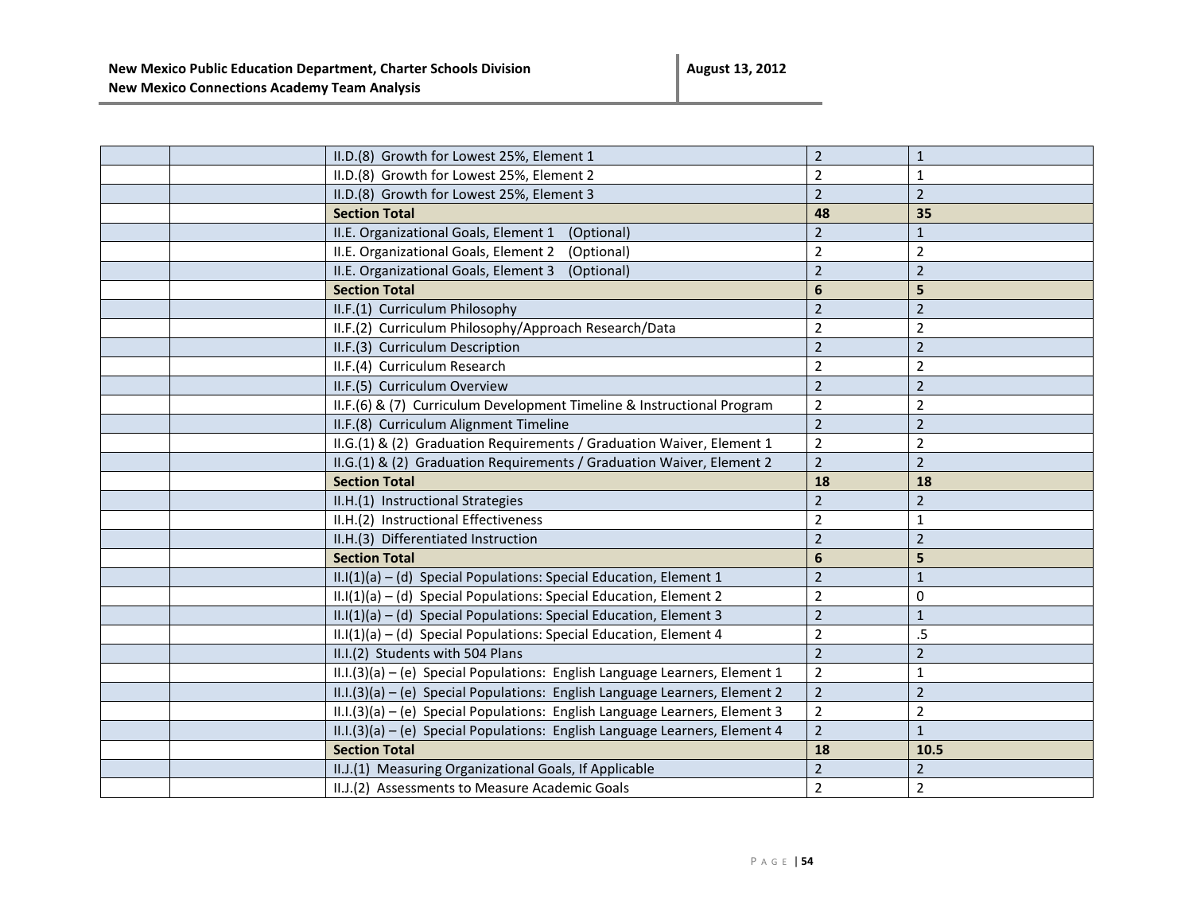| | | | | |
|---|---|---|---|---|
| | | II.D.(8) Growth for Lowest 25%, Element 1 | 2 | 1 |
| | | II.D.(8) Growth for Lowest 25%, Element 2 | 2 | 1 |
| | | II.D.(8) Growth for Lowest 25%, Element 3 | 2 | 2 |
| | | **Section Total** | **48** | **35** |
| | | II.E. Organizational Goals, Element 1 (Optional) | 2 | 1 |
| | | II.E. Organizational Goals, Element 2 (Optional) | 2 | 2 |
| | | II.E. Organizational Goals, Element 3 (Optional) | 2 | 2 |
| | | **Section Total** | **6** | **5** |
| | | II.F.(1) Curriculum Philosophy | 2 | 2 |
| | | II.F.(2) Curriculum Philosophy/Approach Research/Data | 2 | 2 |
| | | II.F.(3) Curriculum Description | 2 | 2 |
| | | II.F.(4) Curriculum Research | 2 | 2 |
| | | II.F.(5) Curriculum Overview | 2 | 2 |
| | | II.F.(6) & (7) Curriculum Development Timeline & Instructional Program | 2 | 2 |
| | | II.F.(8) Curriculum Alignment Timeline | 2 | 2 |
| | | II.G.(1) & (2) Graduation Requirements / Graduation Waiver, Element 1 | 2 | 2 |
| | | II.G.(1) & (2) Graduation Requirements / Graduation Waiver, Element 2 | 2 | 2 |
| | | **Section Total** | **18** | **18** |
| | | II.H.(1) Instructional Strategies | 2 | 2 |
| | | II.H.(2) Instructional Effectiveness | 2 | 1 |
| | | II.H.(3) Differentiated Instruction | 2 | 2 |
| | | **Section Total** | **6** | **5** |
| | | II.I(1)(a) – (d) Special Populations: Special Education, Element 1 | 2 | 1 |
| | | II.I(1)(a) – (d) Special Populations: Special Education, Element 2 | 2 | 0 |
| | | II.I(1)(a) – (d) Special Populations: Special Education, Element 3 | 2 | 1 |
| | | II.I(1)(a) – (d) Special Populations: Special Education, Element 4 | 2 | .5 |
| | | II.I.(2) Students with 504 Plans | 2 | 2 |
| | | II.I.(3)(a) – (e) Special Populations: English Language Learners, Element 1 | 2 | 1 |
| | | II.I.(3)(a) – (e) Special Populations: English Language Learners, Element 2 | 2 | 2 |
| | | II.I.(3)(a) – (e) Special Populations: English Language Learners, Element 3 | 2 | 2 |
| | | II.I.(3)(a) – (e) Special Populations: English Language Learners, Element 4 | 2 | 1 |
| | | **Section Total** | **18** | **10.5** |
| | | II.J.(1) Measuring Organizational Goals, If Applicable | 2 | 2 |
| | | II.J.(2) Assessments to Measure Academic Goals | 2 | 2 |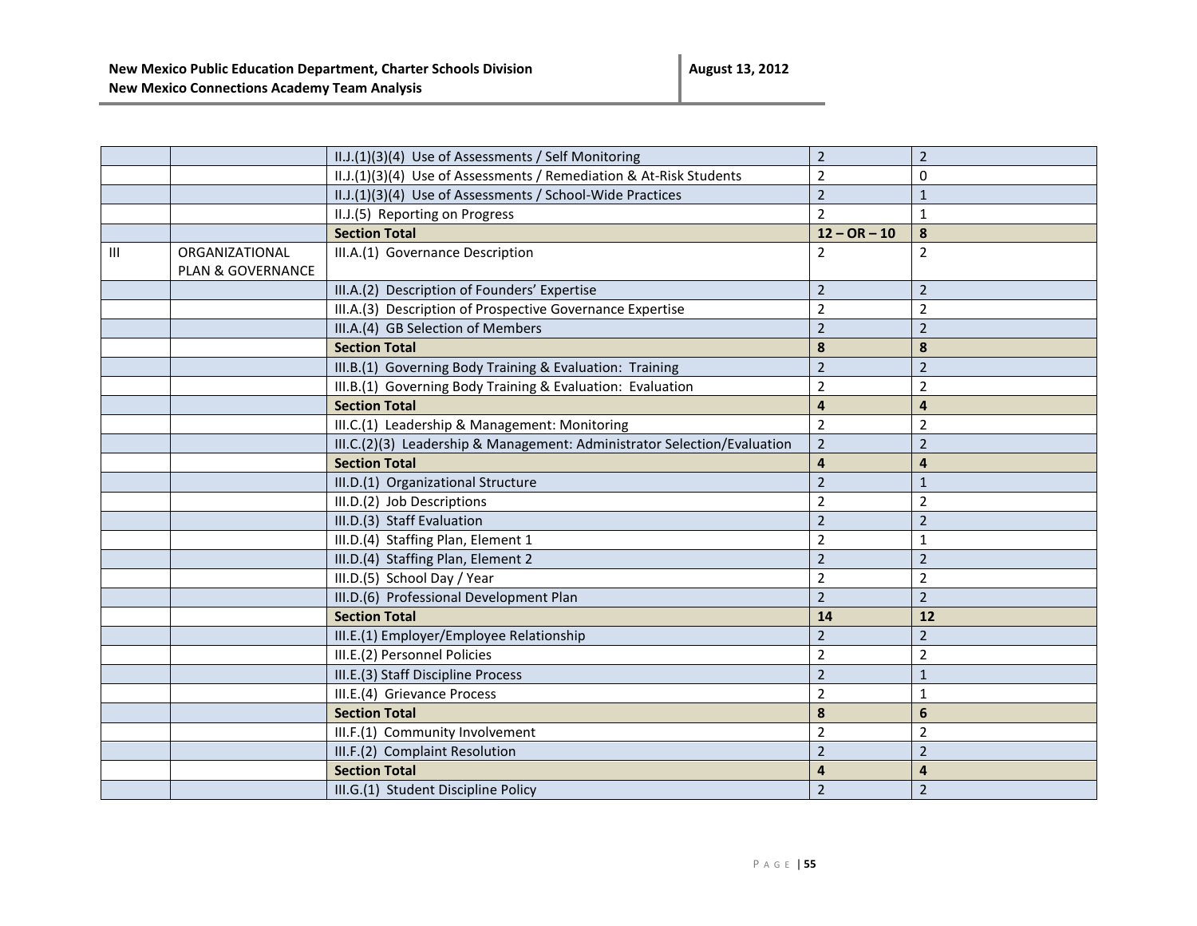| | | | | |
|---|---|---|---|---|
| | | II.J.(1)(3)(4) Use of Assessments / Self Monitoring | 2 | 2 |
| | | II.J.(1)(3)(4) Use of Assessments / Remediation & At-Risk Students | 2 | 0 |
| | | II.J.(1)(3)(4) Use of Assessments / School-Wide Practices | 2 | 1 |
| | | II.J.(5) Reporting on Progress | 2 | 1 |
| | | **Section Total** | **12 – OR – 10** | **8** |
| III | ORGANIZATIONAL PLAN & GOVERNANCE | III.A.(1) Governance Description | 2 | 2 |
| | | III.A.(2) Description of Founders' Expertise | 2 | 2 |
| | | III.A.(3) Description of Prospective Governance Expertise | 2 | 2 |
| | | III.A.(4) GB Selection of Members | 2 | 2 |
| | | **Section Total** | **8** | **8** |
| | | III.B.(1) Governing Body Training & Evaluation: Training | 2 | 2 |
| | | III.B.(1) Governing Body Training & Evaluation: Evaluation | 2 | 2 |
| | | **Section Total** | **4** | **4** |
| | | III.C.(1) Leadership & Management: Monitoring | 2 | 2 |
| | | III.C.(2)(3) Leadership & Management: Administrator Selection/Evaluation | 2 | 2 |
| | | **Section Total** | **4** | **4** |
| | | III.D.(1) Organizational Structure | 2 | 1 |
| | | III.D.(2) Job Descriptions | 2 | 2 |
| | | III.D.(3) Staff Evaluation | 2 | 2 |
| | | III.D.(4) Staffing Plan, Element 1 | 2 | 1 |
| | | III.D.(4) Staffing Plan, Element 2 | 2 | 2 |
| | | III.D.(5) School Day / Year | 2 | 2 |
| | | III.D.(6) Professional Development Plan | 2 | 2 |
| | | **Section Total** | **14** | **12** |
| | | III.E.(1) Employer/Employee Relationship | 2 | 2 |
| | | III.E.(2) Personnel Policies | 2 | 2 |
| | | III.E.(3) Staff Discipline Process | 2 | 1 |
| | | III.E.(4) Grievance Process | 2 | 1 |
| | | **Section Total** | **8** | **6** |
| | | III.F.(1) Community Involvement | 2 | 2 |
| | | III.F.(2) Complaint Resolution | 2 | 2 |
| | | **Section Total** | **4** | **4** |
| | | III.G.(1) Student Discipline Policy | 2 | 2 |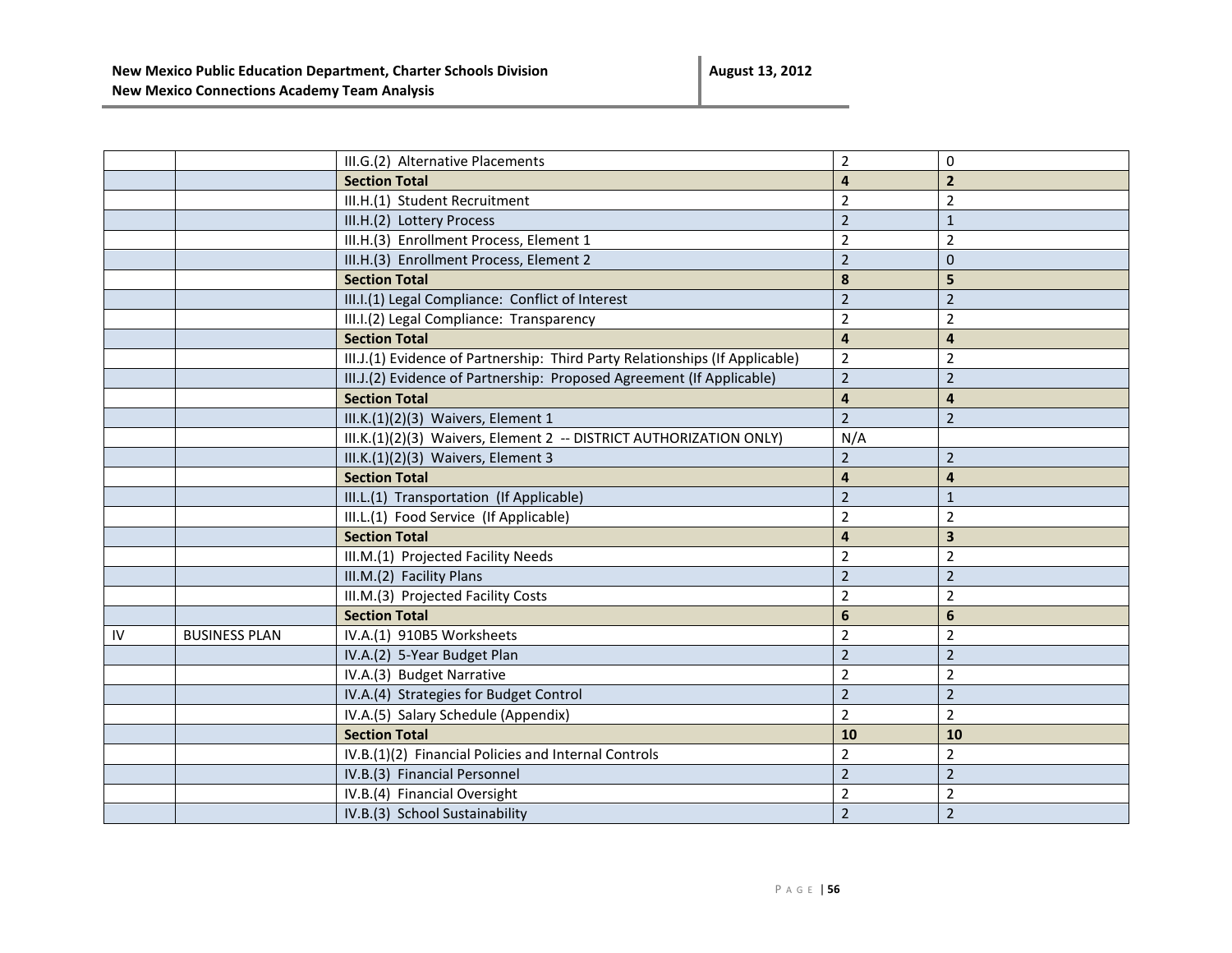| | | | | |
|---|---|---|---|---|
| | | III.G.(2) Alternative Placements | 2 | 0 |
| | | **Section Total** | **4** | **2** |
| | | III.H.(1) Student Recruitment | 2 | 2 |
| | | III.H.(2) Lottery Process | 2 | 1 |
| | | III.H.(3) Enrollment Process, Element 1 | 2 | 2 |
| | | III.H.(3) Enrollment Process, Element 2 | 2 | 0 |
| | | **Section Total** | **8** | **5** |
| | | III.I.(1) Legal Compliance: Conflict of Interest | 2 | 2 |
| | | III.I.(2) Legal Compliance: Transparency | 2 | 2 |
| | | **Section Total** | **4** | **4** |
| | | III.J.(1) Evidence of Partnership: Third Party Relationships (If Applicable) | 2 | 2 |
| | | III.J.(2) Evidence of Partnership: Proposed Agreement (If Applicable) | 2 | 2 |
| | | **Section Total** | **4** | **4** |
| | | III.K.(1)(2)(3) Waivers, Element 1 | 2 | 2 |
| | | III.K.(1)(2)(3) Waivers, Element 2 -- DISTRICT AUTHORIZATION ONLY) | N/A | |
| | | III.K.(1)(2)(3) Waivers, Element 3 | 2 | 2 |
| | | **Section Total** | **4** | **4** |
| | | III.L.(1) Transportation (If Applicable) | 2 | 1 |
| | | III.L.(1) Food Service (If Applicable) | 2 | 2 |
| | | **Section Total** | **4** | **3** |
| | | III.M.(1) Projected Facility Needs | 2 | 2 |
| | | III.M.(2) Facility Plans | 2 | 2 |
| | | III.M.(3) Projected Facility Costs | 2 | 2 |
| | | **Section Total** | **6** | **6** |
| IV | BUSINESS PLAN | IV.A.(1) 910B5 Worksheets | 2 | 2 |
| | | IV.A.(2) 5-Year Budget Plan | 2 | 2 |
| | | IV.A.(3) Budget Narrative | 2 | 2 |
| | | IV.A.(4) Strategies for Budget Control | 2 | 2 |
| | | IV.A.(5) Salary Schedule (Appendix) | 2 | 2 |
| | | **Section Total** | **10** | **10** |
| | | IV.B.(1)(2) Financial Policies and Internal Controls | 2 | 2 |
| | | IV.B.(3) Financial Personnel | 2 | 2 |
| | | IV.B.(4) Financial Oversight | 2 | 2 |
| | | IV.B.(3) School Sustainability | 2 | 2 |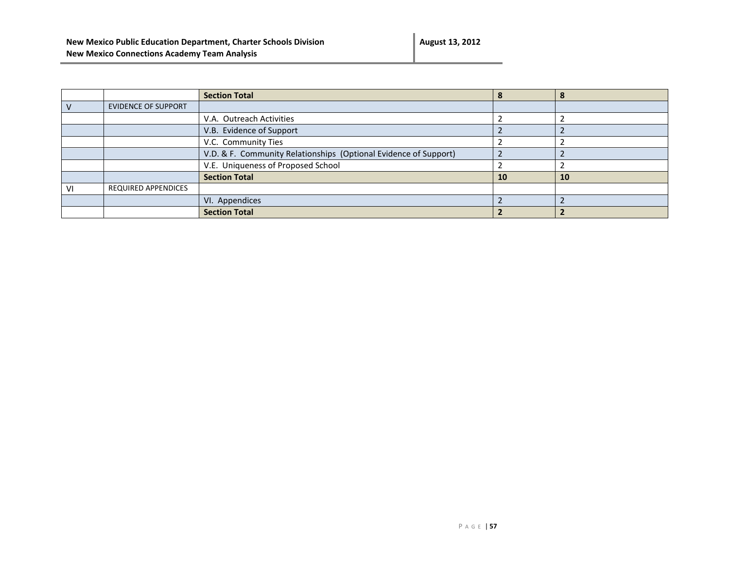| | | | | |
|---|---|---|---|---|
| | | **Section Total** | **8** | **8** |
| V | EVIDENCE OF SUPPORT | | | |
| | | V.A. Outreach Activities | 2 | 2 |
| | | V.B. Evidence of Support | 2 | 2 |
| | | V.C. Community Ties | 2 | 2 |
| | | V.D. & F. Community Relationships (Optional Evidence of Support) | 2 | 2 |
| | | V.E. Uniqueness of Proposed School | 2 | 2 |
| | | **Section Total** | **10** | **10** |
| VI | REQUIRED APPENDICES | | | |
| | | VI. Appendices | 2 | 2 |
| | | **Section Total** | **2** | **2** |